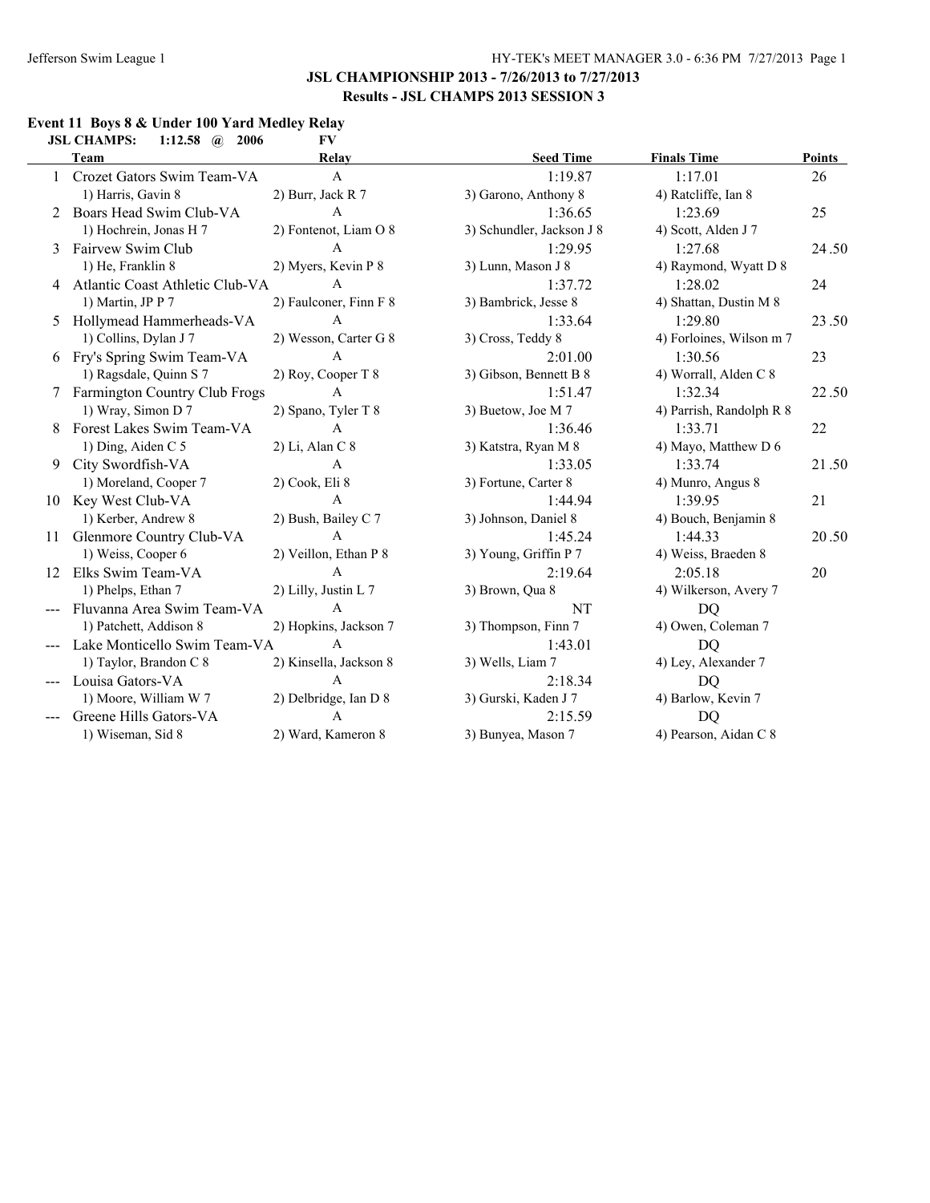## JSL CHAMPIONSHIP 2013 - 7/26/2013 to 7/27/2013

### Results - JSL CHAMPS 2013 SESSION 3

**Event 11 Boys 8 & Under 100 Yard Medley Relay**

**JSL CHAMPS: 1:12.58 @ 2006 FV**

| | Team | Relay | Seed Time | Finals Time | Points |
|---|---|---|---|---|---|
| 1 | Crozet Gators Swim Team-VA | A | 1:19.87 | 1:17.01 | 26 |
| | 1) Harris, Gavin 8 | 2) Burr, Jack R 7 | 3) Garono, Anthony 8 | 4) Ratcliffe, Ian 8 | |
| 2 | Boars Head Swim Club-VA | A | 1:36.65 | 1:23.69 | 25 |
| | 1) Hochrein, Jonas H 7 | 2) Fontenot, Liam O 8 | 3) Schundler, Jackson J 8 | 4) Scott, Alden J 7 | |
| 3 | Fairvew Swim Club | A | 1:29.95 | 1:27.68 | 24.50 |
| | 1) He, Franklin 8 | 2) Myers, Kevin P 8 | 3) Lunn, Mason J 8 | 4) Raymond, Wyatt D 8 | |
| 4 | Atlantic Coast Athletic Club-VA | A | 1:37.72 | 1:28.02 | 24 |
| | 1) Martin, JP P 7 | 2) Faulconer, Finn F 8 | 3) Bambrick, Jesse 8 | 4) Shattan, Dustin M 8 | |
| 5 | Hollymead Hammerheads-VA | A | 1:33.64 | 1:29.80 | 23.50 |
| | 1) Collins, Dylan J 7 | 2) Wesson, Carter G 8 | 3) Cross, Teddy 8 | 4) Forloines, Wilson m 7 | |
| 6 | Fry's Spring Swim Team-VA | A | 2:01.00 | 1:30.56 | 23 |
| | 1) Ragsdale, Quinn S 7 | 2) Roy, Cooper T 8 | 3) Gibson, Bennett B 8 | 4) Worrall, Alden C 8 | |
| 7 | Farmington Country Club Frogs | A | 1:51.47 | 1:32.34 | 22.50 |
| | 1) Wray, Simon D 7 | 2) Spano, Tyler T 8 | 3) Buetow, Joe M 7 | 4) Parrish, Randolph R 8 | |
| 8 | Forest Lakes Swim Team-VA | A | 1:36.46 | 1:33.71 | 22 |
| | 1) Ding, Aiden C 5 | 2) Li, Alan C 8 | 3) Katstra, Ryan M 8 | 4) Mayo, Matthew D 6 | |
| 9 | City Swordfish-VA | A | 1:33.05 | 1:33.74 | 21.50 |
| | 1) Moreland, Cooper 7 | 2) Cook, Eli 8 | 3) Fortune, Carter 8 | 4) Munro, Angus 8 | |
| 10 | Key West Club-VA | A | 1:44.94 | 1:39.95 | 21 |
| | 1) Kerber, Andrew 8 | 2) Bush, Bailey C 7 | 3) Johnson, Daniel 8 | 4) Bouch, Benjamin 8 | |
| 11 | Glenmore Country Club-VA | A | 1:45.24 | 1:44.33 | 20.50 |
| | 1) Weiss, Cooper 6 | 2) Veillon, Ethan P 8 | 3) Young, Griffin P 7 | 4) Weiss, Braeden 8 | |
| 12 | Elks Swim Team-VA | A | 2:19.64 | 2:05.18 | 20 |
| | 1) Phelps, Ethan 7 | 2) Lilly, Justin L 7 | 3) Brown, Qua 8 | 4) Wilkerson, Avery 7 | |
| --- | Fluvanna Area Swim Team-VA | A | NT | DQ | |
| | 1) Patchett, Addison 8 | 2) Hopkins, Jackson 7 | 3) Thompson, Finn 7 | 4) Owen, Coleman 7 | |
| --- | Lake Monticello Swim Team-VA | A | 1:43.01 | DQ | |
| | 1) Taylor, Brandon C 8 | 2) Kinsella, Jackson 8 | 3) Wells, Liam 7 | 4) Ley, Alexander 7 | |
| --- | Louisa Gators-VA | A | 2:18.34 | DQ | |
| | 1) Moore, William W 7 | 2) Delbridge, Ian D 8 | 3) Gurski, Kaden J 7 | 4) Barlow, Kevin 7 | |
| --- | Greene Hills Gators-VA | A | 2:15.59 | DQ | |
| | 1) Wiseman, Sid 8 | 2) Ward, Kameron 8 | 3) Bunyea, Mason 7 | 4) Pearson, Aidan C 8 | |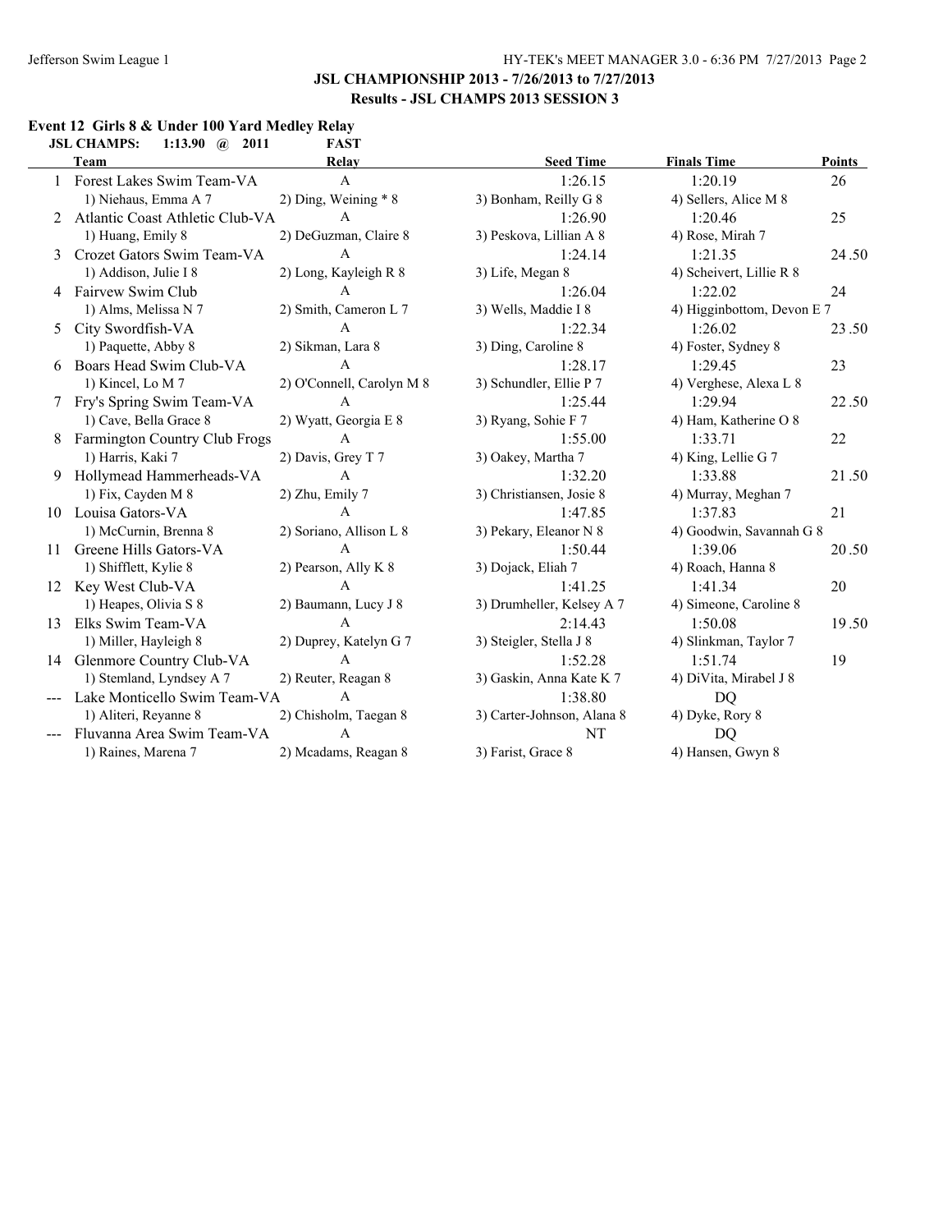## JSL CHAMPIONSHIP 2013 - 7/26/2013 to 7/27/2013

### Results - JSL CHAMPS 2013 SESSION 3

### Event 12 Girls 8 & Under 100 Yard Medley Relay

**JSL CHAMPS: 1:13.90 @ 2011 FAST**

| | Team | Relay | Seed Time | Finals Time | Points |
|---|---|---|---|---|---|
| 1 | Forest Lakes Swim Team-VA | A | 1:26.15 | 1:20.19 | 26 |
| | 1) Niehaus, Emma A 7 | 2) Ding, Weining * 8 | 3) Bonham, Reilly G 8 | 4) Sellers, Alice M 8 | |
| 2 | Atlantic Coast Athletic Club-VA | A | 1:26.90 | 1:20.46 | 25 |
| | 1) Huang, Emily 8 | 2) DeGuzman, Claire 8 | 3) Peskova, Lillian A 8 | 4) Rose, Mirah 7 | |
| 3 | Crozet Gators Swim Team-VA | A | 1:24.14 | 1:21.35 | 24.50 |
| | 1) Addison, Julie I 8 | 2) Long, Kayleigh R 8 | 3) Life, Megan 8 | 4) Scheivert, Lillie R 8 | |
| 4 | Fairvew Swim Club | A | 1:26.04 | 1:22.02 | 24 |
| | 1) Alms, Melissa N 7 | 2) Smith, Cameron L 7 | 3) Wells, Maddie I 8 | 4) Higginbottom, Devon E 7 | |
| 5 | City Swordfish-VA | A | 1:22.34 | 1:26.02 | 23.50 |
| | 1) Paquette, Abby 8 | 2) Sikman, Lara 8 | 3) Ding, Caroline 8 | 4) Foster, Sydney 8 | |
| 6 | Boars Head Swim Club-VA | A | 1:28.17 | 1:29.45 | 23 |
| | 1) Kincel, Lo M 7 | 2) O'Connell, Carolyn M 8 | 3) Schundler, Ellie P 7 | 4) Verghese, Alexa L 8 | |
| 7 | Fry's Spring Swim Team-VA | A | 1:25.44 | 1:29.94 | 22.50 |
| | 1) Cave, Bella Grace 8 | 2) Wyatt, Georgia E 8 | 3) Ryang, Sohie F 7 | 4) Ham, Katherine O 8 | |
| 8 | Farmington Country Club Frogs | A | 1:55.00 | 1:33.71 | 22 |
| | 1) Harris, Kaki 7 | 2) Davis, Grey T 7 | 3) Oakey, Martha 7 | 4) King, Lellie G 7 | |
| 9 | Hollymead Hammerheads-VA | A | 1:32.20 | 1:33.88 | 21.50 |
| | 1) Fix, Cayden M 8 | 2) Zhu, Emily 7 | 3) Christiansen, Josie 8 | 4) Murray, Meghan 7 | |
| 10 | Louisa Gators-VA | A | 1:47.85 | 1:37.83 | 21 |
| | 1) McCurnin, Brenna 8 | 2) Soriano, Allison L 8 | 3) Pekary, Eleanor N 8 | 4) Goodwin, Savannah G 8 | |
| 11 | Greene Hills Gators-VA | A | 1:50.44 | 1:39.06 | 20.50 |
| | 1) Shifflett, Kylie 8 | 2) Pearson, Ally K 8 | 3) Dojack, Eliah 7 | 4) Roach, Hanna 8 | |
| 12 | Key West Club-VA | A | 1:41.25 | 1:41.34 | 20 |
| | 1) Heapes, Olivia S 8 | 2) Baumann, Lucy J 8 | 3) Drumheller, Kelsey A 7 | 4) Simeone, Caroline 8 | |
| 13 | Elks Swim Team-VA | A | 2:14.43 | 1:50.08 | 19.50 |
| | 1) Miller, Hayleigh 8 | 2) Duprey, Katelyn G 7 | 3) Steigler, Stella J 8 | 4) Slinkman, Taylor 7 | |
| 14 | Glenmore Country Club-VA | A | 1:52.28 | 1:51.74 | 19 |
| | 1) Stemland, Lyndsey A 7 | 2) Reuter, Reagan 8 | 3) Gaskin, Anna Kate K 7 | 4) DiVita, Mirabel J 8 | |
| --- | Lake Monticello Swim Team-VA | A | 1:38.80 | DQ | |
| | 1) Aliteri, Reyanne 8 | 2) Chisholm, Taegan 8 | 3) Carter-Johnson, Alana 8 | 4) Dyke, Rory 8 | |
| --- | Fluvanna Area Swim Team-VA | A | NT | DQ | |
| | 1) Raines, Marena 7 | 2) Mcadams, Reagan 8 | 3) Farist, Grace 8 | 4) Hansen, Gwyn 8 | |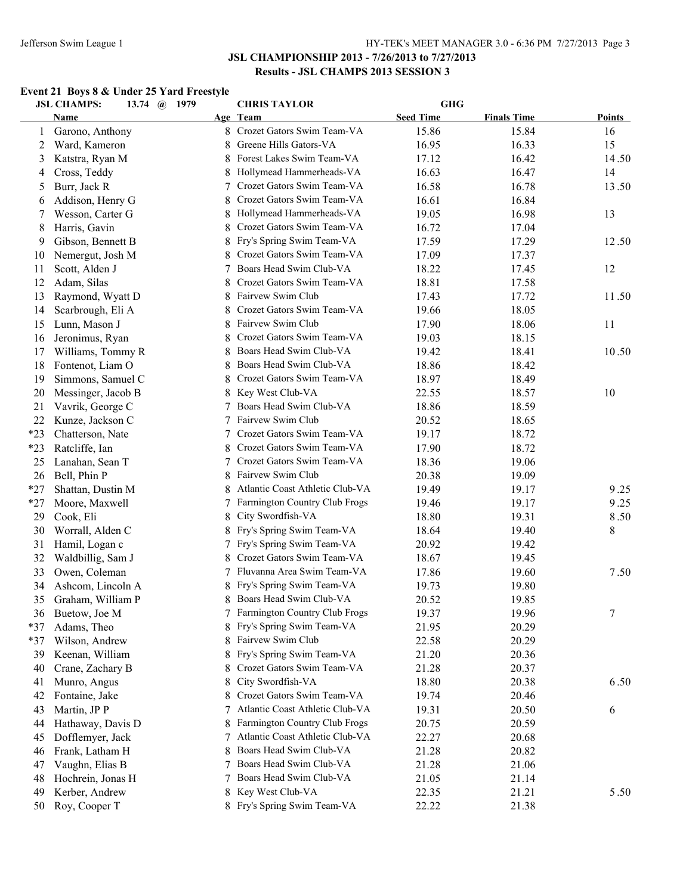## JSL CHAMPIONSHIP 2013 - 7/26/2013 to 7/27/2013

### Results - JSL CHAMPS 2013 SESSION 3

#### Event 21 Boys 8 & Under 25 Yard Freestyle

JSL CHAMPS: 13.74 @ 1979 CHRIS TAYLOR GHG

| | Name | Age | Team | Seed Time | Finals Time | Points |
|---|---|---|---|---|---|---|
| 1 | Garono, Anthony | 8 | Crozet Gators Swim Team-VA | 15.86 | 15.84 | 16 |
| 2 | Ward, Kameron | 8 | Greene Hills Gators-VA | 16.95 | 16.33 | 15 |
| 3 | Katstra, Ryan M | 8 | Forest Lakes Swim Team-VA | 17.12 | 16.42 | 14.50 |
| 4 | Cross, Teddy | 8 | Hollymead Hammerheads-VA | 16.63 | 16.47 | 14 |
| 5 | Burr, Jack R | 7 | Crozet Gators Swim Team-VA | 16.58 | 16.78 | 13.50 |
| 6 | Addison, Henry G | 8 | Crozet Gators Swim Team-VA | 16.61 | 16.84 | |
| 7 | Wesson, Carter G | 8 | Hollymead Hammerheads-VA | 19.05 | 16.98 | 13 |
| 8 | Harris, Gavin | 8 | Crozet Gators Swim Team-VA | 16.72 | 17.04 | |
| 9 | Gibson, Bennett B | 8 | Fry's Spring Swim Team-VA | 17.59 | 17.29 | 12.50 |
| 10 | Nemergut, Josh M | 8 | Crozet Gators Swim Team-VA | 17.09 | 17.37 | |
| 11 | Scott, Alden J | 7 | Boars Head Swim Club-VA | 18.22 | 17.45 | 12 |
| 12 | Adam, Silas | 8 | Crozet Gators Swim Team-VA | 18.81 | 17.58 | |
| 13 | Raymond, Wyatt D | 8 | Fairvew Swim Club | 17.43 | 17.72 | 11.50 |
| 14 | Scarbrough, Eli A | 8 | Crozet Gators Swim Team-VA | 19.66 | 18.05 | |
| 15 | Lunn, Mason J | 8 | Fairvew Swim Club | 17.90 | 18.06 | 11 |
| 16 | Jeronimus, Ryan | 8 | Crozet Gators Swim Team-VA | 19.03 | 18.15 | |
| 17 | Williams, Tommy R | 8 | Boars Head Swim Club-VA | 19.42 | 18.41 | 10.50 |
| 18 | Fontenot, Liam O | 8 | Boars Head Swim Club-VA | 18.86 | 18.42 | |
| 19 | Simmons, Samuel C | 8 | Crozet Gators Swim Team-VA | 18.97 | 18.49 | |
| 20 | Messinger, Jacob B | 8 | Key West Club-VA | 22.55 | 18.57 | 10 |
| 21 | Vavrik, George C | 7 | Boars Head Swim Club-VA | 18.86 | 18.59 | |
| 22 | Kunze, Jackson C | 7 | Fairvew Swim Club | 20.52 | 18.65 | |
| *23 | Chatterson, Nate | 7 | Crozet Gators Swim Team-VA | 19.17 | 18.72 | |
| *23 | Ratcliffe, Ian | 8 | Crozet Gators Swim Team-VA | 17.90 | 18.72 | |
| 25 | Lanahan, Sean T | 7 | Crozet Gators Swim Team-VA | 18.36 | 19.06 | |
| 26 | Bell, Phin P | 8 | Fairvew Swim Club | 20.38 | 19.09 | |
| *27 | Shattan, Dustin M | 8 | Atlantic Coast Athletic Club-VA | 19.49 | 19.17 | 9.25 |
| *27 | Moore, Maxwell | 7 | Farmington Country Club Frogs | 19.46 | 19.17 | 9.25 |
| 29 | Cook, Eli | 8 | City Swordfish-VA | 18.80 | 19.31 | 8.50 |
| 30 | Worrall, Alden C | 8 | Fry's Spring Swim Team-VA | 18.64 | 19.40 | 8 |
| 31 | Hamil, Logan c | 7 | Fry's Spring Swim Team-VA | 20.92 | 19.42 | |
| 32 | Waldbillig, Sam J | 8 | Crozet Gators Swim Team-VA | 18.67 | 19.45 | |
| 33 | Owen, Coleman | 7 | Fluvanna Area Swim Team-VA | 17.86 | 19.60 | 7.50 |
| 34 | Ashcom, Lincoln A | 8 | Fry's Spring Swim Team-VA | 19.73 | 19.80 | |
| 35 | Graham, William P | 8 | Boars Head Swim Club-VA | 20.52 | 19.85 | |
| 36 | Buetow, Joe M | 7 | Farmington Country Club Frogs | 19.37 | 19.96 | 7 |
| *37 | Adams, Theo | 8 | Fry's Spring Swim Team-VA | 21.95 | 20.29 | |
| *37 | Wilson, Andrew | 8 | Fairvew Swim Club | 22.58 | 20.29 | |
| 39 | Keenan, William | 8 | Fry's Spring Swim Team-VA | 21.20 | 20.36 | |
| 40 | Crane, Zachary B | 8 | Crozet Gators Swim Team-VA | 21.28 | 20.37 | |
| 41 | Munro, Angus | 8 | City Swordfish-VA | 18.80 | 20.38 | 6.50 |
| 42 | Fontaine, Jake | 8 | Crozet Gators Swim Team-VA | 19.74 | 20.46 | |
| 43 | Martin, JP P | 7 | Atlantic Coast Athletic Club-VA | 19.31 | 20.50 | 6 |
| 44 | Hathaway, Davis D | 8 | Farmington Country Club Frogs | 20.75 | 20.59 | |
| 45 | Dofflemyer, Jack | 7 | Atlantic Coast Athletic Club-VA | 22.27 | 20.68 | |
| 46 | Frank, Latham H | 8 | Boars Head Swim Club-VA | 21.28 | 20.82 | |
| 47 | Vaughn, Elias B | 7 | Boars Head Swim Club-VA | 21.28 | 21.06 | |
| 48 | Hochrein, Jonas H | 7 | Boars Head Swim Club-VA | 21.05 | 21.14 | |
| 49 | Kerber, Andrew | 8 | Key West Club-VA | 22.35 | 21.21 | 5.50 |
| 50 | Roy, Cooper T | 8 | Fry's Spring Swim Team-VA | 22.22 | 21.38 | |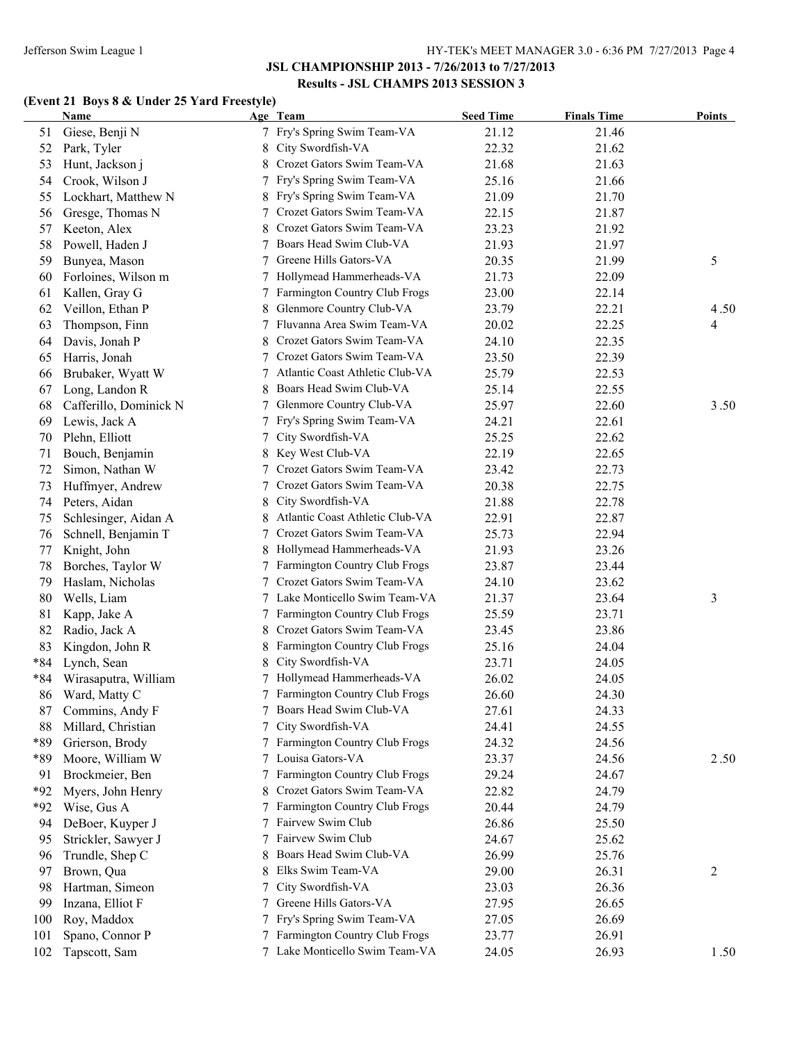## JSL CHAMPIONSHIP 2013 - 7/26/2013 to 7/27/2013
## Results - JSL CHAMPS 2013 SESSION 3

### (Event 21 Boys 8 & Under 25 Yard Freestyle)

| | Name | Age | Team | Seed Time | Finals Time | Points |
|---|---|---|---|---|---|---|
| 51 | Giese, Benji N | 7 | Fry's Spring Swim Team-VA | 21.12 | 21.46 | |
| 52 | Park, Tyler | 8 | City Swordfish-VA | 22.32 | 21.62 | |
| 53 | Hunt, Jackson j | 8 | Crozet Gators Swim Team-VA | 21.68 | 21.63 | |
| 54 | Crook, Wilson J | 7 | Fry's Spring Swim Team-VA | 25.16 | 21.66 | |
| 55 | Lockhart, Matthew N | 8 | Fry's Spring Swim Team-VA | 21.09 | 21.70 | |
| 56 | Gresge, Thomas N | 7 | Crozet Gators Swim Team-VA | 22.15 | 21.87 | |
| 57 | Keeton, Alex | 8 | Crozet Gators Swim Team-VA | 23.23 | 21.92 | |
| 58 | Powell, Haden J | 7 | Boars Head Swim Club-VA | 21.93 | 21.97 | |
| 59 | Bunyea, Mason | 7 | Greene Hills Gators-VA | 20.35 | 21.99 | 5 |
| 60 | Forloines, Wilson m | 7 | Hollymead Hammerheads-VA | 21.73 | 22.09 | |
| 61 | Kallen, Gray G | 7 | Farmington Country Club Frogs | 23.00 | 22.14 | |
| 62 | Veillon, Ethan P | 8 | Glenmore Country Club-VA | 23.79 | 22.21 | 4.50 |
| 63 | Thompson, Finn | 7 | Fluvanna Area Swim Team-VA | 20.02 | 22.25 | 4 |
| 64 | Davis, Jonah P | 8 | Crozet Gators Swim Team-VA | 24.10 | 22.35 | |
| 65 | Harris, Jonah | 7 | Crozet Gators Swim Team-VA | 23.50 | 22.39 | |
| 66 | Brubaker, Wyatt W | 7 | Atlantic Coast Athletic Club-VA | 25.79 | 22.53 | |
| 67 | Long, Landon R | 8 | Boars Head Swim Club-VA | 25.14 | 22.55 | |
| 68 | Cafferillo, Dominick N | 7 | Glenmore Country Club-VA | 25.97 | 22.60 | 3.50 |
| 69 | Lewis, Jack A | 7 | Fry's Spring Swim Team-VA | 24.21 | 22.61 | |
| 70 | Plehn, Elliott | 7 | City Swordfish-VA | 25.25 | 22.62 | |
| 71 | Bouch, Benjamin | 8 | Key West Club-VA | 22.19 | 22.65 | |
| 72 | Simon, Nathan W | 7 | Crozet Gators Swim Team-VA | 23.42 | 22.73 | |
| 73 | Huffmyer, Andrew | 7 | Crozet Gators Swim Team-VA | 20.38 | 22.75 | |
| 74 | Peters, Aidan | 8 | City Swordfish-VA | 21.88 | 22.78 | |
| 75 | Schlesinger, Aidan A | 8 | Atlantic Coast Athletic Club-VA | 22.91 | 22.87 | |
| 76 | Schnell, Benjamin T | 7 | Crozet Gators Swim Team-VA | 25.73 | 22.94 | |
| 77 | Knight, John | 8 | Hollymead Hammerheads-VA | 21.93 | 23.26 | |
| 78 | Borches, Taylor W | 7 | Farmington Country Club Frogs | 23.87 | 23.44 | |
| 79 | Haslam, Nicholas | 7 | Crozet Gators Swim Team-VA | 24.10 | 23.62 | |
| 80 | Wells, Liam | 7 | Lake Monticello Swim Team-VA | 21.37 | 23.64 | 3 |
| 81 | Kapp, Jake A | 7 | Farmington Country Club Frogs | 25.59 | 23.71 | |
| 82 | Radio, Jack A | 8 | Crozet Gators Swim Team-VA | 23.45 | 23.86 | |
| 83 | Kingdon, John R | 8 | Farmington Country Club Frogs | 25.16 | 24.04 | |
| *84 | Lynch, Sean | 8 | City Swordfish-VA | 23.71 | 24.05 | |
| *84 | Wirasaputra, William | 7 | Hollymead Hammerheads-VA | 26.02 | 24.05 | |
| 86 | Ward, Matty C | 7 | Farmington Country Club Frogs | 26.60 | 24.30 | |
| 87 | Commins, Andy F | 7 | Boars Head Swim Club-VA | 27.61 | 24.33 | |
| 88 | Millard, Christian | 7 | City Swordfish-VA | 24.41 | 24.55 | |
| *89 | Grierson, Brody | 7 | Farmington Country Club Frogs | 24.32 | 24.56 | |
| *89 | Moore, William W | 7 | Louisa Gators-VA | 23.37 | 24.56 | 2.50 |
| 91 | Brockmeier, Ben | 7 | Farmington Country Club Frogs | 29.24 | 24.67 | |
| *92 | Myers, John Henry | 8 | Crozet Gators Swim Team-VA | 22.82 | 24.79 | |
| *92 | Wise, Gus A | 7 | Farmington Country Club Frogs | 20.44 | 24.79 | |
| 94 | DeBoer, Kuyper J | 7 | Fairvew Swim Club | 26.86 | 25.50 | |
| 95 | Strickler, Sawyer J | 7 | Fairvew Swim Club | 24.67 | 25.62 | |
| 96 | Trundle, Shep C | 8 | Boars Head Swim Club-VA | 26.99 | 25.76 | |
| 97 | Brown, Qua | 8 | Elks Swim Team-VA | 29.00 | 26.31 | 2 |
| 98 | Hartman, Simeon | 7 | City Swordfish-VA | 23.03 | 26.36 | |
| 99 | Inzana, Elliot F | 7 | Greene Hills Gators-VA | 27.95 | 26.65 | |
| 100 | Roy, Maddox | 7 | Fry's Spring Swim Team-VA | 27.05 | 26.69 | |
| 101 | Spano, Connor P | 7 | Farmington Country Club Frogs | 23.77 | 26.91 | |
| 102 | Tapscott, Sam | 7 | Lake Monticello Swim Team-VA | 24.05 | 26.93 | 1.50 |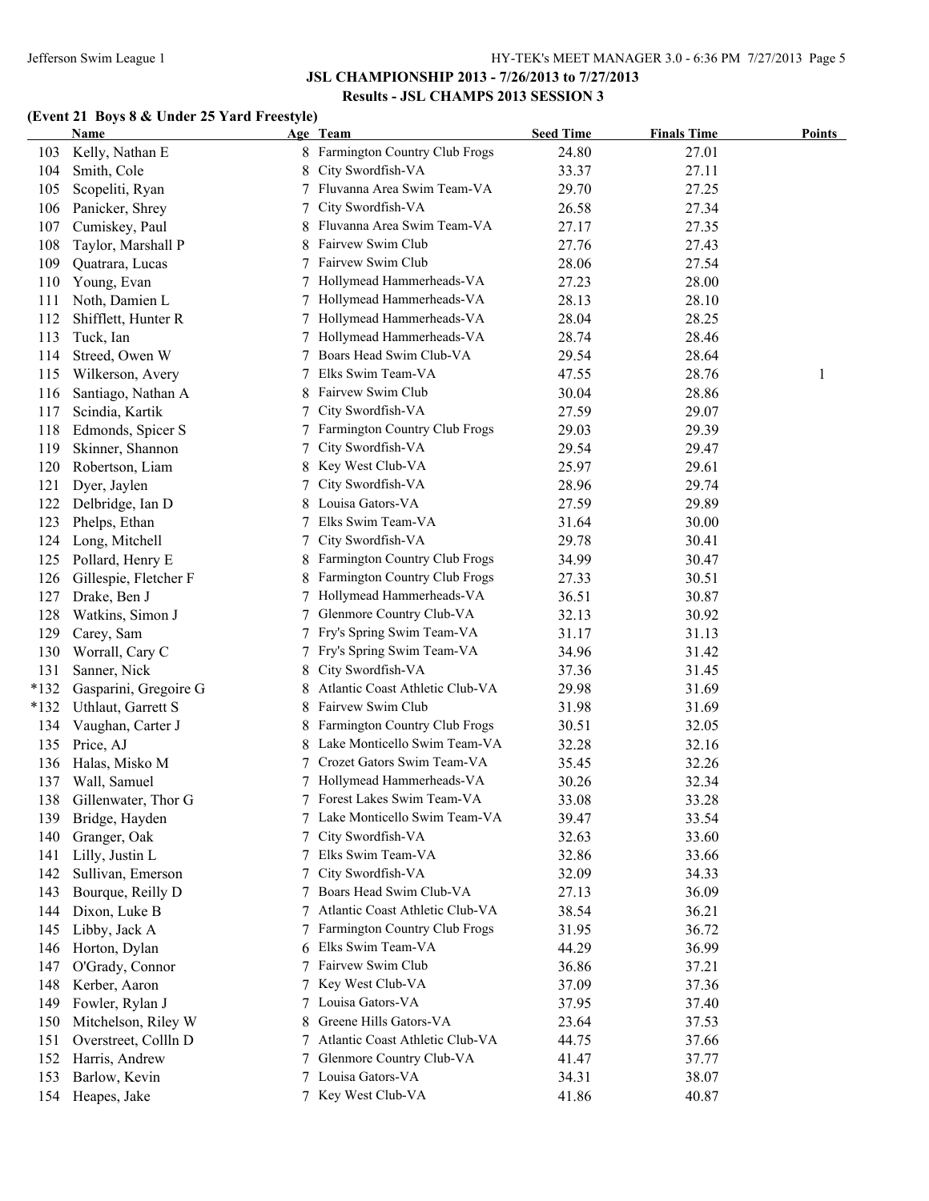## JSL CHAMPIONSHIP 2013 - 7/26/2013 to 7/27/2013

### Results - JSL CHAMPS 2013 SESSION 3

**(Event 21 Boys 8 & Under 25 Yard Freestyle)**

| | Name | Age | Team | Seed Time | Finals Time | Points |
|---|---|---|---|---|---|---|
| 103 | Kelly, Nathan E | 8 | Farmington Country Club Frogs | 24.80 | 27.01 | |
| 104 | Smith, Cole | 8 | City Swordfish-VA | 33.37 | 27.11 | |
| 105 | Scopeliti, Ryan | 7 | Fluvanna Area Swim Team-VA | 29.70 | 27.25 | |
| 106 | Panicker, Shrey | 7 | City Swordfish-VA | 26.58 | 27.34 | |
| 107 | Cumiskey, Paul | 8 | Fluvanna Area Swim Team-VA | 27.17 | 27.35 | |
| 108 | Taylor, Marshall P | 8 | Fairvew Swim Club | 27.76 | 27.43 | |
| 109 | Quatrara, Lucas | 7 | Fairvew Swim Club | 28.06 | 27.54 | |
| 110 | Young, Evan | 7 | Hollymead Hammerheads-VA | 27.23 | 28.00 | |
| 111 | Noth, Damien L | 7 | Hollymead Hammerheads-VA | 28.13 | 28.10 | |
| 112 | Shifflett, Hunter R | 7 | Hollymead Hammerheads-VA | 28.04 | 28.25 | |
| 113 | Tuck, Ian | 7 | Hollymead Hammerheads-VA | 28.74 | 28.46 | |
| 114 | Streed, Owen W | 7 | Boars Head Swim Club-VA | 29.54 | 28.64 | |
| 115 | Wilkerson, Avery | 7 | Elks Swim Team-VA | 47.55 | 28.76 | 1 |
| 116 | Santiago, Nathan A | 8 | Fairvew Swim Club | 30.04 | 28.86 | |
| 117 | Scindia, Kartik | 7 | City Swordfish-VA | 27.59 | 29.07 | |
| 118 | Edmonds, Spicer S | 7 | Farmington Country Club Frogs | 29.03 | 29.39 | |
| 119 | Skinner, Shannon | 7 | City Swordfish-VA | 29.54 | 29.47 | |
| 120 | Robertson, Liam | 8 | Key West Club-VA | 25.97 | 29.61 | |
| 121 | Dyer, Jaylen | 7 | City Swordfish-VA | 28.96 | 29.74 | |
| 122 | Delbridge, Ian D | 8 | Louisa Gators-VA | 27.59 | 29.89 | |
| 123 | Phelps, Ethan | 7 | Elks Swim Team-VA | 31.64 | 30.00 | |
| 124 | Long, Mitchell | 7 | City Swordfish-VA | 29.78 | 30.41 | |
| 125 | Pollard, Henry E | 8 | Farmington Country Club Frogs | 34.99 | 30.47 | |
| 126 | Gillespie, Fletcher F | 8 | Farmington Country Club Frogs | 27.33 | 30.51 | |
| 127 | Drake, Ben J | 7 | Hollymead Hammerheads-VA | 36.51 | 30.87 | |
| 128 | Watkins, Simon J | 7 | Glenmore Country Club-VA | 32.13 | 30.92 | |
| 129 | Carey, Sam | 7 | Fry's Spring Swim Team-VA | 31.17 | 31.13 | |
| 130 | Worrall, Cary C | 7 | Fry's Spring Swim Team-VA | 34.96 | 31.42 | |
| 131 | Sanner, Nick | 8 | City Swordfish-VA | 37.36 | 31.45 | |
| *132 | Gasparini, Gregoire G | 8 | Atlantic Coast Athletic Club-VA | 29.98 | 31.69 | |
| *132 | Uthlaut, Garrett S | 8 | Fairvew Swim Club | 31.98 | 31.69 | |
| 134 | Vaughan, Carter J | 8 | Farmington Country Club Frogs | 30.51 | 32.05 | |
| 135 | Price, AJ | 8 | Lake Monticello Swim Team-VA | 32.28 | 32.16 | |
| 136 | Halas, Misko M | 7 | Crozet Gators Swim Team-VA | 35.45 | 32.26 | |
| 137 | Wall, Samuel | 7 | Hollymead Hammerheads-VA | 30.26 | 32.34 | |
| 138 | Gillenwater, Thor G | 7 | Forest Lakes Swim Team-VA | 33.08 | 33.28 | |
| 139 | Bridge, Hayden | 7 | Lake Monticello Swim Team-VA | 39.47 | 33.54 | |
| 140 | Granger, Oak | 7 | City Swordfish-VA | 32.63 | 33.60 | |
| 141 | Lilly, Justin L | 7 | Elks Swim Team-VA | 32.86 | 33.66 | |
| 142 | Sullivan, Emerson | 7 | City Swordfish-VA | 32.09 | 34.33 | |
| 143 | Bourque, Reilly D | 7 | Boars Head Swim Club-VA | 27.13 | 36.09 | |
| 144 | Dixon, Luke B | 7 | Atlantic Coast Athletic Club-VA | 38.54 | 36.21 | |
| 145 | Libby, Jack A | 7 | Farmington Country Club Frogs | 31.95 | 36.72 | |
| 146 | Horton, Dylan | 6 | Elks Swim Team-VA | 44.29 | 36.99 | |
| 147 | O'Grady, Connor | 7 | Fairvew Swim Club | 36.86 | 37.21 | |
| 148 | Kerber, Aaron | 7 | Key West Club-VA | 37.09 | 37.36 | |
| 149 | Fowler, Rylan J | 7 | Louisa Gators-VA | 37.95 | 37.40 | |
| 150 | Mitchelson, Riley W | 8 | Greene Hills Gators-VA | 23.64 | 37.53 | |
| 151 | Overstreet, Collln D | 7 | Atlantic Coast Athletic Club-VA | 44.75 | 37.66 | |
| 152 | Harris, Andrew | 7 | Glenmore Country Club-VA | 41.47 | 37.77 | |
| 153 | Barlow, Kevin | 7 | Louisa Gators-VA | 34.31 | 38.07 | |
| 154 | Heapes, Jake | 7 | Key West Club-VA | 41.86 | 40.87 | |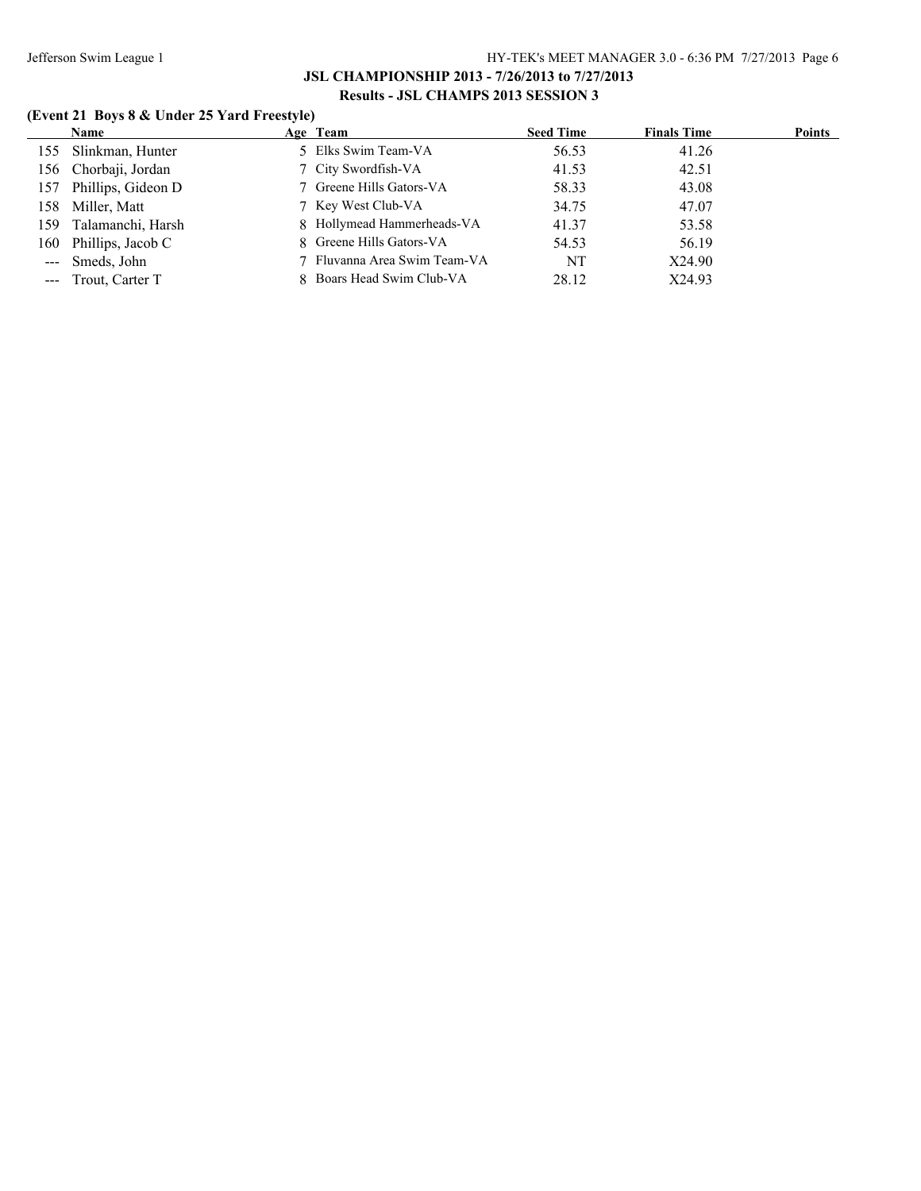**JSL CHAMPIONSHIP 2013 - 7/26/2013 to 7/27/2013**

**Results - JSL CHAMPS 2013 SESSION 3**

### (Event 21 Boys 8 & Under 25 Yard Freestyle)

| | Name | Age | Team | Seed Time | Finals Time | Points |
|---|---|---|---|---|---|---|
| 155 | Slinkman, Hunter | 5 | Elks Swim Team-VA | 56.53 | 41.26 | |
| 156 | Chorbaji, Jordan | 7 | City Swordfish-VA | 41.53 | 42.51 | |
| 157 | Phillips, Gideon D | 7 | Greene Hills Gators-VA | 58.33 | 43.08 | |
| 158 | Miller, Matt | 7 | Key West Club-VA | 34.75 | 47.07 | |
| 159 | Talamanchi, Harsh | 8 | Hollymead Hammerheads-VA | 41.37 | 53.58 | |
| 160 | Phillips, Jacob C | 8 | Greene Hills Gators-VA | 54.53 | 56.19 | |
| --- | Smeds, John | 7 | Fluvanna Area Swim Team-VA | NT | X24.90 | |
| --- | Trout, Carter T | 8 | Boars Head Swim Club-VA | 28.12 | X24.93 | |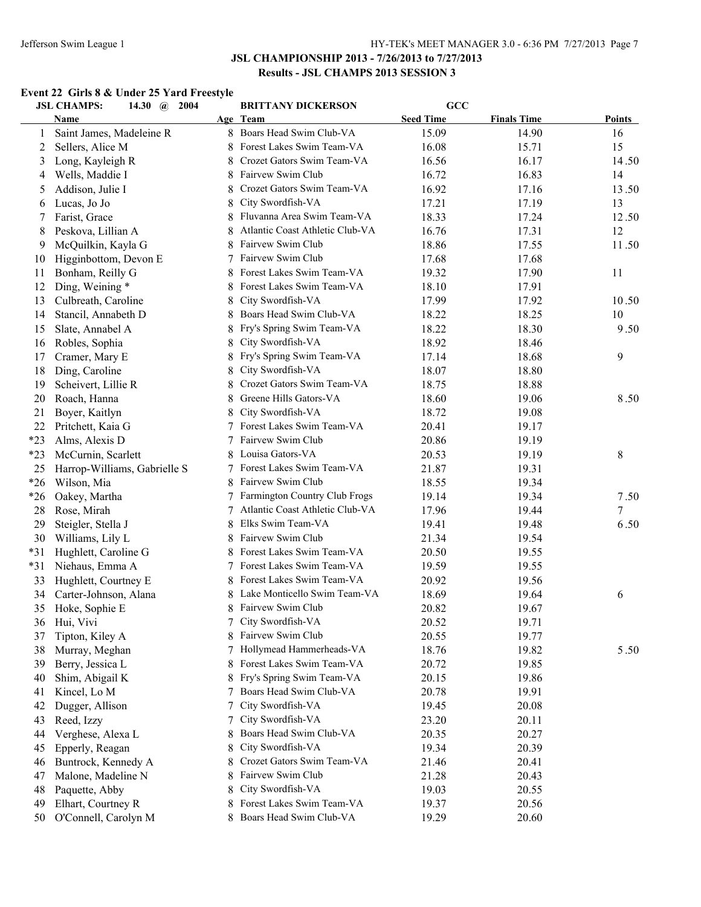## JSL CHAMPIONSHIP 2013 - 7/26/2013 to 7/27/2013

### Results - JSL CHAMPS 2013 SESSION 3

#### Event 22 Girls 8 & Under 25 Yard Freestyle

JSL CHAMPS: 14.30 @ 2004 BRITTANY DICKERSON GCC

| | Name | Age | Team | Seed Time | Finals Time | Points |
|---|---|---|---|---|---|---|
| 1 | Saint James, Madeleine R | 8 | Boars Head Swim Club-VA | 15.09 | 14.90 | 16 |
| 2 | Sellers, Alice M | 8 | Forest Lakes Swim Team-VA | 16.08 | 15.71 | 15 |
| 3 | Long, Kayleigh R | 8 | Crozet Gators Swim Team-VA | 16.56 | 16.17 | 14.50 |
| 4 | Wells, Maddie I | 8 | Fairvew Swim Club | 16.72 | 16.83 | 14 |
| 5 | Addison, Julie I | 8 | Crozet Gators Swim Team-VA | 16.92 | 17.16 | 13.50 |
| 6 | Lucas, Jo Jo | 8 | City Swordfish-VA | 17.21 | 17.19 | 13 |
| 7 | Farist, Grace | 8 | Fluvanna Area Swim Team-VA | 18.33 | 17.24 | 12.50 |
| 8 | Peskova, Lillian A | 8 | Atlantic Coast Athletic Club-VA | 16.76 | 17.31 | 12 |
| 9 | McQuilkin, Kayla G | 8 | Fairvew Swim Club | 18.86 | 17.55 | 11.50 |
| 10 | Higginbottom, Devon E | 7 | Fairvew Swim Club | 17.68 | 17.68 | |
| 11 | Bonham, Reilly G | 8 | Forest Lakes Swim Team-VA | 19.32 | 17.90 | 11 |
| 12 | Ding, Weining * | 8 | Forest Lakes Swim Team-VA | 18.10 | 17.91 | |
| 13 | Culbreath, Caroline | 8 | City Swordfish-VA | 17.99 | 17.92 | 10.50 |
| 14 | Stancil, Annabeth D | 8 | Boars Head Swim Club-VA | 18.22 | 18.25 | 10 |
| 15 | Slate, Annabel A | 8 | Fry's Spring Swim Team-VA | 18.22 | 18.30 | 9.50 |
| 16 | Robles, Sophia | 8 | City Swordfish-VA | 18.92 | 18.46 | |
| 17 | Cramer, Mary E | 8 | Fry's Spring Swim Team-VA | 17.14 | 18.68 | 9 |
| 18 | Ding, Caroline | 8 | City Swordfish-VA | 18.07 | 18.80 | |
| 19 | Scheivert, Lillie R | 8 | Crozet Gators Swim Team-VA | 18.75 | 18.88 | |
| 20 | Roach, Hanna | 8 | Greene Hills Gators-VA | 18.60 | 19.06 | 8.50 |
| 21 | Boyer, Kaitlyn | 8 | City Swordfish-VA | 18.72 | 19.08 | |
| 22 | Pritchett, Kaia G | 7 | Forest Lakes Swim Team-VA | 20.41 | 19.17 | |
| *23 | Alms, Alexis D | 7 | Fairvew Swim Club | 20.86 | 19.19 | |
| *23 | McCurnin, Scarlett | 8 | Louisa Gators-VA | 20.53 | 19.19 | 8 |
| 25 | Harrop-Williams, Gabrielle S | 7 | Forest Lakes Swim Team-VA | 21.87 | 19.31 | |
| *26 | Wilson, Mia | 8 | Fairvew Swim Club | 18.55 | 19.34 | |
| *26 | Oakey, Martha | 7 | Farmington Country Club Frogs | 19.14 | 19.34 | 7.50 |
| 28 | Rose, Mirah | 7 | Atlantic Coast Athletic Club-VA | 17.96 | 19.44 | 7 |
| 29 | Steigler, Stella J | 8 | Elks Swim Team-VA | 19.41 | 19.48 | 6.50 |
| 30 | Williams, Lily L | 8 | Fairvew Swim Club | 21.34 | 19.54 | |
| *31 | Hughlett, Caroline G | 8 | Forest Lakes Swim Team-VA | 20.50 | 19.55 | |
| *31 | Niehaus, Emma A | 7 | Forest Lakes Swim Team-VA | 19.59 | 19.55 | |
| 33 | Hughlett, Courtney E | 8 | Forest Lakes Swim Team-VA | 20.92 | 19.56 | |
| 34 | Carter-Johnson, Alana | 8 | Lake Monticello Swim Team-VA | 18.69 | 19.64 | 6 |
| 35 | Hoke, Sophie E | 8 | Fairvew Swim Club | 20.82 | 19.67 | |
| 36 | Hui, Vivi | 7 | City Swordfish-VA | 20.52 | 19.71 | |
| 37 | Tipton, Kiley A | 8 | Fairvew Swim Club | 20.55 | 19.77 | |
| 38 | Murray, Meghan | 7 | Hollymead Hammerheads-VA | 18.76 | 19.82 | 5.50 |
| 39 | Berry, Jessica L | 8 | Forest Lakes Swim Team-VA | 20.72 | 19.85 | |
| 40 | Shim, Abigail K | 8 | Fry's Spring Swim Team-VA | 20.15 | 19.86 | |
| 41 | Kincel, Lo M | 7 | Boars Head Swim Club-VA | 20.78 | 19.91 | |
| 42 | Dugger, Allison | 7 | City Swordfish-VA | 19.45 | 20.08 | |
| 43 | Reed, Izzy | 7 | City Swordfish-VA | 23.20 | 20.11 | |
| 44 | Verghese, Alexa L | 8 | Boars Head Swim Club-VA | 20.35 | 20.27 | |
| 45 | Epperly, Reagan | 8 | City Swordfish-VA | 19.34 | 20.39 | |
| 46 | Buntrock, Kennedy A | 8 | Crozet Gators Swim Team-VA | 21.46 | 20.41 | |
| 47 | Malone, Madeline N | 8 | Fairvew Swim Club | 21.28 | 20.43 | |
| 48 | Paquette, Abby | 8 | City Swordfish-VA | 19.03 | 20.55 | |
| 49 | Elhart, Courtney R | 8 | Forest Lakes Swim Team-VA | 19.37 | 20.56 | |
| 50 | O'Connell, Carolyn M | 8 | Boars Head Swim Club-VA | 19.29 | 20.60 | |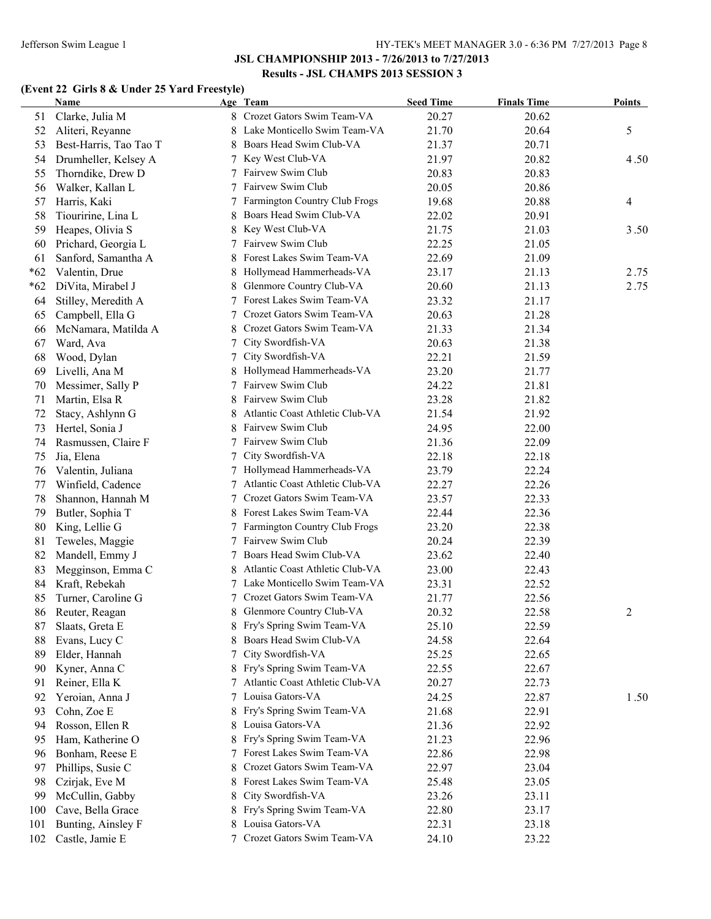## JSL CHAMPIONSHIP 2013 - 7/26/2013 to 7/27/2013

### Results - JSL CHAMPS 2013 SESSION 3

**(Event 22 Girls 8 & Under 25 Yard Freestyle)**

| | Name | Age | Team | Seed Time | Finals Time | Points |
|---|---|---|---|---|---|---|
| 51 | Clarke, Julia M | 8 | Crozet Gators Swim Team-VA | 20.27 | 20.62 | |
| 52 | Aliteri, Reyanne | 8 | Lake Monticello Swim Team-VA | 21.70 | 20.64 | 5 |
| 53 | Best-Harris, Tao Tao T | 8 | Boars Head Swim Club-VA | 21.37 | 20.71 | |
| 54 | Drumheller, Kelsey A | 7 | Key West Club-VA | 21.97 | 20.82 | 4.50 |
| 55 | Thorndike, Drew D | 7 | Fairvew Swim Club | 20.83 | 20.83 | |
| 56 | Walker, Kallan L | 7 | Fairvew Swim Club | 20.05 | 20.86 | |
| 57 | Harris, Kaki | 7 | Farmington Country Club Frogs | 19.68 | 20.88 | 4 |
| 58 | Tiouririne, Lina L | 8 | Boars Head Swim Club-VA | 22.02 | 20.91 | |
| 59 | Heapes, Olivia S | 8 | Key West Club-VA | 21.75 | 21.03 | 3.50 |
| 60 | Prichard, Georgia L | 7 | Fairvew Swim Club | 22.25 | 21.05 | |
| 61 | Sanford, Samantha A | 8 | Forest Lakes Swim Team-VA | 22.69 | 21.09 | |
| *62 | Valentin, Drue | 8 | Hollymead Hammerheads-VA | 23.17 | 21.13 | 2.75 |
| *62 | DiVita, Mirabel J | 8 | Glenmore Country Club-VA | 20.60 | 21.13 | 2.75 |
| 64 | Stilley, Meredith A | 7 | Forest Lakes Swim Team-VA | 23.32 | 21.17 | |
| 65 | Campbell, Ella G | 7 | Crozet Gators Swim Team-VA | 20.63 | 21.28 | |
| 66 | McNamara, Matilda A | 8 | Crozet Gators Swim Team-VA | 21.33 | 21.34 | |
| 67 | Ward, Ava | 7 | City Swordfish-VA | 20.63 | 21.38 | |
| 68 | Wood, Dylan | 7 | City Swordfish-VA | 22.21 | 21.59 | |
| 69 | Livelli, Ana M | 8 | Hollymead Hammerheads-VA | 23.20 | 21.77 | |
| 70 | Messimer, Sally P | 7 | Fairvew Swim Club | 24.22 | 21.81 | |
| 71 | Martin, Elsa R | 8 | Fairvew Swim Club | 23.28 | 21.82 | |
| 72 | Stacy, Ashlynn G | 8 | Atlantic Coast Athletic Club-VA | 21.54 | 21.92 | |
| 73 | Hertel, Sonia J | 8 | Fairvew Swim Club | 24.95 | 22.00 | |
| 74 | Rasmussen, Claire F | 7 | Fairvew Swim Club | 21.36 | 22.09 | |
| 75 | Jia, Elena | 7 | City Swordfish-VA | 22.18 | 22.18 | |
| 76 | Valentin, Juliana | 7 | Hollymead Hammerheads-VA | 23.79 | 22.24 | |
| 77 | Winfield, Cadence | 7 | Atlantic Coast Athletic Club-VA | 22.27 | 22.26 | |
| 78 | Shannon, Hannah M | 7 | Crozet Gators Swim Team-VA | 23.57 | 22.33 | |
| 79 | Butler, Sophia T | 8 | Forest Lakes Swim Team-VA | 22.44 | 22.36 | |
| 80 | King, Lellie G | 7 | Farmington Country Club Frogs | 23.20 | 22.38 | |
| 81 | Teweles, Maggie | 7 | Fairvew Swim Club | 20.24 | 22.39 | |
| 82 | Mandell, Emmy J | 7 | Boars Head Swim Club-VA | 23.62 | 22.40 | |
| 83 | Megginson, Emma C | 8 | Atlantic Coast Athletic Club-VA | 23.00 | 22.43 | |
| 84 | Kraft, Rebekah | 7 | Lake Monticello Swim Team-VA | 23.31 | 22.52 | |
| 85 | Turner, Caroline G | 7 | Crozet Gators Swim Team-VA | 21.77 | 22.56 | |
| 86 | Reuter, Reagan | 8 | Glenmore Country Club-VA | 20.32 | 22.58 | 2 |
| 87 | Slaats, Greta E | 8 | Fry's Spring Swim Team-VA | 25.10 | 22.59 | |
| 88 | Evans, Lucy C | 8 | Boars Head Swim Club-VA | 24.58 | 22.64 | |
| 89 | Elder, Hannah | 7 | City Swordfish-VA | 25.25 | 22.65 | |
| 90 | Kyner, Anna C | 8 | Fry's Spring Swim Team-VA | 22.55 | 22.67 | |
| 91 | Reiner, Ella K | 7 | Atlantic Coast Athletic Club-VA | 20.27 | 22.73 | |
| 92 | Yeroian, Anna J | 7 | Louisa Gators-VA | 24.25 | 22.87 | 1.50 |
| 93 | Cohn, Zoe E | 8 | Fry's Spring Swim Team-VA | 21.68 | 22.91 | |
| 94 | Rosson, Ellen R | 8 | Louisa Gators-VA | 21.36 | 22.92 | |
| 95 | Ham, Katherine O | 8 | Fry's Spring Swim Team-VA | 21.23 | 22.96 | |
| 96 | Bonham, Reese E | 7 | Forest Lakes Swim Team-VA | 22.86 | 22.98 | |
| 97 | Phillips, Susie C | 8 | Crozet Gators Swim Team-VA | 22.97 | 23.04 | |
| 98 | Czirjak, Eve M | 8 | Forest Lakes Swim Team-VA | 25.48 | 23.05 | |
| 99 | McCullin, Gabby | 8 | City Swordfish-VA | 23.26 | 23.11 | |
| 100 | Cave, Bella Grace | 8 | Fry's Spring Swim Team-VA | 22.80 | 23.17 | |
| 101 | Bunting, Ainsley F | 8 | Louisa Gators-VA | 22.31 | 23.18 | |
| 102 | Castle, Jamie E | 7 | Crozet Gators Swim Team-VA | 24.10 | 23.22 | |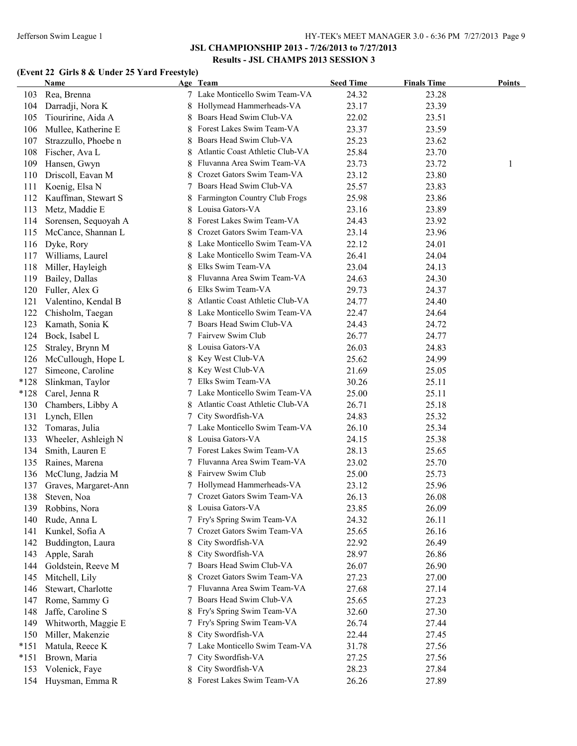## JSL CHAMPIONSHIP 2013 - 7/26/2013 to 7/27/2013

### Results - JSL CHAMPS 2013 SESSION 3

#### (Event 22 Girls 8 & Under 25 Yard Freestyle)

| | Name | Age | Team | Seed Time | Finals Time | Points |
|---|---|---|---|---|---|---|
| 103 | Rea, Brenna | 7 | Lake Monticello Swim Team-VA | 24.32 | 23.28 | |
| 104 | Darradji, Nora K | 8 | Hollymead Hammerheads-VA | 23.17 | 23.39 | |
| 105 | Tiouririne, Aida A | 8 | Boars Head Swim Club-VA | 22.02 | 23.51 | |
| 106 | Mullee, Katherine E | 8 | Forest Lakes Swim Team-VA | 23.37 | 23.59 | |
| 107 | Strazzullo, Phoebe n | 8 | Boars Head Swim Club-VA | 25.23 | 23.62 | |
| 108 | Fischer, Ava L | 8 | Atlantic Coast Athletic Club-VA | 25.84 | 23.70 | |
| 109 | Hansen, Gwyn | 8 | Fluvanna Area Swim Team-VA | 23.73 | 23.72 | 1 |
| 110 | Driscoll, Eavan M | 8 | Crozet Gators Swim Team-VA | 23.12 | 23.80 | |
| 111 | Koenig, Elsa N | 7 | Boars Head Swim Club-VA | 25.57 | 23.83 | |
| 112 | Kauffman, Stewart S | 8 | Farmington Country Club Frogs | 25.98 | 23.86 | |
| 113 | Metz, Maddie E | 8 | Louisa Gators-VA | 23.16 | 23.89 | |
| 114 | Sorensen, Sequoyah A | 8 | Forest Lakes Swim Team-VA | 24.43 | 23.92 | |
| 115 | McCance, Shannan L | 8 | Crozet Gators Swim Team-VA | 23.14 | 23.96 | |
| 116 | Dyke, Rory | 8 | Lake Monticello Swim Team-VA | 22.12 | 24.01 | |
| 117 | Williams, Laurel | 8 | Lake Monticello Swim Team-VA | 26.41 | 24.04 | |
| 118 | Miller, Hayleigh | 8 | Elks Swim Team-VA | 23.04 | 24.13 | |
| 119 | Bailey, Dallas | 8 | Fluvanna Area Swim Team-VA | 24.63 | 24.30 | |
| 120 | Fuller, Alex G | 6 | Elks Swim Team-VA | 29.73 | 24.37 | |
| 121 | Valentino, Kendal B | 8 | Atlantic Coast Athletic Club-VA | 24.77 | 24.40 | |
| 122 | Chisholm, Taegan | 8 | Lake Monticello Swim Team-VA | 22.47 | 24.64 | |
| 123 | Kamath, Sonia K | 7 | Boars Head Swim Club-VA | 24.43 | 24.72 | |
| 124 | Bock, Isabel L | 7 | Fairvew Swim Club | 26.77 | 24.77 | |
| 125 | Straley, Brynn M | 8 | Louisa Gators-VA | 26.03 | 24.83 | |
| 126 | McCullough, Hope L | 8 | Key West Club-VA | 25.62 | 24.99 | |
| 127 | Simeone, Caroline | 8 | Key West Club-VA | 21.69 | 25.05 | |
| *128 | Slinkman, Taylor | 7 | Elks Swim Team-VA | 30.26 | 25.11 | |
| *128 | Carel, Jenna R | 7 | Lake Monticello Swim Team-VA | 25.00 | 25.11 | |
| 130 | Chambers, Libby A | 8 | Atlantic Coast Athletic Club-VA | 26.71 | 25.18 | |
| 131 | Lynch, Ellen | 7 | City Swordfish-VA | 24.83 | 25.32 | |
| 132 | Tomaras, Julia | 7 | Lake Monticello Swim Team-VA | 26.10 | 25.34 | |
| 133 | Wheeler, Ashleigh N | 8 | Louisa Gators-VA | 24.15 | 25.38 | |
| 134 | Smith, Lauren E | 7 | Forest Lakes Swim Team-VA | 28.13 | 25.65 | |
| 135 | Raines, Marena | 7 | Fluvanna Area Swim Team-VA | 23.02 | 25.70 | |
| 136 | McClung, Jadzia M | 8 | Fairvew Swim Club | 25.00 | 25.73 | |
| 137 | Graves, Margaret-Ann | 7 | Hollymead Hammerheads-VA | 23.12 | 25.96 | |
| 138 | Steven, Noa | 7 | Crozet Gators Swim Team-VA | 26.13 | 26.08 | |
| 139 | Robbins, Nora | 8 | Louisa Gators-VA | 23.85 | 26.09 | |
| 140 | Rude, Anna L | 7 | Fry's Spring Swim Team-VA | 24.32 | 26.11 | |
| 141 | Kunkel, Sofia A | 7 | Crozet Gators Swim Team-VA | 25.65 | 26.16 | |
| 142 | Buddington, Laura | 8 | City Swordfish-VA | 22.92 | 26.49 | |
| 143 | Apple, Sarah | 8 | City Swordfish-VA | 28.97 | 26.86 | |
| 144 | Goldstein, Reeve M | 7 | Boars Head Swim Club-VA | 26.07 | 26.90 | |
| 145 | Mitchell, Lily | 8 | Crozet Gators Swim Team-VA | 27.23 | 27.00 | |
| 146 | Stewart, Charlotte | 7 | Fluvanna Area Swim Team-VA | 27.68 | 27.14 | |
| 147 | Rome, Sammy G | 7 | Boars Head Swim Club-VA | 25.65 | 27.23 | |
| 148 | Jaffe, Caroline S | 8 | Fry's Spring Swim Team-VA | 32.60 | 27.30 | |
| 149 | Whitworth, Maggie E | 7 | Fry's Spring Swim Team-VA | 26.74 | 27.44 | |
| 150 | Miller, Makenzie | 8 | City Swordfish-VA | 22.44 | 27.45 | |
| *151 | Matula, Reece K | 7 | Lake Monticello Swim Team-VA | 31.78 | 27.56 | |
| *151 | Brown, Maria | 7 | City Swordfish-VA | 27.25 | 27.56 | |
| 153 | Volenick, Faye | 8 | City Swordfish-VA | 28.23 | 27.84 | |
| 154 | Huysman, Emma R | 8 | Forest Lakes Swim Team-VA | 26.26 | 27.89 | |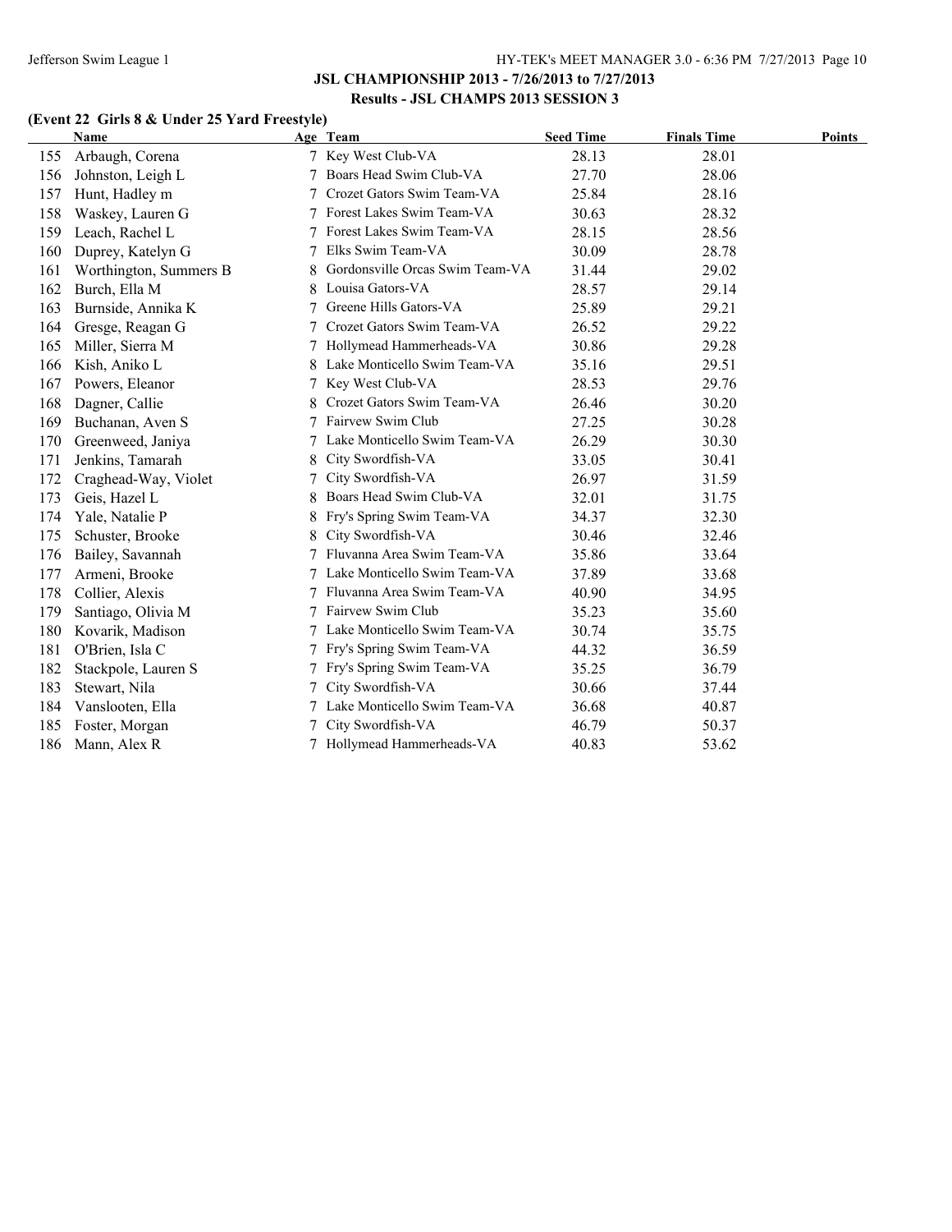**JSL CHAMPIONSHIP 2013 - 7/26/2013 to 7/27/2013**

**Results - JSL CHAMPS 2013 SESSION 3**

### (Event 22 Girls 8 & Under 25 Yard Freestyle)

| | Name | Age | Team | Seed Time | Finals Time | Points |
|---|---|---|---|---|---|---|
| 155 | Arbaugh, Corena | 7 | Key West Club-VA | 28.13 | 28.01 | |
| 156 | Johnston, Leigh L | 7 | Boars Head Swim Club-VA | 27.70 | 28.06 | |
| 157 | Hunt, Hadley m | 7 | Crozet Gators Swim Team-VA | 25.84 | 28.16 | |
| 158 | Waskey, Lauren G | 7 | Forest Lakes Swim Team-VA | 30.63 | 28.32 | |
| 159 | Leach, Rachel L | 7 | Forest Lakes Swim Team-VA | 28.15 | 28.56 | |
| 160 | Duprey, Katelyn G | 7 | Elks Swim Team-VA | 30.09 | 28.78 | |
| 161 | Worthington, Summers B | 8 | Gordonsville Orcas Swim Team-VA | 31.44 | 29.02 | |
| 162 | Burch, Ella M | 8 | Louisa Gators-VA | 28.57 | 29.14 | |
| 163 | Burnside, Annika K | 7 | Greene Hills Gators-VA | 25.89 | 29.21 | |
| 164 | Gresge, Reagan G | 7 | Crozet Gators Swim Team-VA | 26.52 | 29.22 | |
| 165 | Miller, Sierra M | 7 | Hollymead Hammerheads-VA | 30.86 | 29.28 | |
| 166 | Kish, Aniko L | 8 | Lake Monticello Swim Team-VA | 35.16 | 29.51 | |
| 167 | Powers, Eleanor | 7 | Key West Club-VA | 28.53 | 29.76 | |
| 168 | Dagner, Callie | 8 | Crozet Gators Swim Team-VA | 26.46 | 30.20 | |
| 169 | Buchanan, Aven S | 7 | Fairvew Swim Club | 27.25 | 30.28 | |
| 170 | Greenweed, Janiya | 7 | Lake Monticello Swim Team-VA | 26.29 | 30.30 | |
| 171 | Jenkins, Tamarah | 8 | City Swordfish-VA | 33.05 | 30.41 | |
| 172 | Craghead-Way, Violet | 7 | City Swordfish-VA | 26.97 | 31.59 | |
| 173 | Geis, Hazel L | 8 | Boars Head Swim Club-VA | 32.01 | 31.75 | |
| 174 | Yale, Natalie P | 8 | Fry's Spring Swim Team-VA | 34.37 | 32.30 | |
| 175 | Schuster, Brooke | 8 | City Swordfish-VA | 30.46 | 32.46 | |
| 176 | Bailey, Savannah | 7 | Fluvanna Area Swim Team-VA | 35.86 | 33.64 | |
| 177 | Armeni, Brooke | 7 | Lake Monticello Swim Team-VA | 37.89 | 33.68 | |
| 178 | Collier, Alexis | 7 | Fluvanna Area Swim Team-VA | 40.90 | 34.95 | |
| 179 | Santiago, Olivia M | 7 | Fairvew Swim Club | 35.23 | 35.60 | |
| 180 | Kovarik, Madison | 7 | Lake Monticello Swim Team-VA | 30.74 | 35.75 | |
| 181 | O'Brien, Isla C | 7 | Fry's Spring Swim Team-VA | 44.32 | 36.59 | |
| 182 | Stackpole, Lauren S | 7 | Fry's Spring Swim Team-VA | 35.25 | 36.79 | |
| 183 | Stewart, Nila | 7 | City Swordfish-VA | 30.66 | 37.44 | |
| 184 | Vanslooten, Ella | 7 | Lake Monticello Swim Team-VA | 36.68 | 40.87 | |
| 185 | Foster, Morgan | 7 | City Swordfish-VA | 46.79 | 50.37 | |
| 186 | Mann, Alex R | 7 | Hollymead Hammerheads-VA | 40.83 | 53.62 | |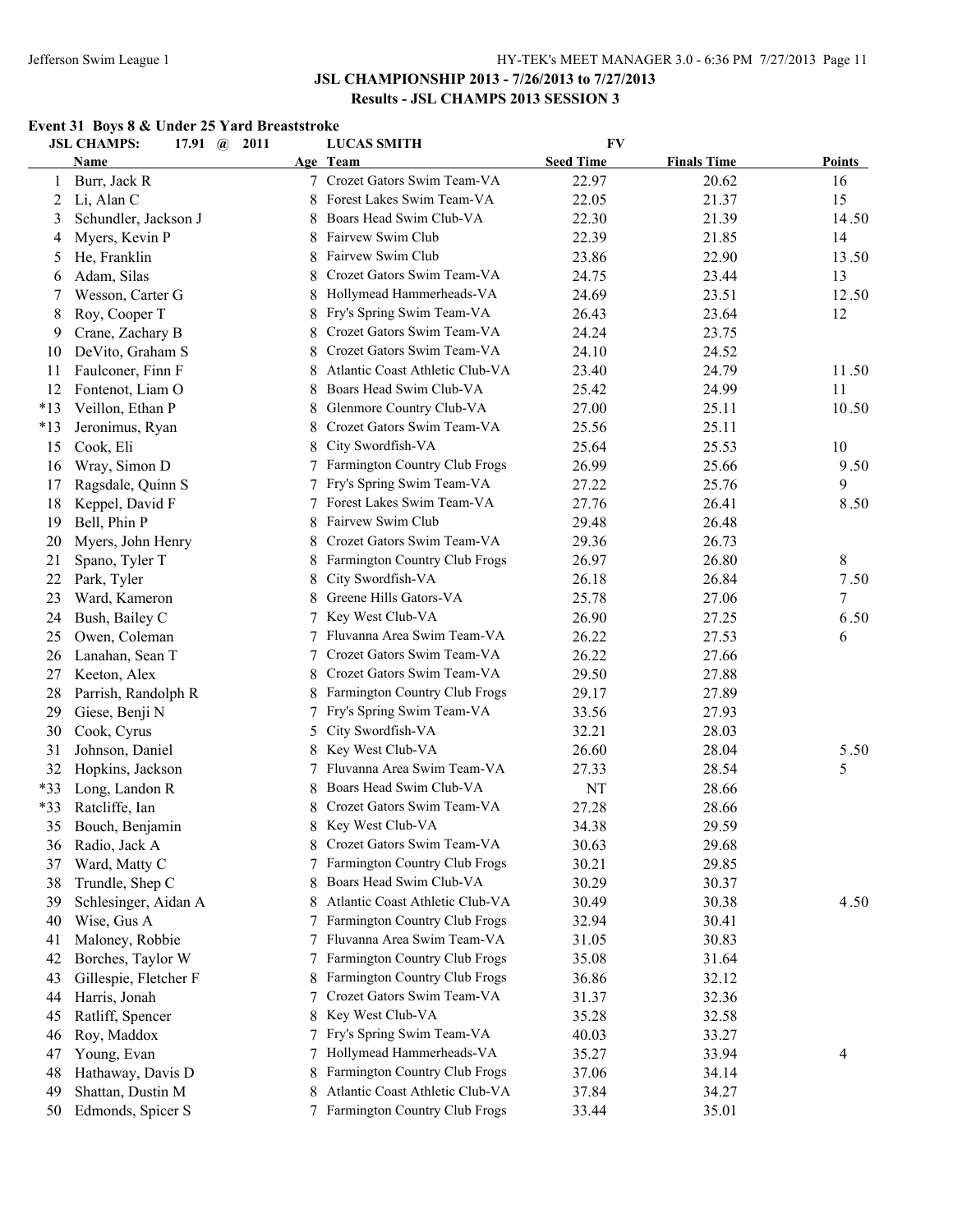## JSL CHAMPIONSHIP 2013 - 7/26/2013 to 7/27/2013

### Results - JSL CHAMPS 2013 SESSION 3

**Event 31 Boys 8 & Under 25 Yard Breaststroke**

JSL CHAMPS: 17.91 @ 2011 LUCAS SMITH FV

| | Name | Age | Team | Seed Time | Finals Time | Points |
|---|---|---|---|---|---|---|
| 1 | Burr, Jack R | 7 | Crozet Gators Swim Team-VA | 22.97 | 20.62 | 16 |
| 2 | Li, Alan C | 8 | Forest Lakes Swim Team-VA | 22.05 | 21.37 | 15 |
| 3 | Schundler, Jackson J | 8 | Boars Head Swim Club-VA | 22.30 | 21.39 | 14.50 |
| 4 | Myers, Kevin P | 8 | Fairvew Swim Club | 22.39 | 21.85 | 14 |
| 5 | He, Franklin | 8 | Fairvew Swim Club | 23.86 | 22.90 | 13.50 |
| 6 | Adam, Silas | 8 | Crozet Gators Swim Team-VA | 24.75 | 23.44 | 13 |
| 7 | Wesson, Carter G | 8 | Hollymead Hammerheads-VA | 24.69 | 23.51 | 12.50 |
| 8 | Roy, Cooper T | 8 | Fry's Spring Swim Team-VA | 26.43 | 23.64 | 12 |
| 9 | Crane, Zachary B | 8 | Crozet Gators Swim Team-VA | 24.24 | 23.75 | |
| 10 | DeVito, Graham S | 8 | Crozet Gators Swim Team-VA | 24.10 | 24.52 | |
| 11 | Faulconer, Finn F | 8 | Atlantic Coast Athletic Club-VA | 23.40 | 24.79 | 11.50 |
| 12 | Fontenot, Liam O | 8 | Boars Head Swim Club-VA | 25.42 | 24.99 | 11 |
| *13 | Veillon, Ethan P | 8 | Glenmore Country Club-VA | 27.00 | 25.11 | 10.50 |
| *13 | Jeronimus, Ryan | 8 | Crozet Gators Swim Team-VA | 25.56 | 25.11 | |
| 15 | Cook, Eli | 8 | City Swordfish-VA | 25.64 | 25.53 | 10 |
| 16 | Wray, Simon D | 7 | Farmington Country Club Frogs | 26.99 | 25.66 | 9.50 |
| 17 | Ragsdale, Quinn S | 7 | Fry's Spring Swim Team-VA | 27.22 | 25.76 | 9 |
| 18 | Keppel, David F | 7 | Forest Lakes Swim Team-VA | 27.76 | 26.41 | 8.50 |
| 19 | Bell, Phin P | 8 | Fairvew Swim Club | 29.48 | 26.48 | |
| 20 | Myers, John Henry | 8 | Crozet Gators Swim Team-VA | 29.36 | 26.73 | |
| 21 | Spano, Tyler T | 8 | Farmington Country Club Frogs | 26.97 | 26.80 | 8 |
| 22 | Park, Tyler | 8 | City Swordfish-VA | 26.18 | 26.84 | 7.50 |
| 23 | Ward, Kameron | 8 | Greene Hills Gators-VA | 25.78 | 27.06 | 7 |
| 24 | Bush, Bailey C | 7 | Key West Club-VA | 26.90 | 27.25 | 6.50 |
| 25 | Owen, Coleman | 7 | Fluvanna Area Swim Team-VA | 26.22 | 27.53 | 6 |
| 26 | Lanahan, Sean T | 7 | Crozet Gators Swim Team-VA | 26.22 | 27.66 | |
| 27 | Keeton, Alex | 8 | Crozet Gators Swim Team-VA | 29.50 | 27.88 | |
| 28 | Parrish, Randolph R | 8 | Farmington Country Club Frogs | 29.17 | 27.89 | |
| 29 | Giese, Benji N | 7 | Fry's Spring Swim Team-VA | 33.56 | 27.93 | |
| 30 | Cook, Cyrus | 5 | City Swordfish-VA | 32.21 | 28.03 | |
| 31 | Johnson, Daniel | 8 | Key West Club-VA | 26.60 | 28.04 | 5.50 |
| 32 | Hopkins, Jackson | 7 | Fluvanna Area Swim Team-VA | 27.33 | 28.54 | 5 |
| *33 | Long, Landon R | 8 | Boars Head Swim Club-VA | NT | 28.66 | |
| *33 | Ratcliffe, Ian | 8 | Crozet Gators Swim Team-VA | 27.28 | 28.66 | |
| 35 | Bouch, Benjamin | 8 | Key West Club-VA | 34.38 | 29.59 | |
| 36 | Radio, Jack A | 8 | Crozet Gators Swim Team-VA | 30.63 | 29.68 | |
| 37 | Ward, Matty C | 7 | Farmington Country Club Frogs | 30.21 | 29.85 | |
| 38 | Trundle, Shep C | 8 | Boars Head Swim Club-VA | 30.29 | 30.37 | |
| 39 | Schlesinger, Aidan A | 8 | Atlantic Coast Athletic Club-VA | 30.49 | 30.38 | 4.50 |
| 40 | Wise, Gus A | 7 | Farmington Country Club Frogs | 32.94 | 30.41 | |
| 41 | Maloney, Robbie | 7 | Fluvanna Area Swim Team-VA | 31.05 | 30.83 | |
| 42 | Borches, Taylor W | 7 | Farmington Country Club Frogs | 35.08 | 31.64 | |
| 43 | Gillespie, Fletcher F | 8 | Farmington Country Club Frogs | 36.86 | 32.12 | |
| 44 | Harris, Jonah | 7 | Crozet Gators Swim Team-VA | 31.37 | 32.36 | |
| 45 | Ratliff, Spencer | 8 | Key West Club-VA | 35.28 | 32.58 | |
| 46 | Roy, Maddox | 7 | Fry's Spring Swim Team-VA | 40.03 | 33.27 | |
| 47 | Young, Evan | 7 | Hollymead Hammerheads-VA | 35.27 | 33.94 | 4 |
| 48 | Hathaway, Davis D | 8 | Farmington Country Club Frogs | 37.06 | 34.14 | |
| 49 | Shattan, Dustin M | 8 | Atlantic Coast Athletic Club-VA | 37.84 | 34.27 | |
| 50 | Edmonds, Spicer S | 7 | Farmington Country Club Frogs | 33.44 | 35.01 | |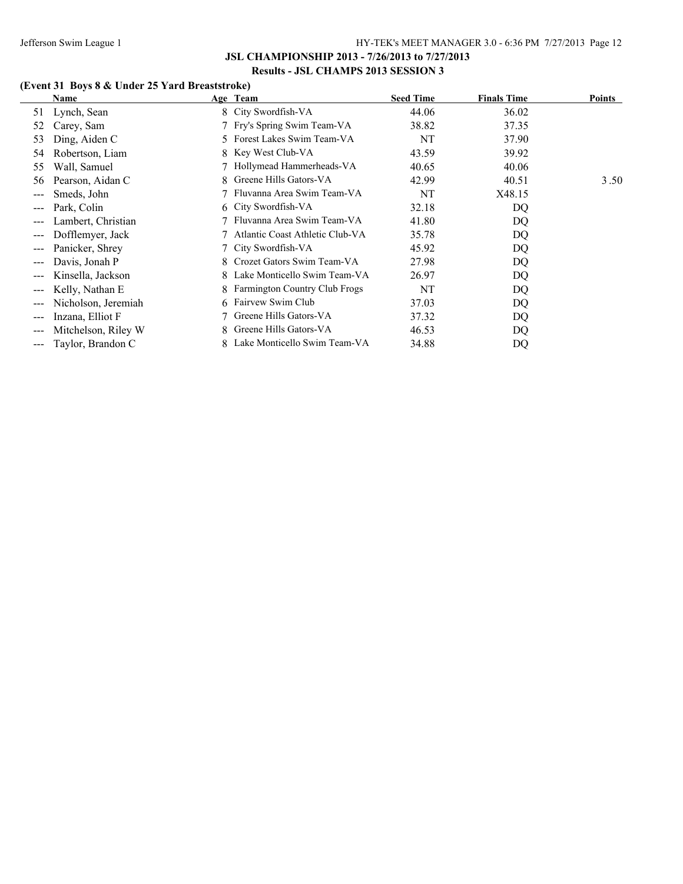**JSL CHAMPIONSHIP 2013 - 7/26/2013 to 7/27/2013**

**Results - JSL CHAMPS 2013 SESSION 3**

**(Event 31 Boys 8 & Under 25 Yard Breaststroke)**

| | Name | Age | Team | Seed Time | Finals Time | Points |
|---|---|---|---|---|---|---|
| 51 | Lynch, Sean | 8 | City Swordfish-VA | 44.06 | 36.02 | |
| 52 | Carey, Sam | 7 | Fry's Spring Swim Team-VA | 38.82 | 37.35 | |
| 53 | Ding, Aiden C | 5 | Forest Lakes Swim Team-VA | NT | 37.90 | |
| 54 | Robertson, Liam | 8 | Key West Club-VA | 43.59 | 39.92 | |
| 55 | Wall, Samuel | 7 | Hollymead Hammerheads-VA | 40.65 | 40.06 | |
| 56 | Pearson, Aidan C | 8 | Greene Hills Gators-VA | 42.99 | 40.51 | 3.50 |
| --- | Smeds, John | 7 | Fluvanna Area Swim Team-VA | NT | X48.15 | |
| --- | Park, Colin | 6 | City Swordfish-VA | 32.18 | DQ | |
| --- | Lambert, Christian | 7 | Fluvanna Area Swim Team-VA | 41.80 | DQ | |
| --- | Dofflemyer, Jack | 7 | Atlantic Coast Athletic Club-VA | 35.78 | DQ | |
| --- | Panicker, Shrey | 7 | City Swordfish-VA | 45.92 | DQ | |
| --- | Davis, Jonah P | 8 | Crozet Gators Swim Team-VA | 27.98 | DQ | |
| --- | Kinsella, Jackson | 8 | Lake Monticello Swim Team-VA | 26.97 | DQ | |
| --- | Kelly, Nathan E | 8 | Farmington Country Club Frogs | NT | DQ | |
| --- | Nicholson, Jeremiah | 6 | Fairvew Swim Club | 37.03 | DQ | |
| --- | Inzana, Elliot F | 7 | Greene Hills Gators-VA | 37.32 | DQ | |
| --- | Mitchelson, Riley W | 8 | Greene Hills Gators-VA | 46.53 | DQ | |
| --- | Taylor, Brandon C | 8 | Lake Monticello Swim Team-VA | 34.88 | DQ | |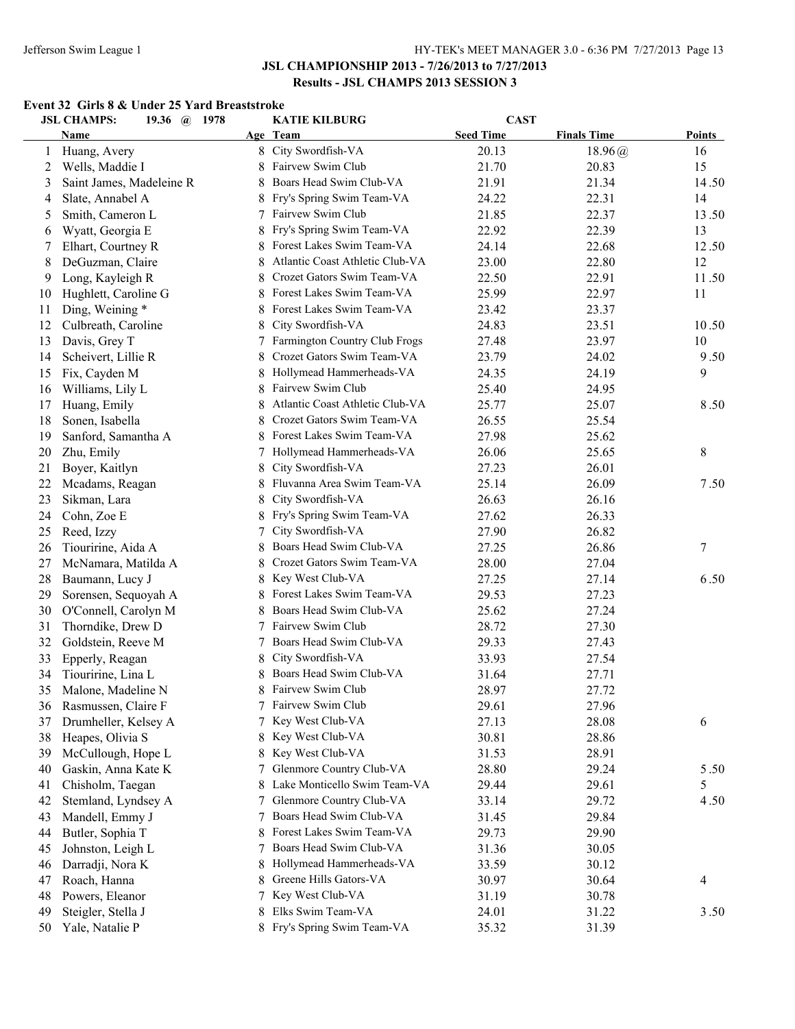## JSL CHAMPIONSHIP 2013 - 7/26/2013 to 7/27/2013

## Results - JSL CHAMPS 2013 SESSION 3

### Event 32 Girls 8 & Under 25 Yard Breaststroke

JSL CHAMPS: 19.36 @ 1978 KATIE KILBURG CAST

| | Name | Age | Team | Seed Time | Finals Time | Points |
|---|---|---|---|---|---|---|
| 1 | Huang, Avery | 8 | City Swordfish-VA | 20.13 | 18.96@ | 16 |
| 2 | Wells, Maddie I | 8 | Fairvew Swim Club | 21.70 | 20.83 | 15 |
| 3 | Saint James, Madeleine R | 8 | Boars Head Swim Club-VA | 21.91 | 21.34 | 14.50 |
| 4 | Slate, Annabel A | 8 | Fry's Spring Swim Team-VA | 24.22 | 22.31 | 14 |
| 5 | Smith, Cameron L | 7 | Fairvew Swim Club | 21.85 | 22.37 | 13.50 |
| 6 | Wyatt, Georgia E | 8 | Fry's Spring Swim Team-VA | 22.92 | 22.39 | 13 |
| 7 | Elhart, Courtney R | 8 | Forest Lakes Swim Team-VA | 24.14 | 22.68 | 12.50 |
| 8 | DeGuzman, Claire | 8 | Atlantic Coast Athletic Club-VA | 23.00 | 22.80 | 12 |
| 9 | Long, Kayleigh R | 8 | Crozet Gators Swim Team-VA | 22.50 | 22.91 | 11.50 |
| 10 | Hughlett, Caroline G | 8 | Forest Lakes Swim Team-VA | 25.99 | 22.97 | 11 |
| 11 | Ding, Weining * | 8 | Forest Lakes Swim Team-VA | 23.42 | 23.37 | |
| 12 | Culbreath, Caroline | 8 | City Swordfish-VA | 24.83 | 23.51 | 10.50 |
| 13 | Davis, Grey T | 7 | Farmington Country Club Frogs | 27.48 | 23.97 | 10 |
| 14 | Scheivert, Lillie R | 8 | Crozet Gators Swim Team-VA | 23.79 | 24.02 | 9.50 |
| 15 | Fix, Cayden M | 8 | Hollymead Hammerheads-VA | 24.35 | 24.19 | 9 |
| 16 | Williams, Lily L | 8 | Fairvew Swim Club | 25.40 | 24.95 | |
| 17 | Huang, Emily | 8 | Atlantic Coast Athletic Club-VA | 25.77 | 25.07 | 8.50 |
| 18 | Sonen, Isabella | 8 | Crozet Gators Swim Team-VA | 26.55 | 25.54 | |
| 19 | Sanford, Samantha A | 8 | Forest Lakes Swim Team-VA | 27.98 | 25.62 | |
| 20 | Zhu, Emily | 7 | Hollymead Hammerheads-VA | 26.06 | 25.65 | 8 |
| 21 | Boyer, Kaitlyn | 8 | City Swordfish-VA | 27.23 | 26.01 | |
| 22 | Mcadams, Reagan | 8 | Fluvanna Area Swim Team-VA | 25.14 | 26.09 | 7.50 |
| 23 | Sikman, Lara | 8 | City Swordfish-VA | 26.63 | 26.16 | |
| 24 | Cohn, Zoe E | 8 | Fry's Spring Swim Team-VA | 27.62 | 26.33 | |
| 25 | Reed, Izzy | 7 | City Swordfish-VA | 27.90 | 26.82 | |
| 26 | Tiouririne, Aida A | 8 | Boars Head Swim Club-VA | 27.25 | 26.86 | 7 |
| 27 | McNamara, Matilda A | 8 | Crozet Gators Swim Team-VA | 28.00 | 27.04 | |
| 28 | Baumann, Lucy J | 8 | Key West Club-VA | 27.25 | 27.14 | 6.50 |
| 29 | Sorensen, Sequoyah A | 8 | Forest Lakes Swim Team-VA | 29.53 | 27.23 | |
| 30 | O'Connell, Carolyn M | 8 | Boars Head Swim Club-VA | 25.62 | 27.24 | |
| 31 | Thorndike, Drew D | 7 | Fairvew Swim Club | 28.72 | 27.30 | |
| 32 | Goldstein, Reeve M | 7 | Boars Head Swim Club-VA | 29.33 | 27.43 | |
| 33 | Epperly, Reagan | 8 | City Swordfish-VA | 33.93 | 27.54 | |
| 34 | Tiouririne, Lina L | 8 | Boars Head Swim Club-VA | 31.64 | 27.71 | |
| 35 | Malone, Madeline N | 8 | Fairvew Swim Club | 28.97 | 27.72 | |
| 36 | Rasmussen, Claire F | 7 | Fairvew Swim Club | 29.61 | 27.96 | |
| 37 | Drumheller, Kelsey A | 7 | Key West Club-VA | 27.13 | 28.08 | 6 |
| 38 | Heapes, Olivia S | 8 | Key West Club-VA | 30.81 | 28.86 | |
| 39 | McCullough, Hope L | 8 | Key West Club-VA | 31.53 | 28.91 | |
| 40 | Gaskin, Anna Kate K | 7 | Glenmore Country Club-VA | 28.80 | 29.24 | 5.50 |
| 41 | Chisholm, Taegan | 8 | Lake Monticello Swim Team-VA | 29.44 | 29.61 | 5 |
| 42 | Stemland, Lyndsey A | 7 | Glenmore Country Club-VA | 33.14 | 29.72 | 4.50 |
| 43 | Mandell, Emmy J | 7 | Boars Head Swim Club-VA | 31.45 | 29.84 | |
| 44 | Butler, Sophia T | 8 | Forest Lakes Swim Team-VA | 29.73 | 29.90 | |
| 45 | Johnston, Leigh L | 7 | Boars Head Swim Club-VA | 31.36 | 30.05 | |
| 46 | Darradji, Nora K | 8 | Hollymead Hammerheads-VA | 33.59 | 30.12 | |
| 47 | Roach, Hanna | 8 | Greene Hills Gators-VA | 30.97 | 30.64 | 4 |
| 48 | Powers, Eleanor | 7 | Key West Club-VA | 31.19 | 30.78 | |
| 49 | Steigler, Stella J | 8 | Elks Swim Team-VA | 24.01 | 31.22 | 3.50 |
| 50 | Yale, Natalie P | 8 | Fry's Spring Swim Team-VA | 35.32 | 31.39 | |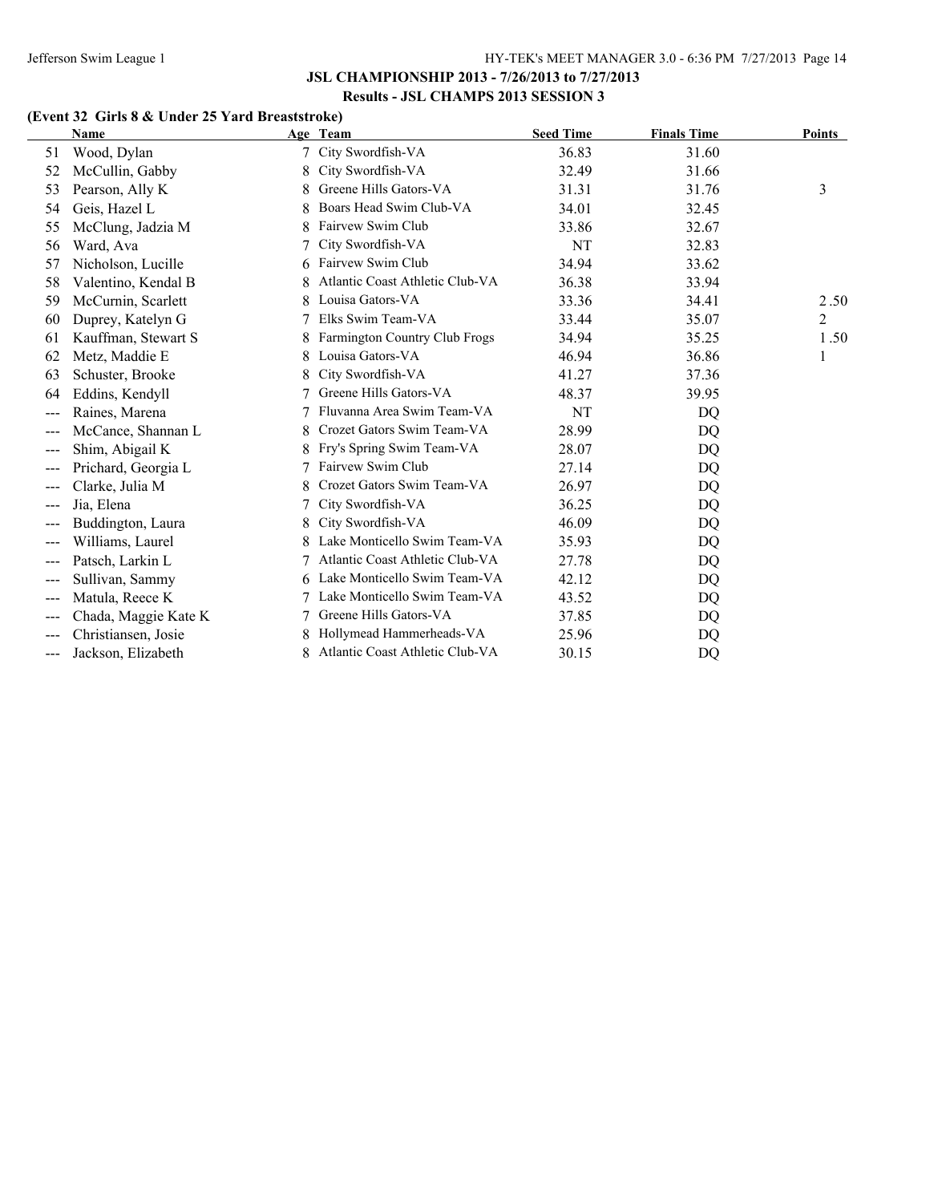**JSL CHAMPIONSHIP 2013 - 7/26/2013 to 7/27/2013**

**Results - JSL CHAMPS 2013 SESSION 3**

**(Event 32 Girls 8 & Under 25 Yard Breaststroke)**

| | Name | Age | Team | Seed Time | Finals Time | Points |
|---|---|---|---|---|---|---|
| 51 | Wood, Dylan | 7 | City Swordfish-VA | 36.83 | 31.60 | |
| 52 | McCullin, Gabby | 8 | City Swordfish-VA | 32.49 | 31.66 | |
| 53 | Pearson, Ally K | 8 | Greene Hills Gators-VA | 31.31 | 31.76 | 3 |
| 54 | Geis, Hazel L | 8 | Boars Head Swim Club-VA | 34.01 | 32.45 | |
| 55 | McClung, Jadzia M | 8 | Fairvew Swim Club | 33.86 | 32.67 | |
| 56 | Ward, Ava | 7 | City Swordfish-VA | NT | 32.83 | |
| 57 | Nicholson, Lucille | 6 | Fairvew Swim Club | 34.94 | 33.62 | |
| 58 | Valentino, Kendal B | 8 | Atlantic Coast Athletic Club-VA | 36.38 | 33.94 | |
| 59 | McCurnin, Scarlett | 8 | Louisa Gators-VA | 33.36 | 34.41 | 2.50 |
| 60 | Duprey, Katelyn G | 7 | Elks Swim Team-VA | 33.44 | 35.07 | 2 |
| 61 | Kauffman, Stewart S | 8 | Farmington Country Club Frogs | 34.94 | 35.25 | 1.50 |
| 62 | Metz, Maddie E | 8 | Louisa Gators-VA | 46.94 | 36.86 | 1 |
| 63 | Schuster, Brooke | 8 | City Swordfish-VA | 41.27 | 37.36 | |
| 64 | Eddins, Kendyll | 7 | Greene Hills Gators-VA | 48.37 | 39.95 | |
| --- | Raines, Marena | 7 | Fluvanna Area Swim Team-VA | NT | DQ | |
| --- | McCance, Shannan L | 8 | Crozet Gators Swim Team-VA | 28.99 | DQ | |
| --- | Shim, Abigail K | 8 | Fry's Spring Swim Team-VA | 28.07 | DQ | |
| --- | Prichard, Georgia L | 7 | Fairvew Swim Club | 27.14 | DQ | |
| --- | Clarke, Julia M | 8 | Crozet Gators Swim Team-VA | 26.97 | DQ | |
| --- | Jia, Elena | 7 | City Swordfish-VA | 36.25 | DQ | |
| --- | Buddington, Laura | 8 | City Swordfish-VA | 46.09 | DQ | |
| --- | Williams, Laurel | 8 | Lake Monticello Swim Team-VA | 35.93 | DQ | |
| --- | Patsch, Larkin L | 7 | Atlantic Coast Athletic Club-VA | 27.78 | DQ | |
| --- | Sullivan, Sammy | 6 | Lake Monticello Swim Team-VA | 42.12 | DQ | |
| --- | Matula, Reece K | 7 | Lake Monticello Swim Team-VA | 43.52 | DQ | |
| --- | Chada, Maggie Kate K | 7 | Greene Hills Gators-VA | 37.85 | DQ | |
| --- | Christiansen, Josie | 8 | Hollymead Hammerheads-VA | 25.96 | DQ | |
| --- | Jackson, Elizabeth | 8 | Atlantic Coast Athletic Club-VA | 30.15 | DQ | |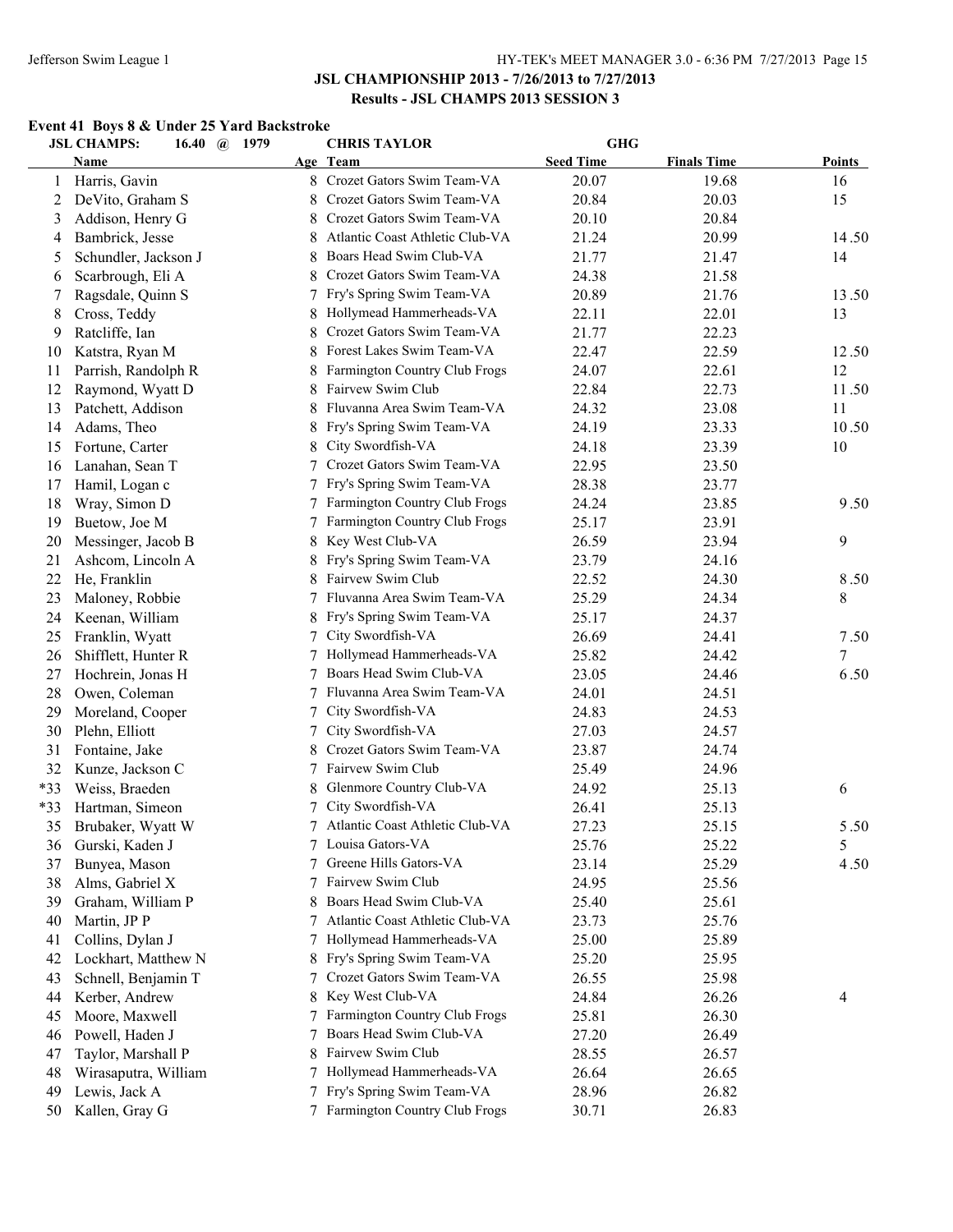## JSL CHAMPIONSHIP 2013 - 7/26/2013 to 7/27/2013

### Results - JSL CHAMPS 2013 SESSION 3

#### Event 41 Boys 8 & Under 25 Yard Backstroke

JSL CHAMPS: 16.40 @ 1979 CHRIS TAYLOR GHG

| | Name | Age | Team | Seed Time | Finals Time | Points |
|---|---|---|---|---|---|---|
| 1 | Harris, Gavin | 8 | Crozet Gators Swim Team-VA | 20.07 | 19.68 | 16 |
| 2 | DeVito, Graham S | 8 | Crozet Gators Swim Team-VA | 20.84 | 20.03 | 15 |
| 3 | Addison, Henry G | 8 | Crozet Gators Swim Team-VA | 20.10 | 20.84 | |
| 4 | Bambrick, Jesse | 8 | Atlantic Coast Athletic Club-VA | 21.24 | 20.99 | 14.50 |
| 5 | Schundler, Jackson J | 8 | Boars Head Swim Club-VA | 21.77 | 21.47 | 14 |
| 6 | Scarbrough, Eli A | 8 | Crozet Gators Swim Team-VA | 24.38 | 21.58 | |
| 7 | Ragsdale, Quinn S | 7 | Fry's Spring Swim Team-VA | 20.89 | 21.76 | 13.50 |
| 8 | Cross, Teddy | 8 | Hollymead Hammerheads-VA | 22.11 | 22.01 | 13 |
| 9 | Ratcliffe, Ian | 8 | Crozet Gators Swim Team-VA | 21.77 | 22.23 | |
| 10 | Katstra, Ryan M | 8 | Forest Lakes Swim Team-VA | 22.47 | 22.59 | 12.50 |
| 11 | Parrish, Randolph R | 8 | Farmington Country Club Frogs | 24.07 | 22.61 | 12 |
| 12 | Raymond, Wyatt D | 8 | Fairvew Swim Club | 22.84 | 22.73 | 11.50 |
| 13 | Patchett, Addison | 8 | Fluvanna Area Swim Team-VA | 24.32 | 23.08 | 11 |
| 14 | Adams, Theo | 8 | Fry's Spring Swim Team-VA | 24.19 | 23.33 | 10.50 |
| 15 | Fortune, Carter | 8 | City Swordfish-VA | 24.18 | 23.39 | 10 |
| 16 | Lanahan, Sean T | 7 | Crozet Gators Swim Team-VA | 22.95 | 23.50 | |
| 17 | Hamil, Logan c | 7 | Fry's Spring Swim Team-VA | 28.38 | 23.77 | |
| 18 | Wray, Simon D | 7 | Farmington Country Club Frogs | 24.24 | 23.85 | 9.50 |
| 19 | Buetow, Joe M | 7 | Farmington Country Club Frogs | 25.17 | 23.91 | |
| 20 | Messinger, Jacob B | 8 | Key West Club-VA | 26.59 | 23.94 | 9 |
| 21 | Ashcom, Lincoln A | 8 | Fry's Spring Swim Team-VA | 23.79 | 24.16 | |
| 22 | He, Franklin | 8 | Fairvew Swim Club | 22.52 | 24.30 | 8.50 |
| 23 | Maloney, Robbie | 7 | Fluvanna Area Swim Team-VA | 25.29 | 24.34 | 8 |
| 24 | Keenan, William | 8 | Fry's Spring Swim Team-VA | 25.17 | 24.37 | |
| 25 | Franklin, Wyatt | 7 | City Swordfish-VA | 26.69 | 24.41 | 7.50 |
| 26 | Shifflett, Hunter R | 7 | Hollymead Hammerheads-VA | 25.82 | 24.42 | 7 |
| 27 | Hochrein, Jonas H | 7 | Boars Head Swim Club-VA | 23.05 | 24.46 | 6.50 |
| 28 | Owen, Coleman | 7 | Fluvanna Area Swim Team-VA | 24.01 | 24.51 | |
| 29 | Moreland, Cooper | 7 | City Swordfish-VA | 24.83 | 24.53 | |
| 30 | Plehn, Elliott | 7 | City Swordfish-VA | 27.03 | 24.57 | |
| 31 | Fontaine, Jake | 8 | Crozet Gators Swim Team-VA | 23.87 | 24.74 | |
| 32 | Kunze, Jackson C | 7 | Fairvew Swim Club | 25.49 | 24.96 | |
| *33 | Weiss, Braeden | 8 | Glenmore Country Club-VA | 24.92 | 25.13 | 6 |
| *33 | Hartman, Simeon | 7 | City Swordfish-VA | 26.41 | 25.13 | |
| 35 | Brubaker, Wyatt W | 7 | Atlantic Coast Athletic Club-VA | 27.23 | 25.15 | 5.50 |
| 36 | Gurski, Kaden J | 7 | Louisa Gators-VA | 25.76 | 25.22 | 5 |
| 37 | Bunyea, Mason | 7 | Greene Hills Gators-VA | 23.14 | 25.29 | 4.50 |
| 38 | Alms, Gabriel X | 7 | Fairvew Swim Club | 24.95 | 25.56 | |
| 39 | Graham, William P | 8 | Boars Head Swim Club-VA | 25.40 | 25.61 | |
| 40 | Martin, JP P | 7 | Atlantic Coast Athletic Club-VA | 23.73 | 25.76 | |
| 41 | Collins, Dylan J | 7 | Hollymead Hammerheads-VA | 25.00 | 25.89 | |
| 42 | Lockhart, Matthew N | 8 | Fry's Spring Swim Team-VA | 25.20 | 25.95 | |
| 43 | Schnell, Benjamin T | 7 | Crozet Gators Swim Team-VA | 26.55 | 25.98 | |
| 44 | Kerber, Andrew | 8 | Key West Club-VA | 24.84 | 26.26 | 4 |
| 45 | Moore, Maxwell | 7 | Farmington Country Club Frogs | 25.81 | 26.30 | |
| 46 | Powell, Haden J | 7 | Boars Head Swim Club-VA | 27.20 | 26.49 | |
| 47 | Taylor, Marshall P | 8 | Fairvew Swim Club | 28.55 | 26.57 | |
| 48 | Wirasaputra, William | 7 | Hollymead Hammerheads-VA | 26.64 | 26.65 | |
| 49 | Lewis, Jack A | 7 | Fry's Spring Swim Team-VA | 28.96 | 26.82 | |
| 50 | Kallen, Gray G | 7 | Farmington Country Club Frogs | 30.71 | 26.83 | |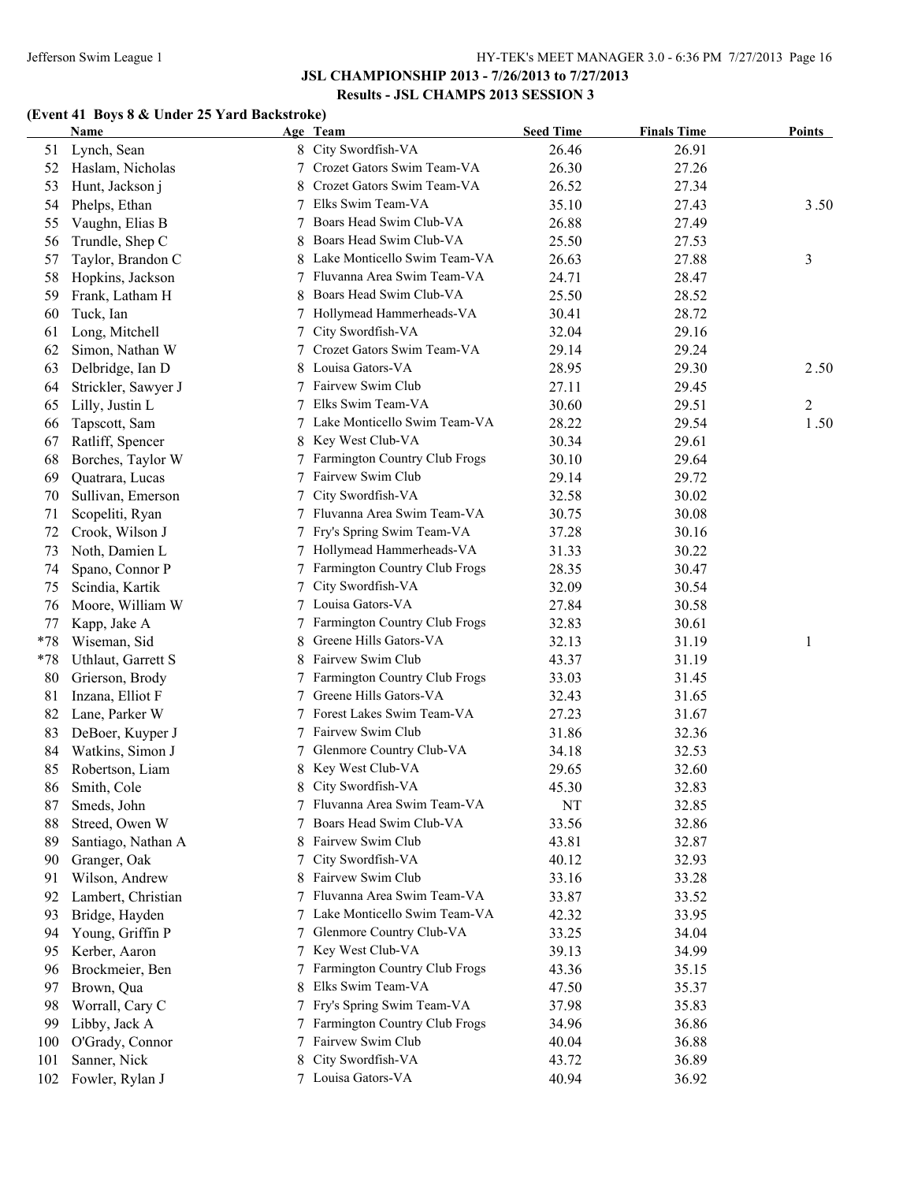## JSL CHAMPIONSHIP 2013 - 7/26/2013 to 7/27/2013

### Results - JSL CHAMPS 2013 SESSION 3

**(Event 41 Boys 8 & Under 25 Yard Backstroke)**

| | Name | Age | Team | Seed Time | Finals Time | Points |
|---|---|---|---|---|---|---|
| 51 | Lynch, Sean | 8 | City Swordfish-VA | 26.46 | 26.91 | |
| 52 | Haslam, Nicholas | 7 | Crozet Gators Swim Team-VA | 26.30 | 27.26 | |
| 53 | Hunt, Jackson j | 8 | Crozet Gators Swim Team-VA | 26.52 | 27.34 | |
| 54 | Phelps, Ethan | 7 | Elks Swim Team-VA | 35.10 | 27.43 | 3.50 |
| 55 | Vaughn, Elias B | 7 | Boars Head Swim Club-VA | 26.88 | 27.49 | |
| 56 | Trundle, Shep C | 8 | Boars Head Swim Club-VA | 25.50 | 27.53 | |
| 57 | Taylor, Brandon C | 8 | Lake Monticello Swim Team-VA | 26.63 | 27.88 | 3 |
| 58 | Hopkins, Jackson | 7 | Fluvanna Area Swim Team-VA | 24.71 | 28.47 | |
| 59 | Frank, Latham H | 8 | Boars Head Swim Club-VA | 25.50 | 28.52 | |
| 60 | Tuck, Ian | 7 | Hollymead Hammerheads-VA | 30.41 | 28.72 | |
| 61 | Long, Mitchell | 7 | City Swordfish-VA | 32.04 | 29.16 | |
| 62 | Simon, Nathan W | 7 | Crozet Gators Swim Team-VA | 29.14 | 29.24 | |
| 63 | Delbridge, Ian D | 8 | Louisa Gators-VA | 28.95 | 29.30 | 2.50 |
| 64 | Strickler, Sawyer J | 7 | Fairvew Swim Club | 27.11 | 29.45 | |
| 65 | Lilly, Justin L | 7 | Elks Swim Team-VA | 30.60 | 29.51 | 2 |
| 66 | Tapscott, Sam | 7 | Lake Monticello Swim Team-VA | 28.22 | 29.54 | 1.50 |
| 67 | Ratliff, Spencer | 8 | Key West Club-VA | 30.34 | 29.61 | |
| 68 | Borches, Taylor W | 7 | Farmington Country Club Frogs | 30.10 | 29.64 | |
| 69 | Quatrara, Lucas | 7 | Fairvew Swim Club | 29.14 | 29.72 | |
| 70 | Sullivan, Emerson | 7 | City Swordfish-VA | 32.58 | 30.02 | |
| 71 | Scopeliti, Ryan | 7 | Fluvanna Area Swim Team-VA | 30.75 | 30.08 | |
| 72 | Crook, Wilson J | 7 | Fry's Spring Swim Team-VA | 37.28 | 30.16 | |
| 73 | Noth, Damien L | 7 | Hollymead Hammerheads-VA | 31.33 | 30.22 | |
| 74 | Spano, Connor P | 7 | Farmington Country Club Frogs | 28.35 | 30.47 | |
| 75 | Scindia, Kartik | 7 | City Swordfish-VA | 32.09 | 30.54 | |
| 76 | Moore, William W | 7 | Louisa Gators-VA | 27.84 | 30.58 | |
| 77 | Kapp, Jake A | 7 | Farmington Country Club Frogs | 32.83 | 30.61 | |
| *78 | Wiseman, Sid | 8 | Greene Hills Gators-VA | 32.13 | 31.19 | 1 |
| *78 | Uthlaut, Garrett S | 8 | Fairvew Swim Club | 43.37 | 31.19 | |
| 80 | Grierson, Brody | 7 | Farmington Country Club Frogs | 33.03 | 31.45 | |
| 81 | Inzana, Elliot F | 7 | Greene Hills Gators-VA | 32.43 | 31.65 | |
| 82 | Lane, Parker W | 7 | Forest Lakes Swim Team-VA | 27.23 | 31.67 | |
| 83 | DeBoer, Kuyper J | 7 | Fairvew Swim Club | 31.86 | 32.36 | |
| 84 | Watkins, Simon J | 7 | Glenmore Country Club-VA | 34.18 | 32.53 | |
| 85 | Robertson, Liam | 8 | Key West Club-VA | 29.65 | 32.60 | |
| 86 | Smith, Cole | 8 | City Swordfish-VA | 45.30 | 32.83 | |
| 87 | Smeds, John | 7 | Fluvanna Area Swim Team-VA | NT | 32.85 | |
| 88 | Streed, Owen W | 7 | Boars Head Swim Club-VA | 33.56 | 32.86 | |
| 89 | Santiago, Nathan A | 8 | Fairvew Swim Club | 43.81 | 32.87 | |
| 90 | Granger, Oak | 7 | City Swordfish-VA | 40.12 | 32.93 | |
| 91 | Wilson, Andrew | 8 | Fairvew Swim Club | 33.16 | 33.28 | |
| 92 | Lambert, Christian | 7 | Fluvanna Area Swim Team-VA | 33.87 | 33.52 | |
| 93 | Bridge, Hayden | 7 | Lake Monticello Swim Team-VA | 42.32 | 33.95 | |
| 94 | Young, Griffin P | 7 | Glenmore Country Club-VA | 33.25 | 34.04 | |
| 95 | Kerber, Aaron | 7 | Key West Club-VA | 39.13 | 34.99 | |
| 96 | Brockmeier, Ben | 7 | Farmington Country Club Frogs | 43.36 | 35.15 | |
| 97 | Brown, Qua | 8 | Elks Swim Team-VA | 47.50 | 35.37 | |
| 98 | Worrall, Cary C | 7 | Fry's Spring Swim Team-VA | 37.98 | 35.83 | |
| 99 | Libby, Jack A | 7 | Farmington Country Club Frogs | 34.96 | 36.86 | |
| 100 | O'Grady, Connor | 7 | Fairvew Swim Club | 40.04 | 36.88 | |
| 101 | Sanner, Nick | 8 | City Swordfish-VA | 43.72 | 36.89 | |
| 102 | Fowler, Rylan J | 7 | Louisa Gators-VA | 40.94 | 36.92 | |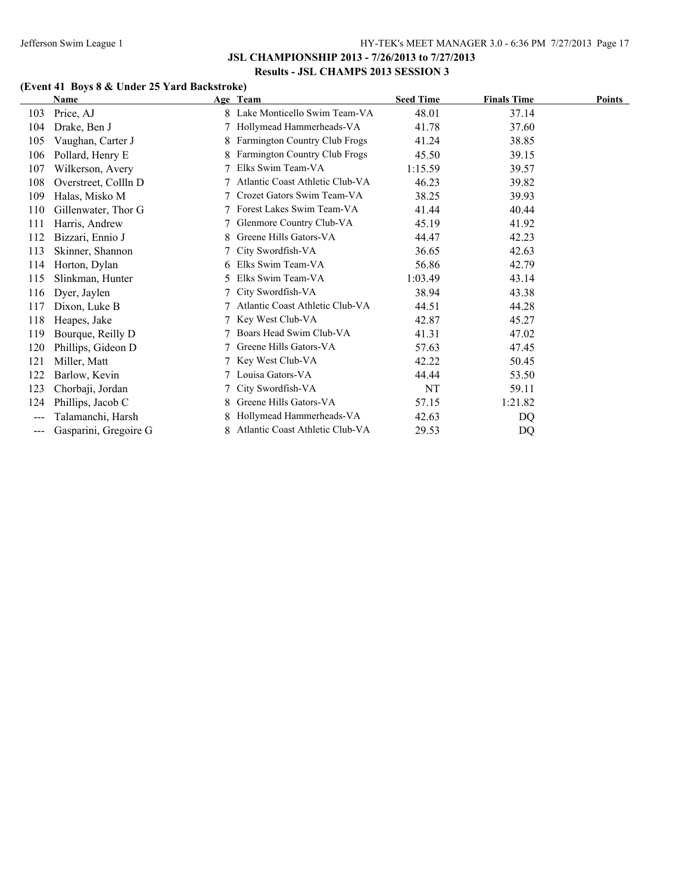## JSL CHAMPIONSHIP 2013 - 7/26/2013 to 7/27/2013

### Results - JSL CHAMPS 2013 SESSION 3

**(Event 41 Boys 8 & Under 25 Yard Backstroke)**

| | Name | Age | Team | Seed Time | Finals Time | Points |
|---|---|---|---|---|---|---|
| 103 | Price, AJ | 8 | Lake Monticello Swim Team-VA | 48.01 | 37.14 | |
| 104 | Drake, Ben J | 7 | Hollymead Hammerheads-VA | 41.78 | 37.60 | |
| 105 | Vaughan, Carter J | 8 | Farmington Country Club Frogs | 41.24 | 38.85 | |
| 106 | Pollard, Henry E | 8 | Farmington Country Club Frogs | 45.50 | 39.15 | |
| 107 | Wilkerson, Avery | 7 | Elks Swim Team-VA | 1:15.59 | 39.57 | |
| 108 | Overstreet, Collln D | 7 | Atlantic Coast Athletic Club-VA | 46.23 | 39.82 | |
| 109 | Halas, Misko M | 7 | Crozet Gators Swim Team-VA | 38.25 | 39.93 | |
| 110 | Gillenwater, Thor G | 7 | Forest Lakes Swim Team-VA | 41.44 | 40.44 | |
| 111 | Harris, Andrew | 7 | Glenmore Country Club-VA | 45.19 | 41.92 | |
| 112 | Bizzari, Ennio J | 8 | Greene Hills Gators-VA | 44.47 | 42.23 | |
| 113 | Skinner, Shannon | 7 | City Swordfish-VA | 36.65 | 42.63 | |
| 114 | Horton, Dylan | 6 | Elks Swim Team-VA | 56.86 | 42.79 | |
| 115 | Slinkman, Hunter | 5 | Elks Swim Team-VA | 1:03.49 | 43.14 | |
| 116 | Dyer, Jaylen | 7 | City Swordfish-VA | 38.94 | 43.38 | |
| 117 | Dixon, Luke B | 7 | Atlantic Coast Athletic Club-VA | 44.51 | 44.28 | |
| 118 | Heapes, Jake | 7 | Key West Club-VA | 42.87 | 45.27 | |
| 119 | Bourque, Reilly D | 7 | Boars Head Swim Club-VA | 41.31 | 47.02 | |
| 120 | Phillips, Gideon D | 7 | Greene Hills Gators-VA | 57.63 | 47.45 | |
| 121 | Miller, Matt | 7 | Key West Club-VA | 42.22 | 50.45 | |
| 122 | Barlow, Kevin | 7 | Louisa Gators-VA | 44.44 | 53.50 | |
| 123 | Chorbaji, Jordan | 7 | City Swordfish-VA | NT | 59.11 | |
| 124 | Phillips, Jacob C | 8 | Greene Hills Gators-VA | 57.15 | 1:21.82 | |
| --- | Talamanchi, Harsh | 8 | Hollymead Hammerheads-VA | 42.63 | DQ | |
| --- | Gasparini, Gregoire G | 8 | Atlantic Coast Athletic Club-VA | 29.53 | DQ | |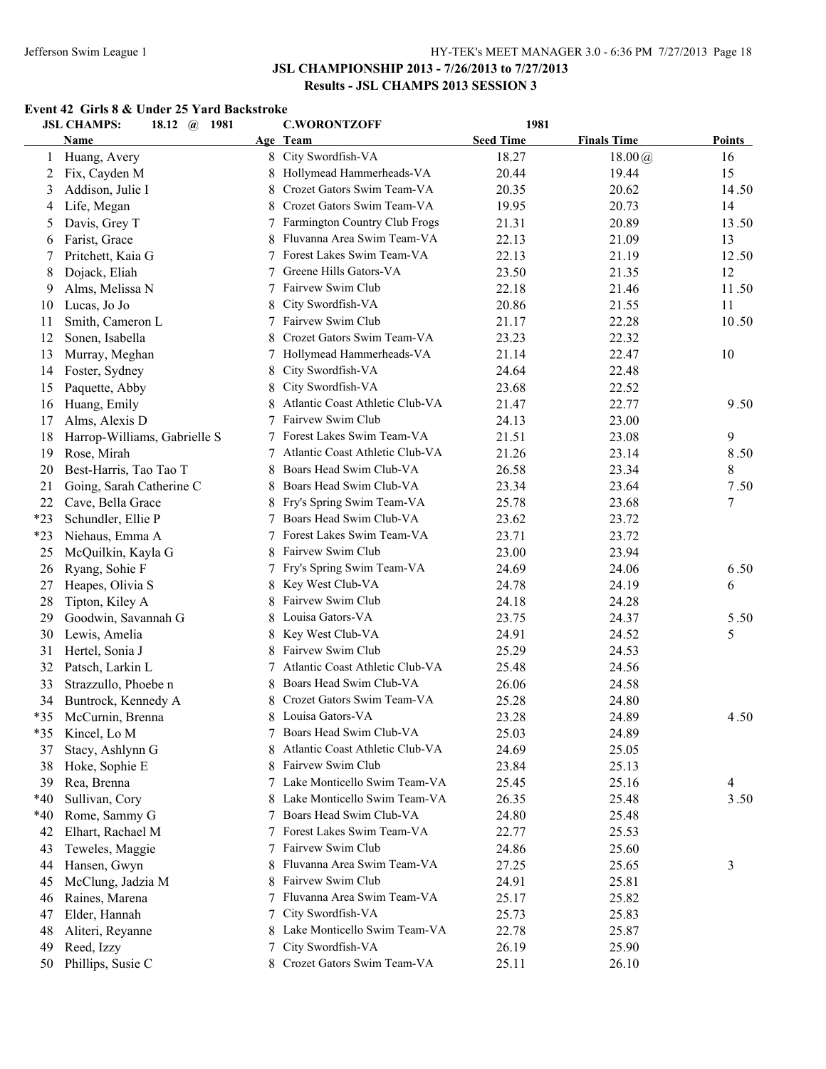## JSL CHAMPIONSHIP 2013 - 7/26/2013 to 7/27/2013

### Results - JSL CHAMPS 2013 SESSION 3

#### Event 42 Girls 8 & Under 25 Yard Backstroke

JSL CHAMPS: 18.12 @ 1981 C.WORONTZOFF 1981

| | Name | Age | Team | Seed Time | Finals Time | Points |
|---|---|---|---|---|---|---|
| 1 | Huang, Avery | 8 | City Swordfish-VA | 18.27 | 18.00@ | 16 |
| 2 | Fix, Cayden M | 8 | Hollymead Hammerheads-VA | 20.44 | 19.44 | 15 |
| 3 | Addison, Julie I | 8 | Crozet Gators Swim Team-VA | 20.35 | 20.62 | 14.50 |
| 4 | Life, Megan | 8 | Crozet Gators Swim Team-VA | 19.95 | 20.73 | 14 |
| 5 | Davis, Grey T | 7 | Farmington Country Club Frogs | 21.31 | 20.89 | 13.50 |
| 6 | Farist, Grace | 8 | Fluvanna Area Swim Team-VA | 22.13 | 21.09 | 13 |
| 7 | Pritchett, Kaia G | 7 | Forest Lakes Swim Team-VA | 22.13 | 21.19 | 12.50 |
| 8 | Dojack, Eliah | 7 | Greene Hills Gators-VA | 23.50 | 21.35 | 12 |
| 9 | Alms, Melissa N | 7 | Fairvew Swim Club | 22.18 | 21.46 | 11.50 |
| 10 | Lucas, Jo Jo | 8 | City Swordfish-VA | 20.86 | 21.55 | 11 |
| 11 | Smith, Cameron L | 7 | Fairvew Swim Club | 21.17 | 22.28 | 10.50 |
| 12 | Sonen, Isabella | 8 | Crozet Gators Swim Team-VA | 23.23 | 22.32 | |
| 13 | Murray, Meghan | 7 | Hollymead Hammerheads-VA | 21.14 | 22.47 | 10 |
| 14 | Foster, Sydney | 8 | City Swordfish-VA | 24.64 | 22.48 | |
| 15 | Paquette, Abby | 8 | City Swordfish-VA | 23.68 | 22.52 | |
| 16 | Huang, Emily | 8 | Atlantic Coast Athletic Club-VA | 21.47 | 22.77 | 9.50 |
| 17 | Alms, Alexis D | 7 | Fairvew Swim Club | 24.13 | 23.00 | |
| 18 | Harrop-Williams, Gabrielle S | 7 | Forest Lakes Swim Team-VA | 21.51 | 23.08 | 9 |
| 19 | Rose, Mirah | 7 | Atlantic Coast Athletic Club-VA | 21.26 | 23.14 | 8.50 |
| 20 | Best-Harris, Tao Tao T | 8 | Boars Head Swim Club-VA | 26.58 | 23.34 | 8 |
| 21 | Going, Sarah Catherine C | 8 | Boars Head Swim Club-VA | 23.34 | 23.64 | 7.50 |
| 22 | Cave, Bella Grace | 8 | Fry's Spring Swim Team-VA | 25.78 | 23.68 | 7 |
| *23 | Schundler, Ellie P | 7 | Boars Head Swim Club-VA | 23.62 | 23.72 | |
| *23 | Niehaus, Emma A | 7 | Forest Lakes Swim Team-VA | 23.71 | 23.72 | |
| 25 | McQuilkin, Kayla G | 8 | Fairvew Swim Club | 23.00 | 23.94 | |
| 26 | Ryang, Sohie F | 7 | Fry's Spring Swim Team-VA | 24.69 | 24.06 | 6.50 |
| 27 | Heapes, Olivia S | 8 | Key West Club-VA | 24.78 | 24.19 | 6 |
| 28 | Tipton, Kiley A | 8 | Fairvew Swim Club | 24.18 | 24.28 | |
| 29 | Goodwin, Savannah G | 8 | Louisa Gators-VA | 23.75 | 24.37 | 5.50 |
| 30 | Lewis, Amelia | 8 | Key West Club-VA | 24.91 | 24.52 | 5 |
| 31 | Hertel, Sonia J | 8 | Fairvew Swim Club | 25.29 | 24.53 | |
| 32 | Patsch, Larkin L | 7 | Atlantic Coast Athletic Club-VA | 25.48 | 24.56 | |
| 33 | Strazzullo, Phoebe n | 8 | Boars Head Swim Club-VA | 26.06 | 24.58 | |
| 34 | Buntrock, Kennedy A | 8 | Crozet Gators Swim Team-VA | 25.28 | 24.80 | |
| *35 | McCurnin, Brenna | 8 | Louisa Gators-VA | 23.28 | 24.89 | 4.50 |
| *35 | Kincel, Lo M | 7 | Boars Head Swim Club-VA | 25.03 | 24.89 | |
| 37 | Stacy, Ashlynn G | 8 | Atlantic Coast Athletic Club-VA | 24.69 | 25.05 | |
| 38 | Hoke, Sophie E | 8 | Fairvew Swim Club | 23.84 | 25.13 | |
| 39 | Rea, Brenna | 7 | Lake Monticello Swim Team-VA | 25.45 | 25.16 | 4 |
| *40 | Sullivan, Cory | 8 | Lake Monticello Swim Team-VA | 26.35 | 25.48 | 3.50 |
| *40 | Rome, Sammy G | 7 | Boars Head Swim Club-VA | 24.80 | 25.48 | |
| 42 | Elhart, Rachael M | 7 | Forest Lakes Swim Team-VA | 22.77 | 25.53 | |
| 43 | Teweles, Maggie | 7 | Fairvew Swim Club | 24.86 | 25.60 | |
| 44 | Hansen, Gwyn | 8 | Fluvanna Area Swim Team-VA | 27.25 | 25.65 | 3 |
| 45 | McClung, Jadzia M | 8 | Fairvew Swim Club | 24.91 | 25.81 | |
| 46 | Raines, Marena | 7 | Fluvanna Area Swim Team-VA | 25.17 | 25.82 | |
| 47 | Elder, Hannah | 7 | City Swordfish-VA | 25.73 | 25.83 | |
| 48 | Aliteri, Reyanne | 8 | Lake Monticello Swim Team-VA | 22.78 | 25.87 | |
| 49 | Reed, Izzy | 7 | City Swordfish-VA | 26.19 | 25.90 | |
| 50 | Phillips, Susie C | 8 | Crozet Gators Swim Team-VA | 25.11 | 26.10 | |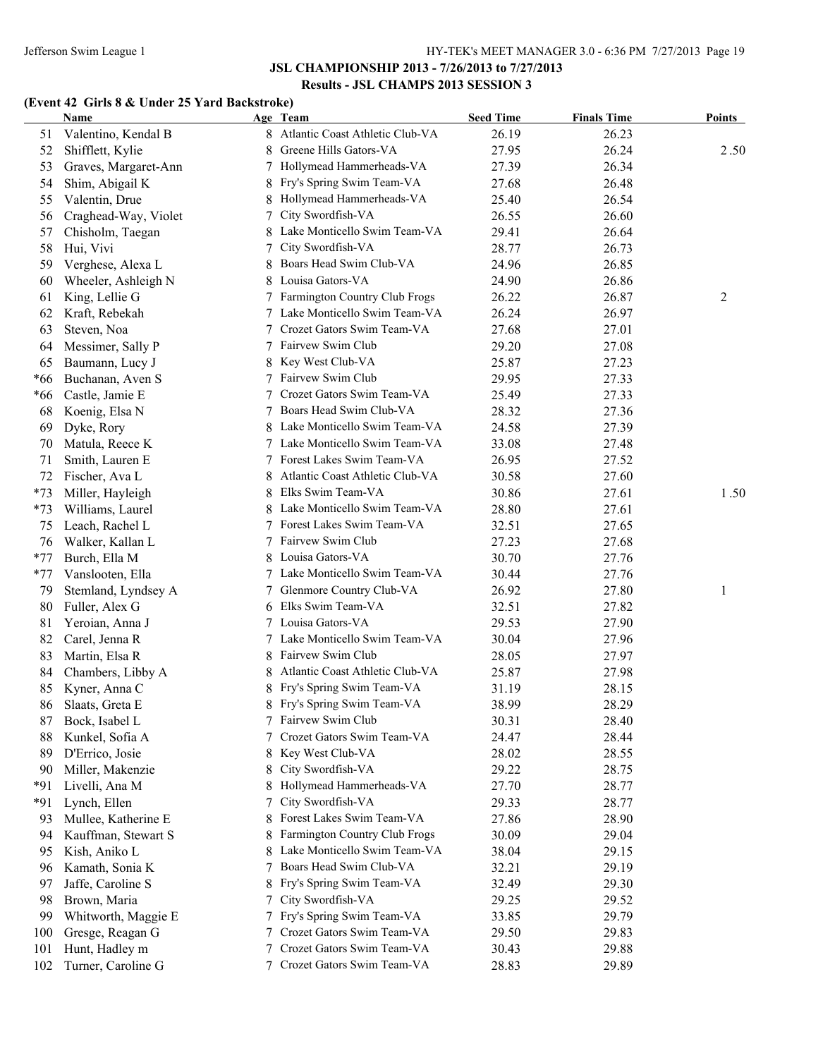## JSL CHAMPIONSHIP 2013 - 7/26/2013 to 7/27/2013

### Results - JSL CHAMPS 2013 SESSION 3

**(Event 42 Girls 8 & Under 25 Yard Backstroke)**

| | Name | Age | Team | Seed Time | Finals Time | Points |
|---|---|---|---|---|---|---|
| 51 | Valentino, Kendal B | 8 | Atlantic Coast Athletic Club-VA | 26.19 | 26.23 | |
| 52 | Shifflett, Kylie | 8 | Greene Hills Gators-VA | 27.95 | 26.24 | 2.50 |
| 53 | Graves, Margaret-Ann | 7 | Hollymead Hammerheads-VA | 27.39 | 26.34 | |
| 54 | Shim, Abigail K | 8 | Fry's Spring Swim Team-VA | 27.68 | 26.48 | |
| 55 | Valentin, Drue | 8 | Hollymead Hammerheads-VA | 25.40 | 26.54 | |
| 56 | Craghead-Way, Violet | 7 | City Swordfish-VA | 26.55 | 26.60 | |
| 57 | Chisholm, Taegan | 8 | Lake Monticello Swim Team-VA | 29.41 | 26.64 | |
| 58 | Hui, Vivi | 7 | City Swordfish-VA | 28.77 | 26.73 | |
| 59 | Verghese, Alexa L | 8 | Boars Head Swim Club-VA | 24.96 | 26.85 | |
| 60 | Wheeler, Ashleigh N | 8 | Louisa Gators-VA | 24.90 | 26.86 | |
| 61 | King, Lellie G | 7 | Farmington Country Club Frogs | 26.22 | 26.87 | 2 |
| 62 | Kraft, Rebekah | 7 | Lake Monticello Swim Team-VA | 26.24 | 26.97 | |
| 63 | Steven, Noa | 7 | Crozet Gators Swim Team-VA | 27.68 | 27.01 | |
| 64 | Messimer, Sally P | 7 | Fairvew Swim Club | 29.20 | 27.08 | |
| 65 | Baumann, Lucy J | 8 | Key West Club-VA | 25.87 | 27.23 | |
| *66 | Buchanan, Aven S | 7 | Fairvew Swim Club | 29.95 | 27.33 | |
| *66 | Castle, Jamie E | 7 | Crozet Gators Swim Team-VA | 25.49 | 27.33 | |
| 68 | Koenig, Elsa N | 7 | Boars Head Swim Club-VA | 28.32 | 27.36 | |
| 69 | Dyke, Rory | 8 | Lake Monticello Swim Team-VA | 24.58 | 27.39 | |
| 70 | Matula, Reece K | 7 | Lake Monticello Swim Team-VA | 33.08 | 27.48 | |
| 71 | Smith, Lauren E | 7 | Forest Lakes Swim Team-VA | 26.95 | 27.52 | |
| 72 | Fischer, Ava L | 8 | Atlantic Coast Athletic Club-VA | 30.58 | 27.60 | |
| *73 | Miller, Hayleigh | 8 | Elks Swim Team-VA | 30.86 | 27.61 | 1.50 |
| *73 | Williams, Laurel | 8 | Lake Monticello Swim Team-VA | 28.80 | 27.61 | |
| 75 | Leach, Rachel L | 7 | Forest Lakes Swim Team-VA | 32.51 | 27.65 | |
| 76 | Walker, Kallan L | 7 | Fairvew Swim Club | 27.23 | 27.68 | |
| *77 | Burch, Ella M | 8 | Louisa Gators-VA | 30.70 | 27.76 | |
| *77 | Vanslooten, Ella | 7 | Lake Monticello Swim Team-VA | 30.44 | 27.76 | |
| 79 | Stemland, Lyndsey A | 7 | Glenmore Country Club-VA | 26.92 | 27.80 | 1 |
| 80 | Fuller, Alex G | 6 | Elks Swim Team-VA | 32.51 | 27.82 | |
| 81 | Yeroian, Anna J | 7 | Louisa Gators-VA | 29.53 | 27.90 | |
| 82 | Carel, Jenna R | 7 | Lake Monticello Swim Team-VA | 30.04 | 27.96 | |
| 83 | Martin, Elsa R | 8 | Fairvew Swim Club | 28.05 | 27.97 | |
| 84 | Chambers, Libby A | 8 | Atlantic Coast Athletic Club-VA | 25.87 | 27.98 | |
| 85 | Kyner, Anna C | 8 | Fry's Spring Swim Team-VA | 31.19 | 28.15 | |
| 86 | Slaats, Greta E | 8 | Fry's Spring Swim Team-VA | 38.99 | 28.29 | |
| 87 | Bock, Isabel L | 7 | Fairvew Swim Club | 30.31 | 28.40 | |
| 88 | Kunkel, Sofia A | 7 | Crozet Gators Swim Team-VA | 24.47 | 28.44 | |
| 89 | D'Errico, Josie | 8 | Key West Club-VA | 28.02 | 28.55 | |
| 90 | Miller, Makenzie | 8 | City Swordfish-VA | 29.22 | 28.75 | |
| *91 | Livelli, Ana M | 8 | Hollymead Hammerheads-VA | 27.70 | 28.77 | |
| *91 | Lynch, Ellen | 7 | City Swordfish-VA | 29.33 | 28.77 | |
| 93 | Mullee, Katherine E | 8 | Forest Lakes Swim Team-VA | 27.86 | 28.90 | |
| 94 | Kauffman, Stewart S | 8 | Farmington Country Club Frogs | 30.09 | 29.04 | |
| 95 | Kish, Aniko L | 8 | Lake Monticello Swim Team-VA | 38.04 | 29.15 | |
| 96 | Kamath, Sonia K | 7 | Boars Head Swim Club-VA | 32.21 | 29.19 | |
| 97 | Jaffe, Caroline S | 8 | Fry's Spring Swim Team-VA | 32.49 | 29.30 | |
| 98 | Brown, Maria | 7 | City Swordfish-VA | 29.25 | 29.52 | |
| 99 | Whitworth, Maggie E | 7 | Fry's Spring Swim Team-VA | 33.85 | 29.79 | |
| 100 | Gresge, Reagan G | 7 | Crozet Gators Swim Team-VA | 29.50 | 29.83 | |
| 101 | Hunt, Hadley m | 7 | Crozet Gators Swim Team-VA | 30.43 | 29.88 | |
| 102 | Turner, Caroline G | 7 | Crozet Gators Swim Team-VA | 28.83 | 29.89 | |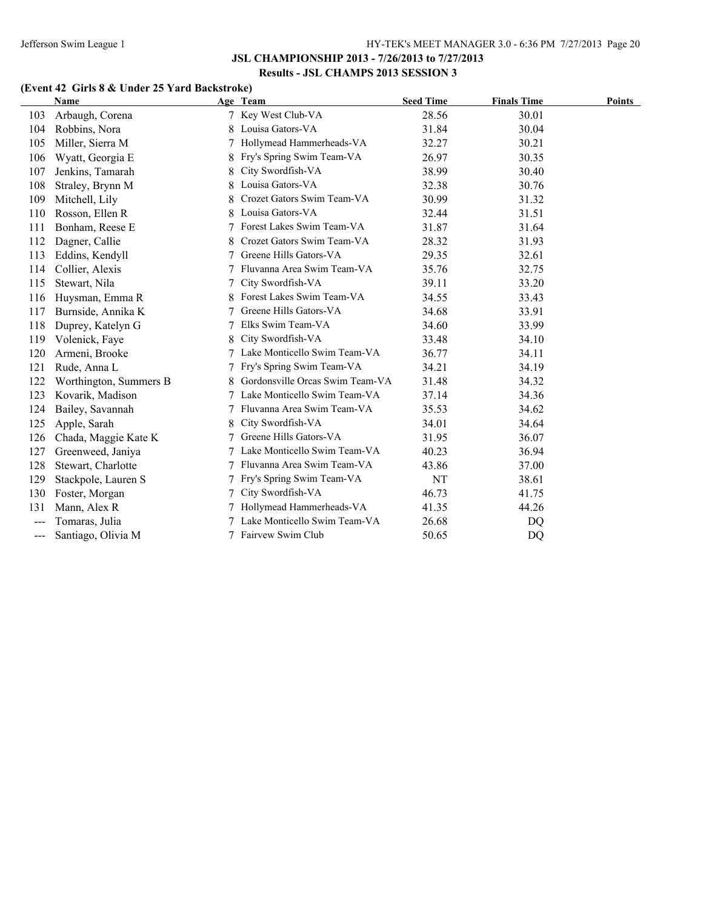## JSL CHAMPIONSHIP 2013 - 7/26/2013 to 7/27/2013

### Results - JSL CHAMPS 2013 SESSION 3

**(Event 42 Girls 8 & Under 25 Yard Backstroke)**

| | Name | Age | Team | Seed Time | Finals Time | Points |
|---|---|---|---|---|---|---|
| 103 | Arbaugh, Corena | 7 | Key West Club-VA | 28.56 | 30.01 | |
| 104 | Robbins, Nora | 8 | Louisa Gators-VA | 31.84 | 30.04 | |
| 105 | Miller, Sierra M | 7 | Hollymead Hammerheads-VA | 32.27 | 30.21 | |
| 106 | Wyatt, Georgia E | 8 | Fry's Spring Swim Team-VA | 26.97 | 30.35 | |
| 107 | Jenkins, Tamarah | 8 | City Swordfish-VA | 38.99 | 30.40 | |
| 108 | Straley, Brynn M | 8 | Louisa Gators-VA | 32.38 | 30.76 | |
| 109 | Mitchell, Lily | 8 | Crozet Gators Swim Team-VA | 30.99 | 31.32 | |
| 110 | Rosson, Ellen R | 8 | Louisa Gators-VA | 32.44 | 31.51 | |
| 111 | Bonham, Reese E | 7 | Forest Lakes Swim Team-VA | 31.87 | 31.64 | |
| 112 | Dagner, Callie | 8 | Crozet Gators Swim Team-VA | 28.32 | 31.93 | |
| 113 | Eddins, Kendyll | 7 | Greene Hills Gators-VA | 29.35 | 32.61 | |
| 114 | Collier, Alexis | 7 | Fluvanna Area Swim Team-VA | 35.76 | 32.75 | |
| 115 | Stewart, Nila | 7 | City Swordfish-VA | 39.11 | 33.20 | |
| 116 | Huysman, Emma R | 8 | Forest Lakes Swim Team-VA | 34.55 | 33.43 | |
| 117 | Burnside, Annika K | 7 | Greene Hills Gators-VA | 34.68 | 33.91 | |
| 118 | Duprey, Katelyn G | 7 | Elks Swim Team-VA | 34.60 | 33.99 | |
| 119 | Volenick, Faye | 8 | City Swordfish-VA | 33.48 | 34.10 | |
| 120 | Armeni, Brooke | 7 | Lake Monticello Swim Team-VA | 36.77 | 34.11 | |
| 121 | Rude, Anna L | 7 | Fry's Spring Swim Team-VA | 34.21 | 34.19 | |
| 122 | Worthington, Summers B | 8 | Gordonsville Orcas Swim Team-VA | 31.48 | 34.32 | |
| 123 | Kovarik, Madison | 7 | Lake Monticello Swim Team-VA | 37.14 | 34.36 | |
| 124 | Bailey, Savannah | 7 | Fluvanna Area Swim Team-VA | 35.53 | 34.62 | |
| 125 | Apple, Sarah | 8 | City Swordfish-VA | 34.01 | 34.64 | |
| 126 | Chada, Maggie Kate K | 7 | Greene Hills Gators-VA | 31.95 | 36.07 | |
| 127 | Greenweed, Janiya | 7 | Lake Monticello Swim Team-VA | 40.23 | 36.94 | |
| 128 | Stewart, Charlotte | 7 | Fluvanna Area Swim Team-VA | 43.86 | 37.00 | |
| 129 | Stackpole, Lauren S | 7 | Fry's Spring Swim Team-VA | NT | 38.61 | |
| 130 | Foster, Morgan | 7 | City Swordfish-VA | 46.73 | 41.75 | |
| 131 | Mann, Alex R | 7 | Hollymead Hammerheads-VA | 41.35 | 44.26 | |
| --- | Tomaras, Julia | 7 | Lake Monticello Swim Team-VA | 26.68 | DQ | |
| --- | Santiago, Olivia M | 7 | Fairvew Swim Club | 50.65 | DQ | |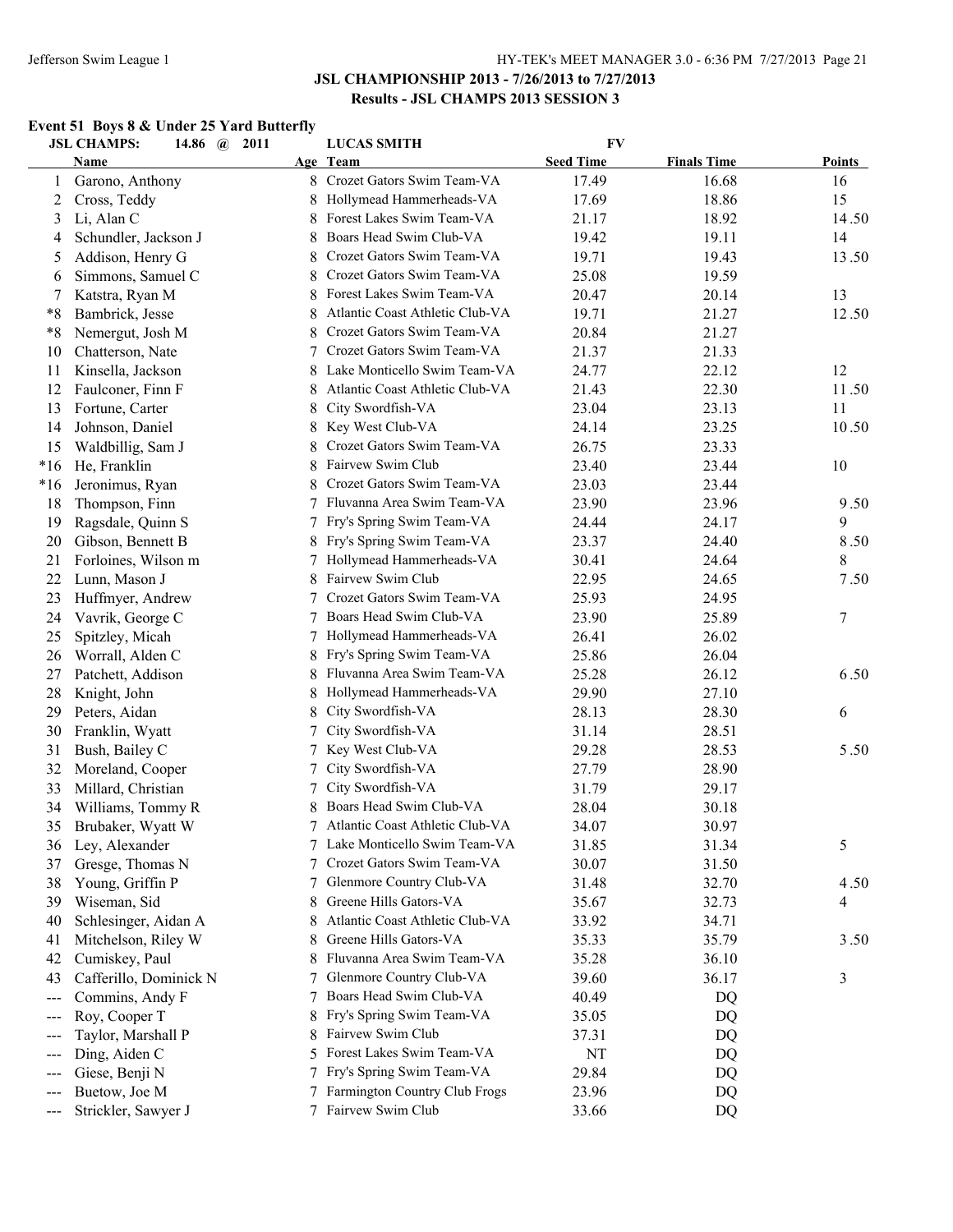## JSL CHAMPIONSHIP 2013 - 7/26/2013 to 7/27/2013
### Results - JSL CHAMPS 2013 SESSION 3

### Event 51 Boys 8 & Under 25 Yard Butterfly

JSL CHAMPS: 14.86 @ 2011 LUCAS SMITH FV

| | Name | Age | Team | Seed Time | Finals Time | Points |
|---|---|---|---|---|---|---|
| 1 | Garono, Anthony | 8 | Crozet Gators Swim Team-VA | 17.49 | 16.68 | 16 |
| 2 | Cross, Teddy | 8 | Hollymead Hammerheads-VA | 17.69 | 18.86 | 15 |
| 3 | Li, Alan C | 8 | Forest Lakes Swim Team-VA | 21.17 | 18.92 | 14.50 |
| 4 | Schundler, Jackson J | 8 | Boars Head Swim Club-VA | 19.42 | 19.11 | 14 |
| 5 | Addison, Henry G | 8 | Crozet Gators Swim Team-VA | 19.71 | 19.43 | 13.50 |
| 6 | Simmons, Samuel C | 8 | Crozet Gators Swim Team-VA | 25.08 | 19.59 | |
| 7 | Katstra, Ryan M | 8 | Forest Lakes Swim Team-VA | 20.47 | 20.14 | 13 |
| *8 | Bambrick, Jesse | 8 | Atlantic Coast Athletic Club-VA | 19.71 | 21.27 | 12.50 |
| *8 | Nemergut, Josh M | 8 | Crozet Gators Swim Team-VA | 20.84 | 21.27 | |
| 10 | Chatterson, Nate | 7 | Crozet Gators Swim Team-VA | 21.37 | 21.33 | |
| 11 | Kinsella, Jackson | 8 | Lake Monticello Swim Team-VA | 24.77 | 22.12 | 12 |
| 12 | Faulconer, Finn F | 8 | Atlantic Coast Athletic Club-VA | 21.43 | 22.30 | 11.50 |
| 13 | Fortune, Carter | 8 | City Swordfish-VA | 23.04 | 23.13 | 11 |
| 14 | Johnson, Daniel | 8 | Key West Club-VA | 24.14 | 23.25 | 10.50 |
| 15 | Waldbillig, Sam J | 8 | Crozet Gators Swim Team-VA | 26.75 | 23.33 | |
| *16 | He, Franklin | 8 | Fairvew Swim Club | 23.40 | 23.44 | 10 |
| *16 | Jeronimus, Ryan | 8 | Crozet Gators Swim Team-VA | 23.03 | 23.44 | |
| 18 | Thompson, Finn | 7 | Fluvanna Area Swim Team-VA | 23.90 | 23.96 | 9.50 |
| 19 | Ragsdale, Quinn S | 7 | Fry's Spring Swim Team-VA | 24.44 | 24.17 | 9 |
| 20 | Gibson, Bennett B | 8 | Fry's Spring Swim Team-VA | 23.37 | 24.40 | 8.50 |
| 21 | Forloines, Wilson m | 7 | Hollymead Hammerheads-VA | 30.41 | 24.64 | 8 |
| 22 | Lunn, Mason J | 8 | Fairvew Swim Club | 22.95 | 24.65 | 7.50 |
| 23 | Huffmyer, Andrew | 7 | Crozet Gators Swim Team-VA | 25.93 | 24.95 | |
| 24 | Vavrik, George C | 7 | Boars Head Swim Club-VA | 23.90 | 25.89 | 7 |
| 25 | Spitzley, Micah | 7 | Hollymead Hammerheads-VA | 26.41 | 26.02 | |
| 26 | Worrall, Alden C | 8 | Fry's Spring Swim Team-VA | 25.86 | 26.04 | |
| 27 | Patchett, Addison | 8 | Fluvanna Area Swim Team-VA | 25.28 | 26.12 | 6.50 |
| 28 | Knight, John | 8 | Hollymead Hammerheads-VA | 29.90 | 27.10 | |
| 29 | Peters, Aidan | 8 | City Swordfish-VA | 28.13 | 28.30 | 6 |
| 30 | Franklin, Wyatt | 7 | City Swordfish-VA | 31.14 | 28.51 | |
| 31 | Bush, Bailey C | 7 | Key West Club-VA | 29.28 | 28.53 | 5.50 |
| 32 | Moreland, Cooper | 7 | City Swordfish-VA | 27.79 | 28.90 | |
| 33 | Millard, Christian | 7 | City Swordfish-VA | 31.79 | 29.17 | |
| 34 | Williams, Tommy R | 8 | Boars Head Swim Club-VA | 28.04 | 30.18 | |
| 35 | Brubaker, Wyatt W | 7 | Atlantic Coast Athletic Club-VA | 34.07 | 30.97 | |
| 36 | Ley, Alexander | 7 | Lake Monticello Swim Team-VA | 31.85 | 31.34 | 5 |
| 37 | Gresge, Thomas N | 7 | Crozet Gators Swim Team-VA | 30.07 | 31.50 | |
| 38 | Young, Griffin P | 7 | Glenmore Country Club-VA | 31.48 | 32.70 | 4.50 |
| 39 | Wiseman, Sid | 8 | Greene Hills Gators-VA | 35.67 | 32.73 | 4 |
| 40 | Schlesinger, Aidan A | 8 | Atlantic Coast Athletic Club-VA | 33.92 | 34.71 | |
| 41 | Mitchelson, Riley W | 8 | Greene Hills Gators-VA | 35.33 | 35.79 | 3.50 |
| 42 | Cumiskey, Paul | 8 | Fluvanna Area Swim Team-VA | 35.28 | 36.10 | |
| 43 | Cafferillo, Dominick N | 7 | Glenmore Country Club-VA | 39.60 | 36.17 | 3 |
| --- | Commins, Andy F | 7 | Boars Head Swim Club-VA | 40.49 | DQ | |
| --- | Roy, Cooper T | 8 | Fry's Spring Swim Team-VA | 35.05 | DQ | |
| --- | Taylor, Marshall P | 8 | Fairvew Swim Club | 37.31 | DQ | |
| --- | Ding, Aiden C | 5 | Forest Lakes Swim Team-VA | NT | DQ | |
| --- | Giese, Benji N | 7 | Fry's Spring Swim Team-VA | 29.84 | DQ | |
| --- | Buetow, Joe M | 7 | Farmington Country Club Frogs | 23.96 | DQ | |
| --- | Strickler, Sawyer J | 7 | Fairvew Swim Club | 33.66 | DQ | |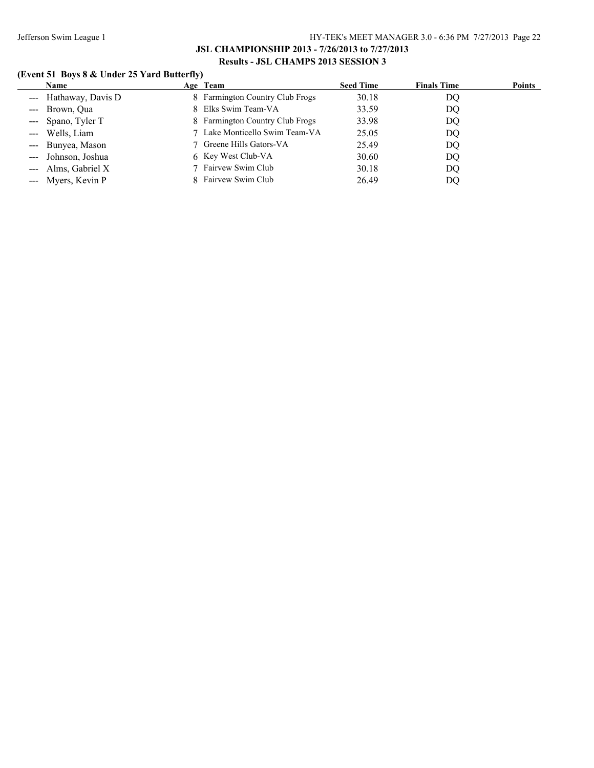## JSL CHAMPIONSHIP 2013 - 7/26/2013 to 7/27/2013

### Results - JSL CHAMPS 2013 SESSION 3

**(Event 51 Boys 8 & Under 25 Yard Butterfly)**

| | Name | Age | Team | Seed Time | Finals Time | Points |
|---|---|---|---|---|---|---|
| --- | Hathaway, Davis D | 8 | Farmington Country Club Frogs | 30.18 | DQ | |
| --- | Brown, Qua | 8 | Elks Swim Team-VA | 33.59 | DQ | |
| --- | Spano, Tyler T | 8 | Farmington Country Club Frogs | 33.98 | DQ | |
| --- | Wells, Liam | 7 | Lake Monticello Swim Team-VA | 25.05 | DQ | |
| --- | Bunyea, Mason | 7 | Greene Hills Gators-VA | 25.49 | DQ | |
| --- | Johnson, Joshua | 6 | Key West Club-VA | 30.60 | DQ | |
| --- | Alms, Gabriel X | 7 | Fairvew Swim Club | 30.18 | DQ | |
| --- | Myers, Kevin P | 8 | Fairvew Swim Club | 26.49 | DQ | |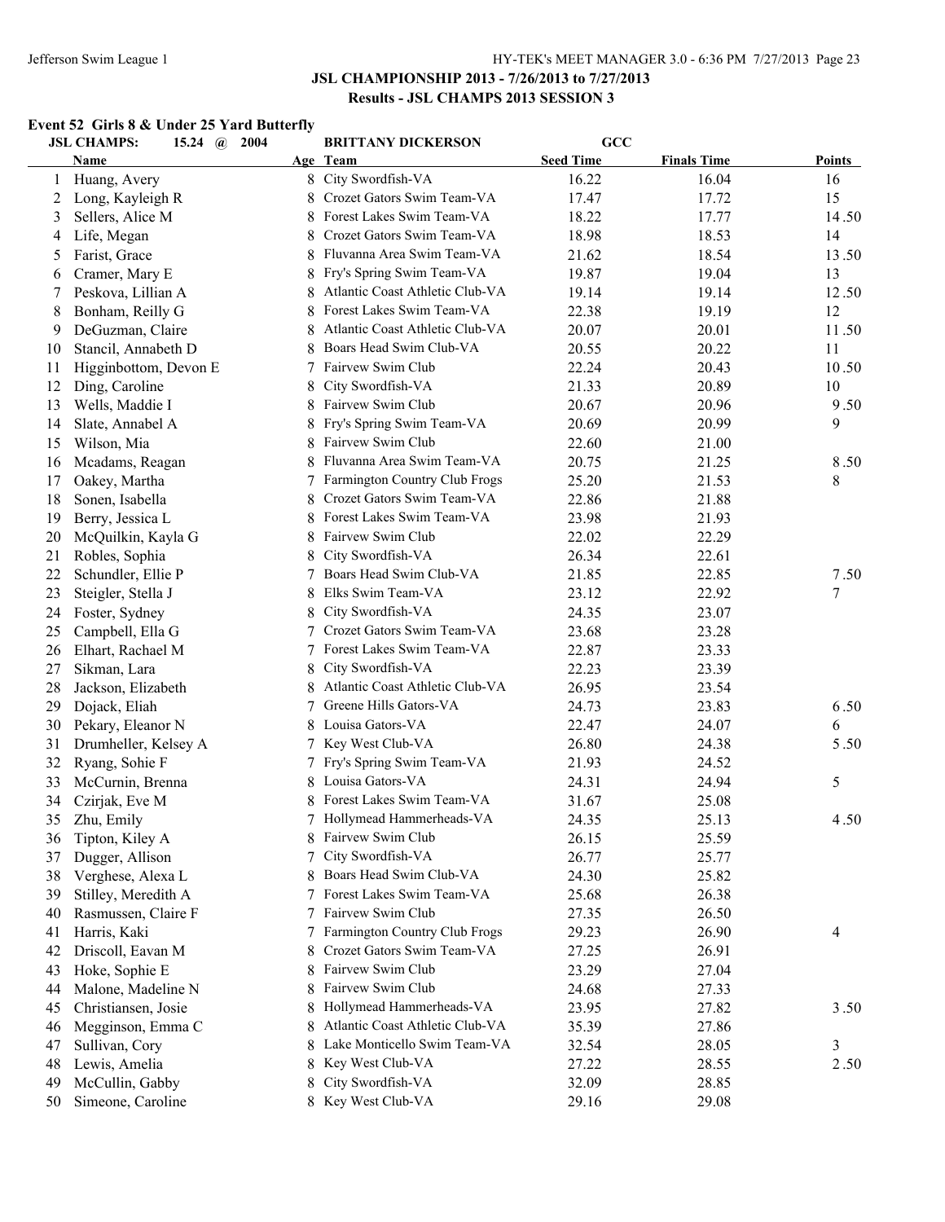## JSL CHAMPIONSHIP 2013 - 7/26/2013 to 7/27/2013

### Results - JSL CHAMPS 2013 SESSION 3

**Event 52 Girls 8 & Under 25 Yard Butterfly**

JSL CHAMPS: 15.24 @ 2004 BRITTANY DICKERSON GCC

| | Name | Age | Team | Seed Time | Finals Time | Points |
|---|---|---|---|---|---|---|
| 1 | Huang, Avery | 8 | City Swordfish-VA | 16.22 | 16.04 | 16 |
| 2 | Long, Kayleigh R | 8 | Crozet Gators Swim Team-VA | 17.47 | 17.72 | 15 |
| 3 | Sellers, Alice M | 8 | Forest Lakes Swim Team-VA | 18.22 | 17.77 | 14.50 |
| 4 | Life, Megan | 8 | Crozet Gators Swim Team-VA | 18.98 | 18.53 | 14 |
| 5 | Farist, Grace | 8 | Fluvanna Area Swim Team-VA | 21.62 | 18.54 | 13.50 |
| 6 | Cramer, Mary E | 8 | Fry's Spring Swim Team-VA | 19.87 | 19.04 | 13 |
| 7 | Peskova, Lillian A | 8 | Atlantic Coast Athletic Club-VA | 19.14 | 19.14 | 12.50 |
| 8 | Bonham, Reilly G | 8 | Forest Lakes Swim Team-VA | 22.38 | 19.19 | 12 |
| 9 | DeGuzman, Claire | 8 | Atlantic Coast Athletic Club-VA | 20.07 | 20.01 | 11.50 |
| 10 | Stancil, Annabeth D | 8 | Boars Head Swim Club-VA | 20.55 | 20.22 | 11 |
| 11 | Higginbottom, Devon E | 7 | Fairvew Swim Club | 22.24 | 20.43 | 10.50 |
| 12 | Ding, Caroline | 8 | City Swordfish-VA | 21.33 | 20.89 | 10 |
| 13 | Wells, Maddie I | 8 | Fairvew Swim Club | 20.67 | 20.96 | 9.50 |
| 14 | Slate, Annabel A | 8 | Fry's Spring Swim Team-VA | 20.69 | 20.99 | 9 |
| 15 | Wilson, Mia | 8 | Fairvew Swim Club | 22.60 | 21.00 | |
| 16 | Mcadams, Reagan | 8 | Fluvanna Area Swim Team-VA | 20.75 | 21.25 | 8.50 |
| 17 | Oakey, Martha | 7 | Farmington Country Club Frogs | 25.20 | 21.53 | 8 |
| 18 | Sonen, Isabella | 8 | Crozet Gators Swim Team-VA | 22.86 | 21.88 | |
| 19 | Berry, Jessica L | 8 | Forest Lakes Swim Team-VA | 23.98 | 21.93 | |
| 20 | McQuilkin, Kayla G | 8 | Fairvew Swim Club | 22.02 | 22.29 | |
| 21 | Robles, Sophia | 8 | City Swordfish-VA | 26.34 | 22.61 | |
| 22 | Schundler, Ellie P | 7 | Boars Head Swim Club-VA | 21.85 | 22.85 | 7.50 |
| 23 | Steigler, Stella J | 8 | Elks Swim Team-VA | 23.12 | 22.92 | 7 |
| 24 | Foster, Sydney | 8 | City Swordfish-VA | 24.35 | 23.07 | |
| 25 | Campbell, Ella G | 7 | Crozet Gators Swim Team-VA | 23.68 | 23.28 | |
| 26 | Elhart, Rachael M | 7 | Forest Lakes Swim Team-VA | 22.87 | 23.33 | |
| 27 | Sikman, Lara | 8 | City Swordfish-VA | 22.23 | 23.39 | |
| 28 | Jackson, Elizabeth | 8 | Atlantic Coast Athletic Club-VA | 26.95 | 23.54 | |
| 29 | Dojack, Eliah | 7 | Greene Hills Gators-VA | 24.73 | 23.83 | 6.50 |
| 30 | Pekary, Eleanor N | 8 | Louisa Gators-VA | 22.47 | 24.07 | 6 |
| 31 | Drumheller, Kelsey A | 7 | Key West Club-VA | 26.80 | 24.38 | 5.50 |
| 32 | Ryang, Sohie F | 7 | Fry's Spring Swim Team-VA | 21.93 | 24.52 | |
| 33 | McCurnin, Brenna | 8 | Louisa Gators-VA | 24.31 | 24.94 | 5 |
| 34 | Czirjak, Eve M | 8 | Forest Lakes Swim Team-VA | 31.67 | 25.08 | |
| 35 | Zhu, Emily | 7 | Hollymead Hammerheads-VA | 24.35 | 25.13 | 4.50 |
| 36 | Tipton, Kiley A | 8 | Fairvew Swim Club | 26.15 | 25.59 | |
| 37 | Dugger, Allison | 7 | City Swordfish-VA | 26.77 | 25.77 | |
| 38 | Verghese, Alexa L | 8 | Boars Head Swim Club-VA | 24.30 | 25.82 | |
| 39 | Stilley, Meredith A | 7 | Forest Lakes Swim Team-VA | 25.68 | 26.38 | |
| 40 | Rasmussen, Claire F | 7 | Fairvew Swim Club | 27.35 | 26.50 | |
| 41 | Harris, Kaki | 7 | Farmington Country Club Frogs | 29.23 | 26.90 | 4 |
| 42 | Driscoll, Eavan M | 8 | Crozet Gators Swim Team-VA | 27.25 | 26.91 | |
| 43 | Hoke, Sophie E | 8 | Fairvew Swim Club | 23.29 | 27.04 | |
| 44 | Malone, Madeline N | 8 | Fairvew Swim Club | 24.68 | 27.33 | |
| 45 | Christiansen, Josie | 8 | Hollymead Hammerheads-VA | 23.95 | 27.82 | 3.50 |
| 46 | Megginson, Emma C | 8 | Atlantic Coast Athletic Club-VA | 35.39 | 27.86 | |
| 47 | Sullivan, Cory | 8 | Lake Monticello Swim Team-VA | 32.54 | 28.05 | 3 |
| 48 | Lewis, Amelia | 8 | Key West Club-VA | 27.22 | 28.55 | 2.50 |
| 49 | McCullin, Gabby | 8 | City Swordfish-VA | 32.09 | 28.85 | |
| 50 | Simeone, Caroline | 8 | Key West Club-VA | 29.16 | 29.08 | |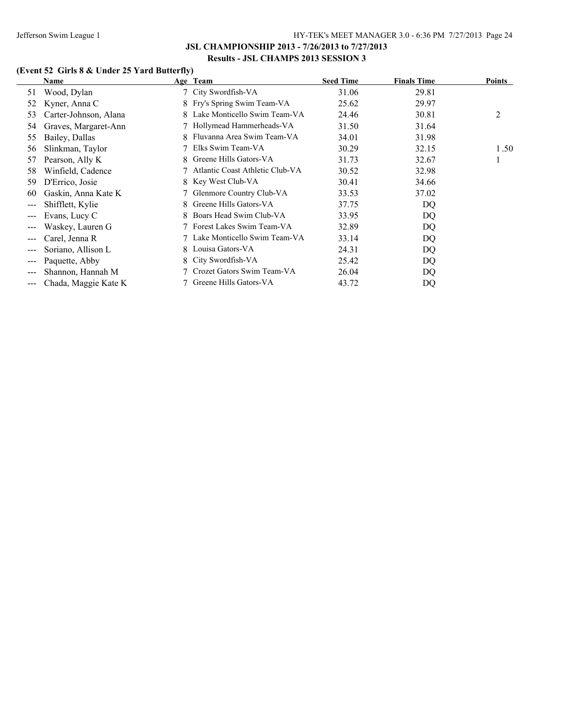**JSL CHAMPIONSHIP 2013 - 7/26/2013 to 7/27/2013**

**Results - JSL CHAMPS 2013 SESSION 3**

**(Event 52 Girls 8 & Under 25 Yard Butterfly)**

| | Name | Age | Team | Seed Time | Finals Time | Points |
|---|---|---|---|---|---|---|
| 51 | Wood, Dylan | 7 | City Swordfish-VA | 31.06 | 29.81 | |
| 52 | Kyner, Anna C | 8 | Fry's Spring Swim Team-VA | 25.62 | 29.97 | |
| 53 | Carter-Johnson, Alana | 8 | Lake Monticello Swim Team-VA | 24.46 | 30.81 | 2 |
| 54 | Graves, Margaret-Ann | 7 | Hollymead Hammerheads-VA | 31.50 | 31.64 | |
| 55 | Bailey, Dallas | 8 | Fluvanna Area Swim Team-VA | 34.01 | 31.98 | |
| 56 | Slinkman, Taylor | 7 | Elks Swim Team-VA | 30.29 | 32.15 | 1.50 |
| 57 | Pearson, Ally K | 8 | Greene Hills Gators-VA | 31.73 | 32.67 | 1 |
| 58 | Winfield, Cadence | 7 | Atlantic Coast Athletic Club-VA | 30.52 | 32.98 | |
| 59 | D'Errico, Josie | 8 | Key West Club-VA | 30.41 | 34.66 | |
| 60 | Gaskin, Anna Kate K | 7 | Glenmore Country Club-VA | 33.53 | 37.02 | |
| --- | Shifflett, Kylie | 8 | Greene Hills Gators-VA | 37.75 | DQ | |
| --- | Evans, Lucy C | 8 | Boars Head Swim Club-VA | 33.95 | DQ | |
| --- | Waskey, Lauren G | 7 | Forest Lakes Swim Team-VA | 32.89 | DQ | |
| --- | Carel, Jenna R | 7 | Lake Monticello Swim Team-VA | 33.14 | DQ | |
| --- | Soriano, Allison L | 8 | Louisa Gators-VA | 24.31 | DQ | |
| --- | Paquette, Abby | 8 | City Swordfish-VA | 25.42 | DQ | |
| --- | Shannon, Hannah M | 7 | Crozet Gators Swim Team-VA | 26.04 | DQ | |
| --- | Chada, Maggie Kate K | 7 | Greene Hills Gators-VA | 43.72 | DQ | |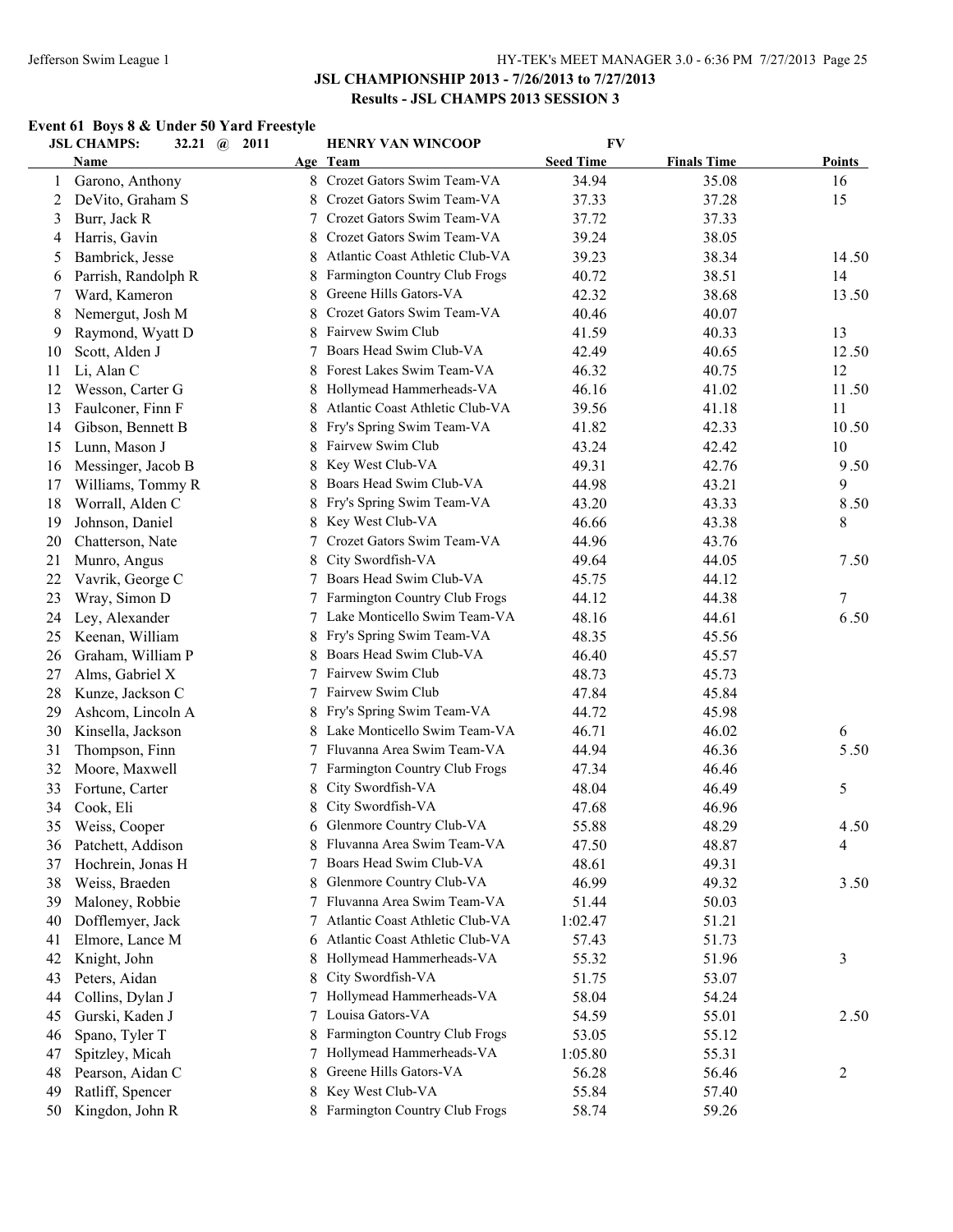## JSL CHAMPIONSHIP 2013 - 7/26/2013 to 7/27/2013
### Results - JSL CHAMPS 2013 SESSION 3

**Event 61 Boys 8 & Under 50 Yard Freestyle**

JSL CHAMPS: 32.21 @ 2011 HENRY VAN WINCOOP FV

| | Name | Age | Team | Seed Time | Finals Time | Points |
|---|---|---|---|---|---|---|
| 1 | Garono, Anthony | 8 | Crozet Gators Swim Team-VA | 34.94 | 35.08 | 16 |
| 2 | DeVito, Graham S | 8 | Crozet Gators Swim Team-VA | 37.33 | 37.28 | 15 |
| 3 | Burr, Jack R | 7 | Crozet Gators Swim Team-VA | 37.72 | 37.33 | |
| 4 | Harris, Gavin | 8 | Crozet Gators Swim Team-VA | 39.24 | 38.05 | |
| 5 | Bambrick, Jesse | 8 | Atlantic Coast Athletic Club-VA | 39.23 | 38.34 | 14.50 |
| 6 | Parrish, Randolph R | 8 | Farmington Country Club Frogs | 40.72 | 38.51 | 14 |
| 7 | Ward, Kameron | 8 | Greene Hills Gators-VA | 42.32 | 38.68 | 13.50 |
| 8 | Nemergut, Josh M | 8 | Crozet Gators Swim Team-VA | 40.46 | 40.07 | |
| 9 | Raymond, Wyatt D | 8 | Fairvew Swim Club | 41.59 | 40.33 | 13 |
| 10 | Scott, Alden J | 7 | Boars Head Swim Club-VA | 42.49 | 40.65 | 12.50 |
| 11 | Li, Alan C | 8 | Forest Lakes Swim Team-VA | 46.32 | 40.75 | 12 |
| 12 | Wesson, Carter G | 8 | Hollymead Hammerheads-VA | 46.16 | 41.02 | 11.50 |
| 13 | Faulconer, Finn F | 8 | Atlantic Coast Athletic Club-VA | 39.56 | 41.18 | 11 |
| 14 | Gibson, Bennett B | 8 | Fry's Spring Swim Team-VA | 41.82 | 42.33 | 10.50 |
| 15 | Lunn, Mason J | 8 | Fairvew Swim Club | 43.24 | 42.42 | 10 |
| 16 | Messinger, Jacob B | 8 | Key West Club-VA | 49.31 | 42.76 | 9.50 |
| 17 | Williams, Tommy R | 8 | Boars Head Swim Club-VA | 44.98 | 43.21 | 9 |
| 18 | Worrall, Alden C | 8 | Fry's Spring Swim Team-VA | 43.20 | 43.33 | 8.50 |
| 19 | Johnson, Daniel | 8 | Key West Club-VA | 46.66 | 43.38 | 8 |
| 20 | Chatterson, Nate | 7 | Crozet Gators Swim Team-VA | 44.96 | 43.76 | |
| 21 | Munro, Angus | 8 | City Swordfish-VA | 49.64 | 44.05 | 7.50 |
| 22 | Vavrik, George C | 7 | Boars Head Swim Club-VA | 45.75 | 44.12 | |
| 23 | Wray, Simon D | 7 | Farmington Country Club Frogs | 44.12 | 44.38 | 7 |
| 24 | Ley, Alexander | 7 | Lake Monticello Swim Team-VA | 48.16 | 44.61 | 6.50 |
| 25 | Keenan, William | 8 | Fry's Spring Swim Team-VA | 48.35 | 45.56 | |
| 26 | Graham, William P | 8 | Boars Head Swim Club-VA | 46.40 | 45.57 | |
| 27 | Alms, Gabriel X | 7 | Fairvew Swim Club | 48.73 | 45.73 | |
| 28 | Kunze, Jackson C | 7 | Fairvew Swim Club | 47.84 | 45.84 | |
| 29 | Ashcom, Lincoln A | 8 | Fry's Spring Swim Team-VA | 44.72 | 45.98 | |
| 30 | Kinsella, Jackson | 8 | Lake Monticello Swim Team-VA | 46.71 | 46.02 | 6 |
| 31 | Thompson, Finn | 7 | Fluvanna Area Swim Team-VA | 44.94 | 46.36 | 5.50 |
| 32 | Moore, Maxwell | 7 | Farmington Country Club Frogs | 47.34 | 46.46 | |
| 33 | Fortune, Carter | 8 | City Swordfish-VA | 48.04 | 46.49 | 5 |
| 34 | Cook, Eli | 8 | City Swordfish-VA | 47.68 | 46.96 | |
| 35 | Weiss, Cooper | 6 | Glenmore Country Club-VA | 55.88 | 48.29 | 4.50 |
| 36 | Patchett, Addison | 8 | Fluvanna Area Swim Team-VA | 47.50 | 48.87 | 4 |
| 37 | Hochrein, Jonas H | 7 | Boars Head Swim Club-VA | 48.61 | 49.31 | |
| 38 | Weiss, Braeden | 8 | Glenmore Country Club-VA | 46.99 | 49.32 | 3.50 |
| 39 | Maloney, Robbie | 7 | Fluvanna Area Swim Team-VA | 51.44 | 50.03 | |
| 40 | Dofflemyer, Jack | 7 | Atlantic Coast Athletic Club-VA | 1:02.47 | 51.21 | |
| 41 | Elmore, Lance M | 6 | Atlantic Coast Athletic Club-VA | 57.43 | 51.73 | |
| 42 | Knight, John | 8 | Hollymead Hammerheads-VA | 55.32 | 51.96 | 3 |
| 43 | Peters, Aidan | 8 | City Swordfish-VA | 51.75 | 53.07 | |
| 44 | Collins, Dylan J | 7 | Hollymead Hammerheads-VA | 58.04 | 54.24 | |
| 45 | Gurski, Kaden J | 7 | Louisa Gators-VA | 54.59 | 55.01 | 2.50 |
| 46 | Spano, Tyler T | 8 | Farmington Country Club Frogs | 53.05 | 55.12 | |
| 47 | Spitzley, Micah | 7 | Hollymead Hammerheads-VA | 1:05.80 | 55.31 | |
| 48 | Pearson, Aidan C | 8 | Greene Hills Gators-VA | 56.28 | 56.46 | 2 |
| 49 | Ratliff, Spencer | 8 | Key West Club-VA | 55.84 | 57.40 | |
| 50 | Kingdon, John R | 8 | Farmington Country Club Frogs | 58.74 | 59.26 | |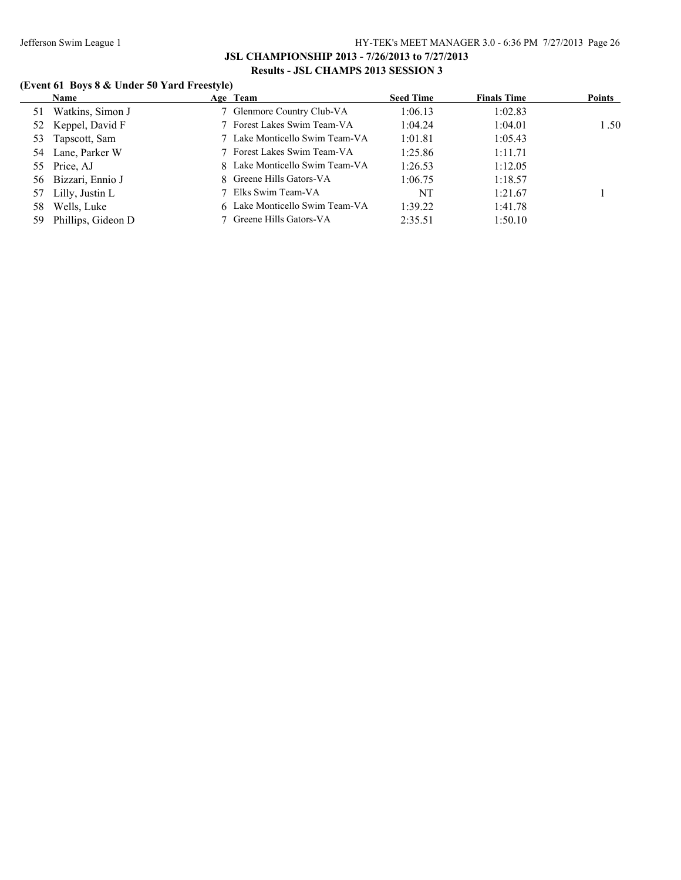**JSL CHAMPIONSHIP 2013 - 7/26/2013 to 7/27/2013**

**Results - JSL CHAMPS 2013 SESSION 3**

**(Event 61 Boys 8 & Under 50 Yard Freestyle)**

| | Name | Age | Team | Seed Time | Finals Time | Points |
|---|---|---|---|---|---|---|
| 51 | Watkins, Simon J | 7 | Glenmore Country Club-VA | 1:06.13 | 1:02.83 | |
| 52 | Keppel, David F | 7 | Forest Lakes Swim Team-VA | 1:04.24 | 1:04.01 | 1.50 |
| 53 | Tapscott, Sam | 7 | Lake Monticello Swim Team-VA | 1:01.81 | 1:05.43 | |
| 54 | Lane, Parker W | 7 | Forest Lakes Swim Team-VA | 1:25.86 | 1:11.71 | |
| 55 | Price, AJ | 8 | Lake Monticello Swim Team-VA | 1:26.53 | 1:12.05 | |
| 56 | Bizzari, Ennio J | 8 | Greene Hills Gators-VA | 1:06.75 | 1:18.57 | |
| 57 | Lilly, Justin L | 7 | Elks Swim Team-VA | NT | 1:21.67 | 1 |
| 58 | Wells, Luke | 6 | Lake Monticello Swim Team-VA | 1:39.22 | 1:41.78 | |
| 59 | Phillips, Gideon D | 7 | Greene Hills Gators-VA | 2:35.51 | 1:50.10 | |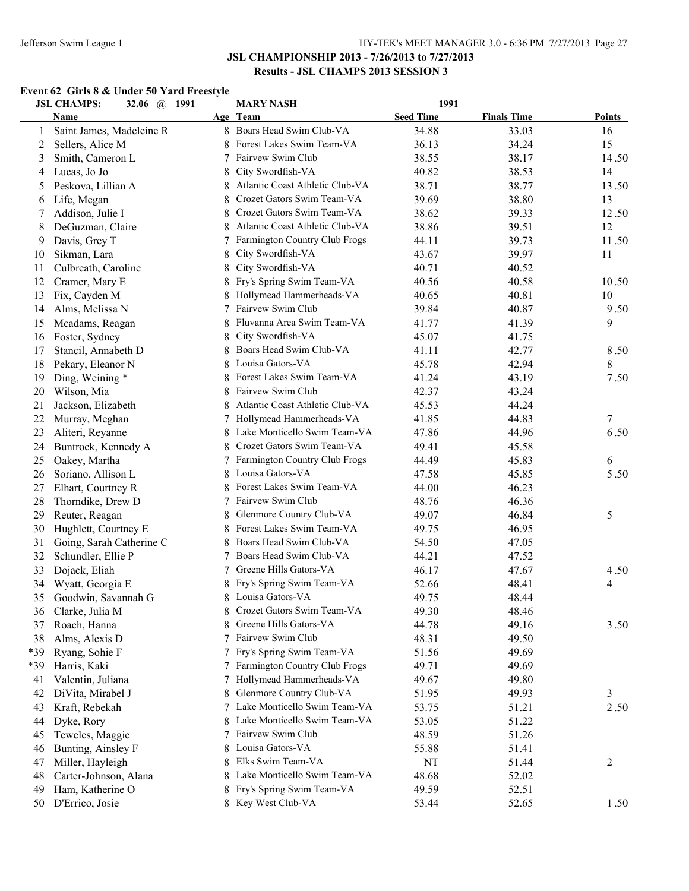**JSL CHAMPIONSHIP 2013 - 7/26/2013 to 7/27/2013**

**Results - JSL CHAMPS 2013 SESSION 3**

### Event 62 Girls 8 & Under 50 Yard Freestyle

JSL CHAMPS: 32.06 @ 1991 MARY NASH 1991

| | Name | Age | Team | Seed Time | Finals Time | Points |
|---|---|---|---|---|---|---|
| 1 | Saint James, Madeleine R | 8 | Boars Head Swim Club-VA | 34.88 | 33.03 | 16 |
| 2 | Sellers, Alice M | 8 | Forest Lakes Swim Team-VA | 36.13 | 34.24 | 15 |
| 3 | Smith, Cameron L | 7 | Fairvew Swim Club | 38.55 | 38.17 | 14.50 |
| 4 | Lucas, Jo Jo | 8 | City Swordfish-VA | 40.82 | 38.53 | 14 |
| 5 | Peskova, Lillian A | 8 | Atlantic Coast Athletic Club-VA | 38.71 | 38.77 | 13.50 |
| 6 | Life, Megan | 8 | Crozet Gators Swim Team-VA | 39.69 | 38.80 | 13 |
| 7 | Addison, Julie I | 8 | Crozet Gators Swim Team-VA | 38.62 | 39.33 | 12.50 |
| 8 | DeGuzman, Claire | 8 | Atlantic Coast Athletic Club-VA | 38.86 | 39.51 | 12 |
| 9 | Davis, Grey T | 7 | Farmington Country Club Frogs | 44.11 | 39.73 | 11.50 |
| 10 | Sikman, Lara | 8 | City Swordfish-VA | 43.67 | 39.97 | 11 |
| 11 | Culbreath, Caroline | 8 | City Swordfish-VA | 40.71 | 40.52 | |
| 12 | Cramer, Mary E | 8 | Fry's Spring Swim Team-VA | 40.56 | 40.58 | 10.50 |
| 13 | Fix, Cayden M | 8 | Hollymead Hammerheads-VA | 40.65 | 40.81 | 10 |
| 14 | Alms, Melissa N | 7 | Fairvew Swim Club | 39.84 | 40.87 | 9.50 |
| 15 | Mcadams, Reagan | 8 | Fluvanna Area Swim Team-VA | 41.77 | 41.39 | 9 |
| 16 | Foster, Sydney | 8 | City Swordfish-VA | 45.07 | 41.75 | |
| 17 | Stancil, Annabeth D | 8 | Boars Head Swim Club-VA | 41.11 | 42.77 | 8.50 |
| 18 | Pekary, Eleanor N | 8 | Louisa Gators-VA | 45.78 | 42.94 | 8 |
| 19 | Ding, Weining * | 8 | Forest Lakes Swim Team-VA | 41.24 | 43.19 | 7.50 |
| 20 | Wilson, Mia | 8 | Fairvew Swim Club | 42.37 | 43.24 | |
| 21 | Jackson, Elizabeth | 8 | Atlantic Coast Athletic Club-VA | 45.53 | 44.24 | |
| 22 | Murray, Meghan | 7 | Hollymead Hammerheads-VA | 41.85 | 44.83 | 7 |
| 23 | Aliteri, Reyanne | 8 | Lake Monticello Swim Team-VA | 47.86 | 44.96 | 6.50 |
| 24 | Buntrock, Kennedy A | 8 | Crozet Gators Swim Team-VA | 49.41 | 45.58 | |
| 25 | Oakey, Martha | 7 | Farmington Country Club Frogs | 44.49 | 45.83 | 6 |
| 26 | Soriano, Allison L | 8 | Louisa Gators-VA | 47.58 | 45.85 | 5.50 |
| 27 | Elhart, Courtney R | 8 | Forest Lakes Swim Team-VA | 44.00 | 46.23 | |
| 28 | Thorndike, Drew D | 7 | Fairvew Swim Club | 48.76 | 46.36 | |
| 29 | Reuter, Reagan | 8 | Glenmore Country Club-VA | 49.07 | 46.84 | 5 |
| 30 | Hughlett, Courtney E | 8 | Forest Lakes Swim Team-VA | 49.75 | 46.95 | |
| 31 | Going, Sarah Catherine C | 8 | Boars Head Swim Club-VA | 54.50 | 47.05 | |
| 32 | Schundler, Ellie P | 7 | Boars Head Swim Club-VA | 44.21 | 47.52 | |
| 33 | Dojack, Eliah | 7 | Greene Hills Gators-VA | 46.17 | 47.67 | 4.50 |
| 34 | Wyatt, Georgia E | 8 | Fry's Spring Swim Team-VA | 52.66 | 48.41 | 4 |
| 35 | Goodwin, Savannah G | 8 | Louisa Gators-VA | 49.75 | 48.44 | |
| 36 | Clarke, Julia M | 8 | Crozet Gators Swim Team-VA | 49.30 | 48.46 | |
| 37 | Roach, Hanna | 8 | Greene Hills Gators-VA | 44.78 | 49.16 | 3.50 |
| 38 | Alms, Alexis D | 7 | Fairvew Swim Club | 48.31 | 49.50 | |
| *39 | Ryang, Sohie F | 7 | Fry's Spring Swim Team-VA | 51.56 | 49.69 | |
| *39 | Harris, Kaki | 7 | Farmington Country Club Frogs | 49.71 | 49.69 | |
| 41 | Valentin, Juliana | 7 | Hollymead Hammerheads-VA | 49.67 | 49.80 | |
| 42 | DiVita, Mirabel J | 8 | Glenmore Country Club-VA | 51.95 | 49.93 | 3 |
| 43 | Kraft, Rebekah | 7 | Lake Monticello Swim Team-VA | 53.75 | 51.21 | 2.50 |
| 44 | Dyke, Rory | 8 | Lake Monticello Swim Team-VA | 53.05 | 51.22 | |
| 45 | Teweles, Maggie | 7 | Fairvew Swim Club | 48.59 | 51.26 | |
| 46 | Bunting, Ainsley F | 8 | Louisa Gators-VA | 55.88 | 51.41 | |
| 47 | Miller, Hayleigh | 8 | Elks Swim Team-VA | NT | 51.44 | 2 |
| 48 | Carter-Johnson, Alana | 8 | Lake Monticello Swim Team-VA | 48.68 | 52.02 | |
| 49 | Ham, Katherine O | 8 | Fry's Spring Swim Team-VA | 49.59 | 52.51 | |
| 50 | D'Errico, Josie | 8 | Key West Club-VA | 53.44 | 52.65 | 1.50 |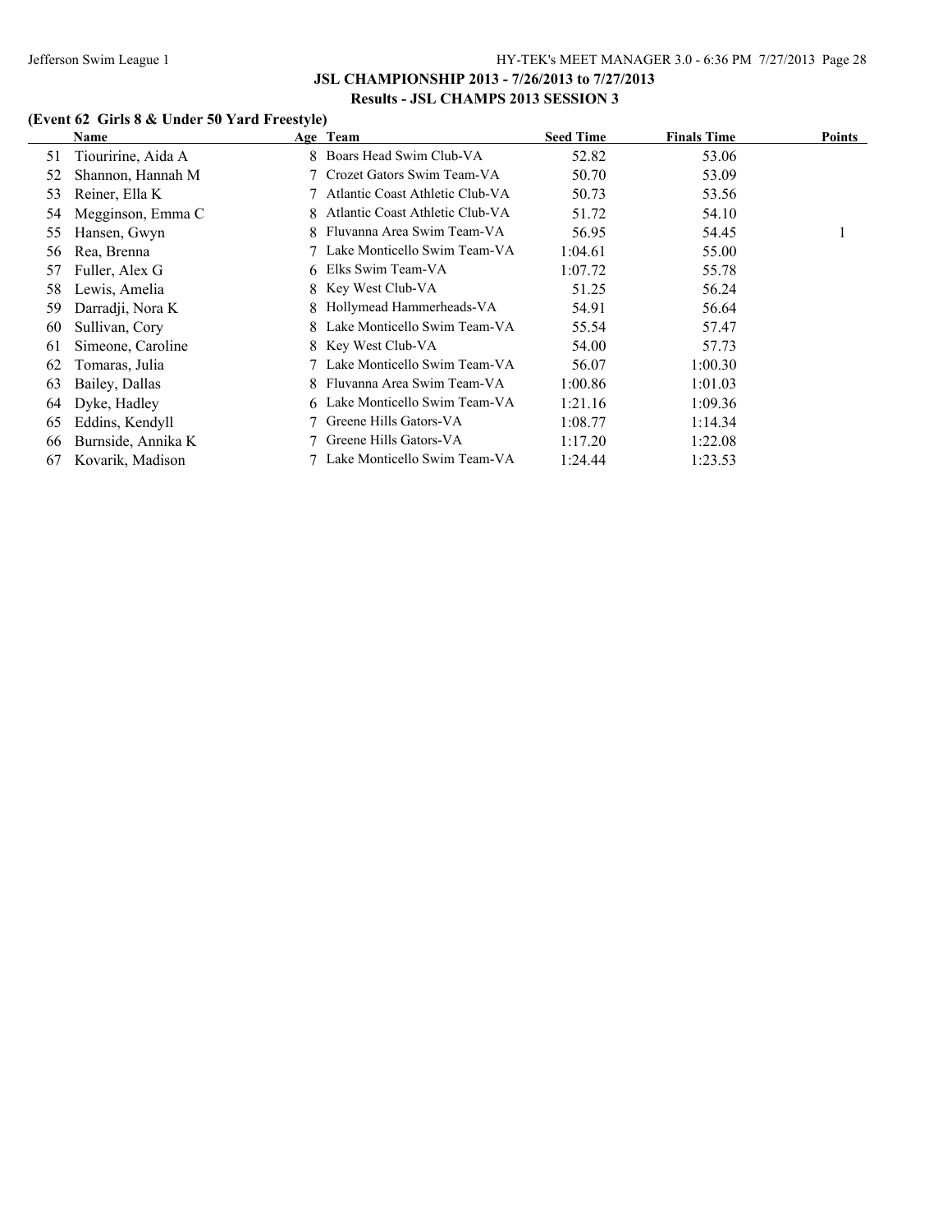## JSL CHAMPIONSHIP 2013 - 7/26/2013 to 7/27/2013

### Results - JSL CHAMPS 2013 SESSION 3

**(Event 62 Girls 8 & Under 50 Yard Freestyle)**

| | Name | Age | Team | Seed Time | Finals Time | Points |
|---|---|---|---|---|---|---|
| 51 | Tiouririne, Aida A | 8 | Boars Head Swim Club-VA | 52.82 | 53.06 | |
| 52 | Shannon, Hannah M | 7 | Crozet Gators Swim Team-VA | 50.70 | 53.09 | |
| 53 | Reiner, Ella K | 7 | Atlantic Coast Athletic Club-VA | 50.73 | 53.56 | |
| 54 | Megginson, Emma C | 8 | Atlantic Coast Athletic Club-VA | 51.72 | 54.10 | |
| 55 | Hansen, Gwyn | 8 | Fluvanna Area Swim Team-VA | 56.95 | 54.45 | 1 |
| 56 | Rea, Brenna | 7 | Lake Monticello Swim Team-VA | 1:04.61 | 55.00 | |
| 57 | Fuller, Alex G | 6 | Elks Swim Team-VA | 1:07.72 | 55.78 | |
| 58 | Lewis, Amelia | 8 | Key West Club-VA | 51.25 | 56.24 | |
| 59 | Darradji, Nora K | 8 | Hollymead Hammerheads-VA | 54.91 | 56.64 | |
| 60 | Sullivan, Cory | 8 | Lake Monticello Swim Team-VA | 55.54 | 57.47 | |
| 61 | Simeone, Caroline | 8 | Key West Club-VA | 54.00 | 57.73 | |
| 62 | Tomaras, Julia | 7 | Lake Monticello Swim Team-VA | 56.07 | 1:00.30 | |
| 63 | Bailey, Dallas | 8 | Fluvanna Area Swim Team-VA | 1:00.86 | 1:01.03 | |
| 64 | Dyke, Hadley | 6 | Lake Monticello Swim Team-VA | 1:21.16 | 1:09.36 | |
| 65 | Eddins, Kendyll | 7 | Greene Hills Gators-VA | 1:08.77 | 1:14.34 | |
| 66 | Burnside, Annika K | 7 | Greene Hills Gators-VA | 1:17.20 | 1:22.08 | |
| 67 | Kovarik, Madison | 7 | Lake Monticello Swim Team-VA | 1:24.44 | 1:23.53 | |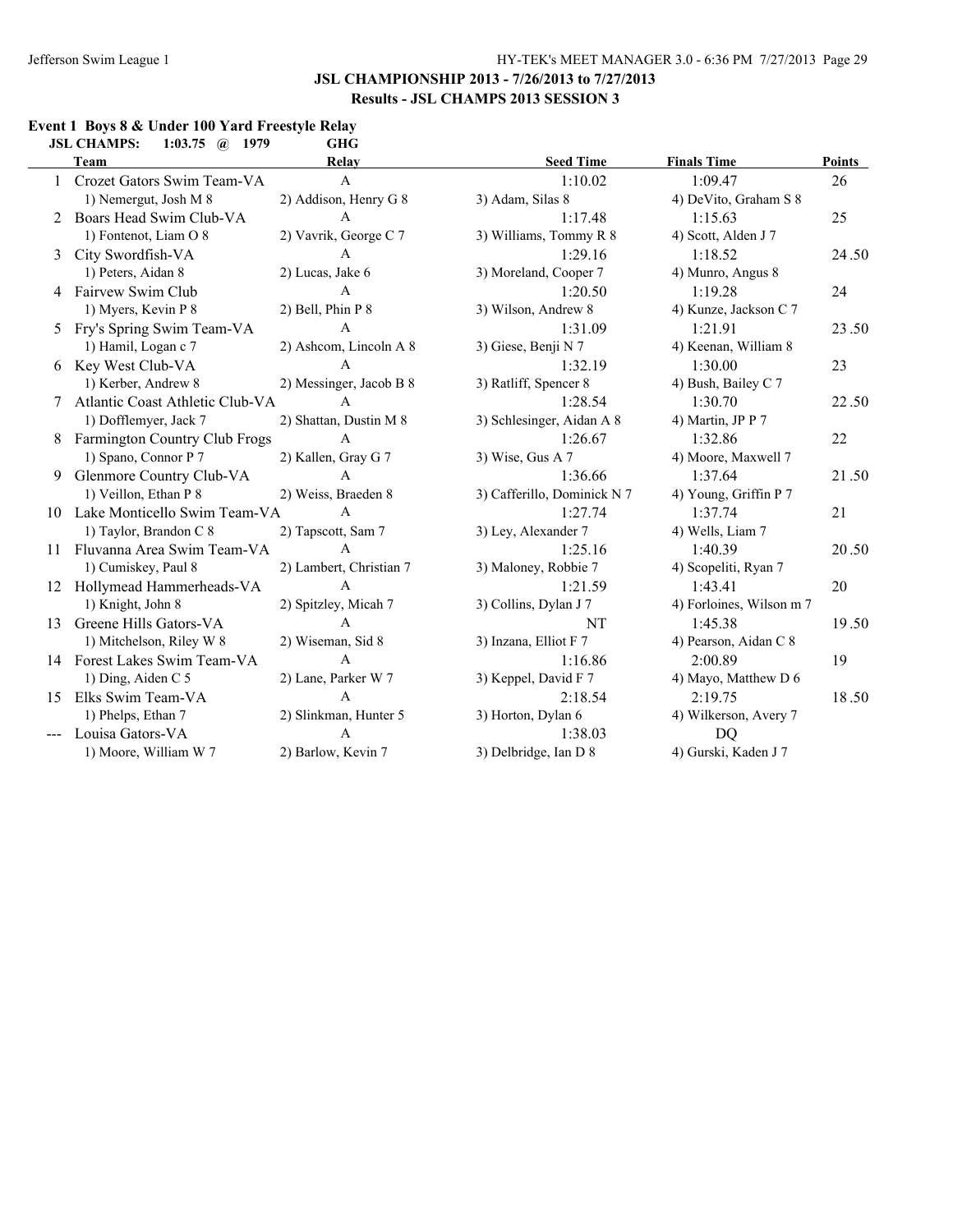## JSL CHAMPIONSHIP 2013 - 7/26/2013 to 7/27/2013

### Results - JSL CHAMPS 2013 SESSION 3

### Event 1 Boys 8 & Under 100 Yard Freestyle Relay

**JSL CHAMPS: 1:03.75 @ 1979 GHG**

| | Team | Relay | Seed Time | Finals Time | Points |
|---|---|---|---|---|---|
| 1 | Crozet Gators Swim Team-VA | A | 1:10.02 | 1:09.47 | 26 |
| | 1) Nemergut, Josh M 8 | 2) Addison, Henry G 8 | 3) Adam, Silas 8 | 4) DeVito, Graham S 8 | |
| 2 | Boars Head Swim Club-VA | A | 1:17.48 | 1:15.63 | 25 |
| | 1) Fontenot, Liam O 8 | 2) Vavrik, George C 7 | 3) Williams, Tommy R 8 | 4) Scott, Alden J 7 | |
| 3 | City Swordfish-VA | A | 1:29.16 | 1:18.52 | 24.50 |
| | 1) Peters, Aidan 8 | 2) Lucas, Jake 6 | 3) Moreland, Cooper 7 | 4) Munro, Angus 8 | |
| 4 | Fairvew Swim Club | A | 1:20.50 | 1:19.28 | 24 |
| | 1) Myers, Kevin P 8 | 2) Bell, Phin P 8 | 3) Wilson, Andrew 8 | 4) Kunze, Jackson C 7 | |
| 5 | Fry's Spring Swim Team-VA | A | 1:31.09 | 1:21.91 | 23.50 |
| | 1) Hamil, Logan c 7 | 2) Ashcom, Lincoln A 8 | 3) Giese, Benji N 7 | 4) Keenan, William 8 | |
| 6 | Key West Club-VA | A | 1:32.19 | 1:30.00 | 23 |
| | 1) Kerber, Andrew 8 | 2) Messinger, Jacob B 8 | 3) Ratliff, Spencer 8 | 4) Bush, Bailey C 7 | |
| 7 | Atlantic Coast Athletic Club-VA | A | 1:28.54 | 1:30.70 | 22.50 |
| | 1) Dofflemyer, Jack 7 | 2) Shattan, Dustin M 8 | 3) Schlesinger, Aidan A 8 | 4) Martin, JP P 7 | |
| 8 | Farmington Country Club Frogs | A | 1:26.67 | 1:32.86 | 22 |
| | 1) Spano, Connor P 7 | 2) Kallen, Gray G 7 | 3) Wise, Gus A 7 | 4) Moore, Maxwell 7 | |
| 9 | Glenmore Country Club-VA | A | 1:36.66 | 1:37.64 | 21.50 |
| | 1) Veillon, Ethan P 8 | 2) Weiss, Braeden 8 | 3) Cafferillo, Dominick N 7 | 4) Young, Griffin P 7 | |
| 10 | Lake Monticello Swim Team-VA | A | 1:27.74 | 1:37.74 | 21 |
| | 1) Taylor, Brandon C 8 | 2) Tapscott, Sam 7 | 3) Ley, Alexander 7 | 4) Wells, Liam 7 | |
| 11 | Fluvanna Area Swim Team-VA | A | 1:25.16 | 1:40.39 | 20.50 |
| | 1) Cumiskey, Paul 8 | 2) Lambert, Christian 7 | 3) Maloney, Robbie 7 | 4) Scopeliti, Ryan 7 | |
| 12 | Hollymead Hammerheads-VA | A | 1:21.59 | 1:43.41 | 20 |
| | 1) Knight, John 8 | 2) Spitzley, Micah 7 | 3) Collins, Dylan J 7 | 4) Forloines, Wilson m 7 | |
| 13 | Greene Hills Gators-VA | A | NT | 1:45.38 | 19.50 |
| | 1) Mitchelson, Riley W 8 | 2) Wiseman, Sid 8 | 3) Inzana, Elliot F 7 | 4) Pearson, Aidan C 8 | |
| 14 | Forest Lakes Swim Team-VA | A | 1:16.86 | 2:00.89 | 19 |
| | 1) Ding, Aiden C 5 | 2) Lane, Parker W 7 | 3) Keppel, David F 7 | 4) Mayo, Matthew D 6 | |
| 15 | Elks Swim Team-VA | A | 2:18.54 | 2:19.75 | 18.50 |
| | 1) Phelps, Ethan 7 | 2) Slinkman, Hunter 5 | 3) Horton, Dylan 6 | 4) Wilkerson, Avery 7 | |
| --- | Louisa Gators-VA | A | 1:38.03 | DQ | |
| | 1) Moore, William W 7 | 2) Barlow, Kevin 7 | 3) Delbridge, Ian D 8 | 4) Gurski, Kaden J 7 | |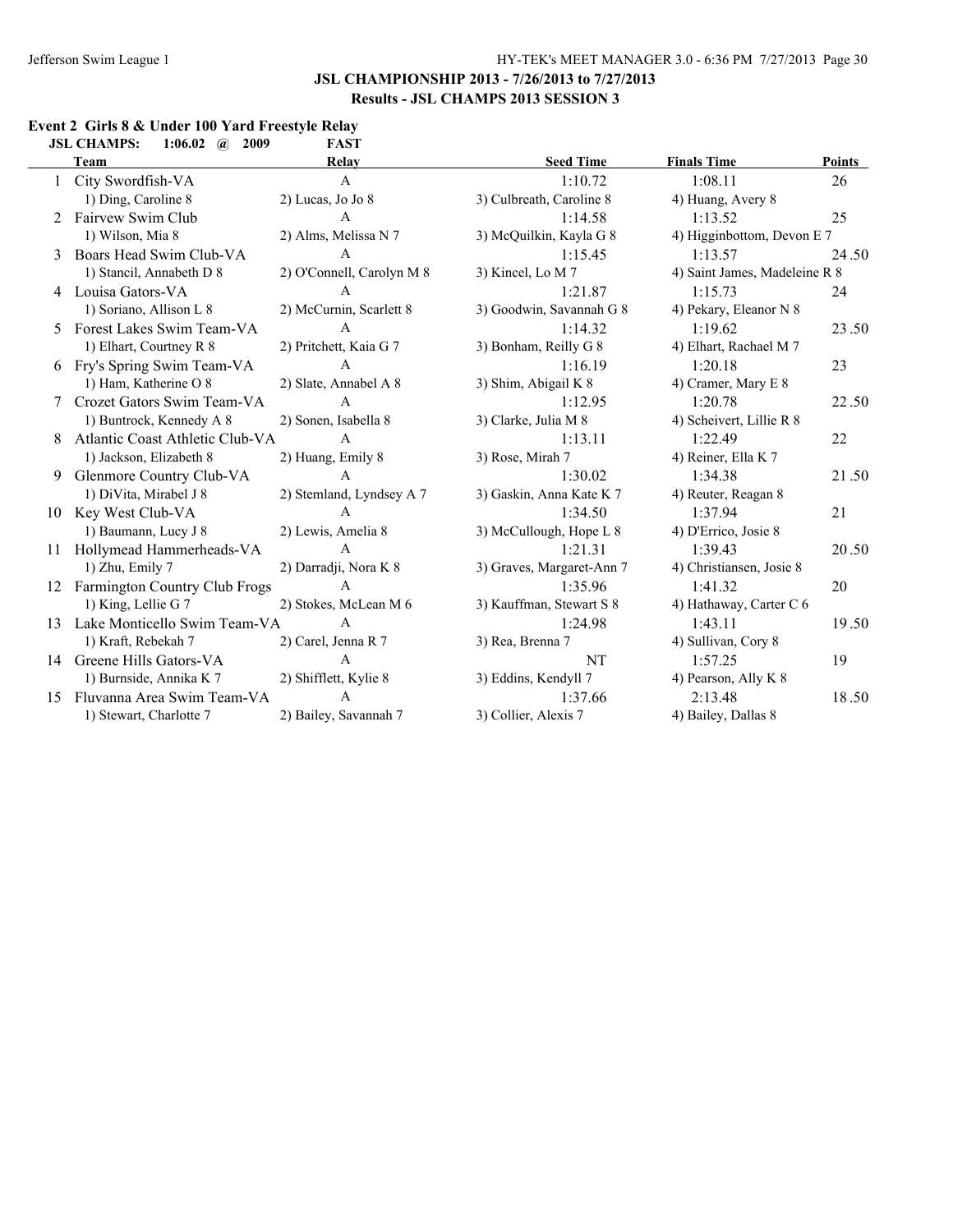**JSL CHAMPIONSHIP 2013 - 7/26/2013 to 7/27/2013**

**Results - JSL CHAMPS 2013 SESSION 3**

## Event 2 Girls 8 & Under 100 Yard Freestyle Relay

**JSL CHAMPS: 1:06.02 @ 2009 FAST**

| | Team | Relay | Seed Time | Finals Time | Points |
|---|---|---|---|---|---|
| 1 | City Swordfish-VA | A | 1:10.72 | 1:08.11 | 26 |
| | 1) Ding, Caroline 8 | 2) Lucas, Jo Jo 8 | 3) Culbreath, Caroline 8 | 4) Huang, Avery 8 | |
| 2 | Fairvew Swim Club | A | 1:14.58 | 1:13.52 | 25 |
| | 1) Wilson, Mia 8 | 2) Alms, Melissa N 7 | 3) McQuilkin, Kayla G 8 | 4) Higginbottom, Devon E 7 | |
| 3 | Boars Head Swim Club-VA | A | 1:15.45 | 1:13.57 | 24.50 |
| | 1) Stancil, Annabeth D 8 | 2) O'Connell, Carolyn M 8 | 3) Kincel, Lo M 7 | 4) Saint James, Madeleine R 8 | |
| 4 | Louisa Gators-VA | A | 1:21.87 | 1:15.73 | 24 |
| | 1) Soriano, Allison L 8 | 2) McCurnin, Scarlett 8 | 3) Goodwin, Savannah G 8 | 4) Pekary, Eleanor N 8 | |
| 5 | Forest Lakes Swim Team-VA | A | 1:14.32 | 1:19.62 | 23.50 |
| | 1) Elhart, Courtney R 8 | 2) Pritchett, Kaia G 7 | 3) Bonham, Reilly G 8 | 4) Elhart, Rachael M 7 | |
| 6 | Fry's Spring Swim Team-VA | A | 1:16.19 | 1:20.18 | 23 |
| | 1) Ham, Katherine O 8 | 2) Slate, Annabel A 8 | 3) Shim, Abigail K 8 | 4) Cramer, Mary E 8 | |
| 7 | Crozet Gators Swim Team-VA | A | 1:12.95 | 1:20.78 | 22.50 |
| | 1) Buntrock, Kennedy A 8 | 2) Sonen, Isabella 8 | 3) Clarke, Julia M 8 | 4) Scheivert, Lillie R 8 | |
| 8 | Atlantic Coast Athletic Club-VA | A | 1:13.11 | 1:22.49 | 22 |
| | 1) Jackson, Elizabeth 8 | 2) Huang, Emily 8 | 3) Rose, Mirah 7 | 4) Reiner, Ella K 7 | |
| 9 | Glenmore Country Club-VA | A | 1:30.02 | 1:34.38 | 21.50 |
| | 1) DiVita, Mirabel J 8 | 2) Stemland, Lyndsey A 7 | 3) Gaskin, Anna Kate K 7 | 4) Reuter, Reagan 8 | |
| 10 | Key West Club-VA | A | 1:34.50 | 1:37.94 | 21 |
| | 1) Baumann, Lucy J 8 | 2) Lewis, Amelia 8 | 3) McCullough, Hope L 8 | 4) D'Errico, Josie 8 | |
| 11 | Hollymead Hammerheads-VA | A | 1:21.31 | 1:39.43 | 20.50 |
| | 1) Zhu, Emily 7 | 2) Darradji, Nora K 8 | 3) Graves, Margaret-Ann 7 | 4) Christiansen, Josie 8 | |
| 12 | Farmington Country Club Frogs | A | 1:35.96 | 1:41.32 | 20 |
| | 1) King, Lellie G 7 | 2) Stokes, McLean M 6 | 3) Kauffman, Stewart S 8 | 4) Hathaway, Carter C 6 | |
| 13 | Lake Monticello Swim Team-VA | A | 1:24.98 | 1:43.11 | 19.50 |
| | 1) Kraft, Rebekah 7 | 2) Carel, Jenna R 7 | 3) Rea, Brenna 7 | 4) Sullivan, Cory 8 | |
| 14 | Greene Hills Gators-VA | A | NT | 1:57.25 | 19 |
| | 1) Burnside, Annika K 7 | 2) Shifflett, Kylie 8 | 3) Eddins, Kendyll 7 | 4) Pearson, Ally K 8 | |
| 15 | Fluvanna Area Swim Team-VA | A | 1:37.66 | 2:13.48 | 18.50 |
| | 1) Stewart, Charlotte 7 | 2) Bailey, Savannah 7 | 3) Collier, Alexis 7 | 4) Bailey, Dallas 8 | |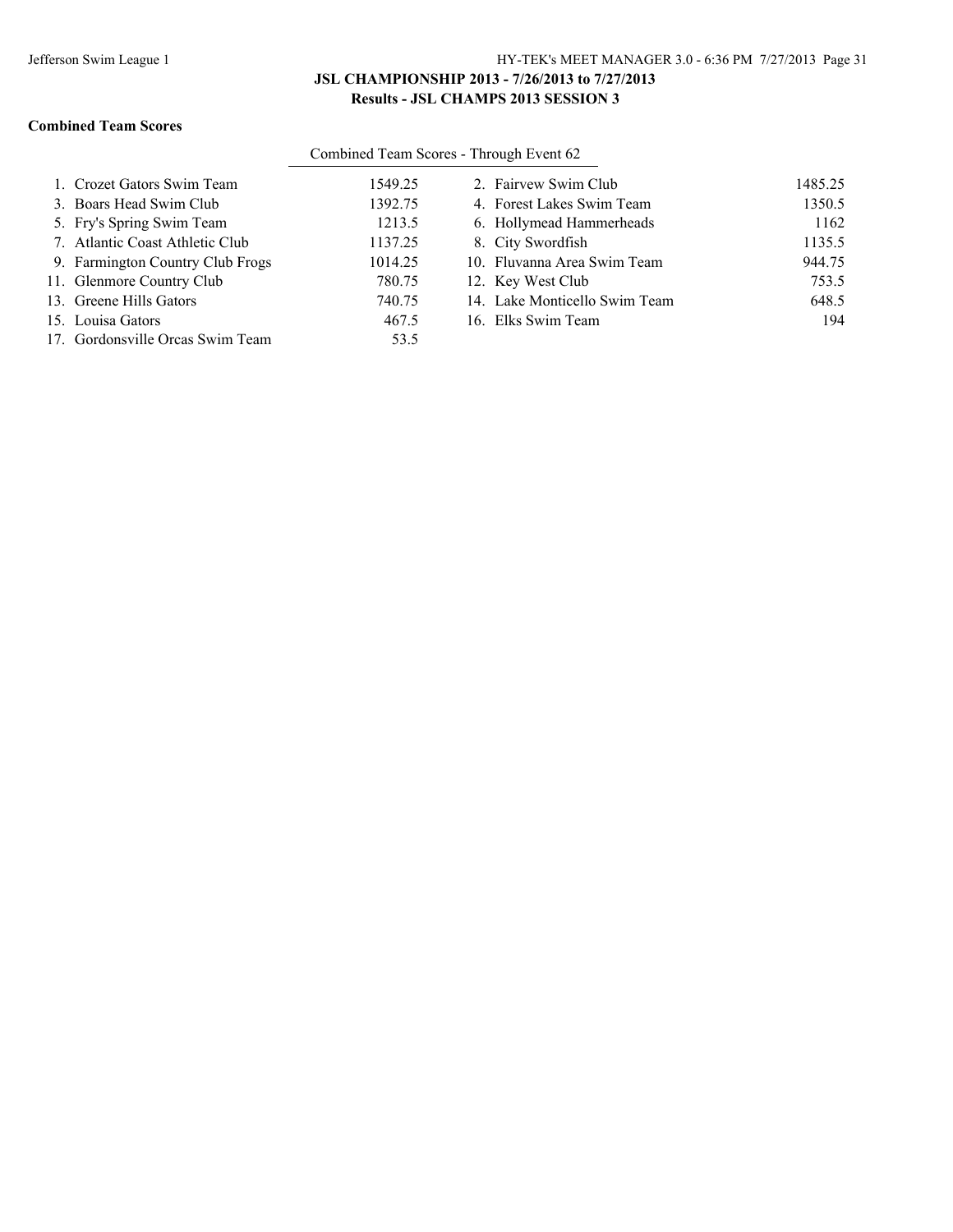**JSL CHAMPIONSHIP 2013 - 7/26/2013 to 7/27/2013**

**Results - JSL CHAMPS 2013 SESSION 3**

## Combined Team Scores

Combined Team Scores - Through Event 62

| | | | |
|---|---|---|---|
| 1. Crozet Gators Swim Team | 1549.25 | 2. Fairvew Swim Club | 1485.25 |
| 3. Boars Head Swim Club | 1392.75 | 4. Forest Lakes Swim Team | 1350.5 |
| 5. Fry's Spring Swim Team | 1213.5 | 6. Hollymead Hammerheads | 1162 |
| 7. Atlantic Coast Athletic Club | 1137.25 | 8. City Swordfish | 1135.5 |
| 9. Farmington Country Club Frogs | 1014.25 | 10. Fluvanna Area Swim Team | 944.75 |
| 11. Glenmore Country Club | 780.75 | 12. Key West Club | 753.5 |
| 13. Greene Hills Gators | 740.75 | 14. Lake Monticello Swim Team | 648.5 |
| 15. Louisa Gators | 467.5 | 16. Elks Swim Team | 194 |
| 17. Gordonsville Orcas Swim Team | 53.5 | | |